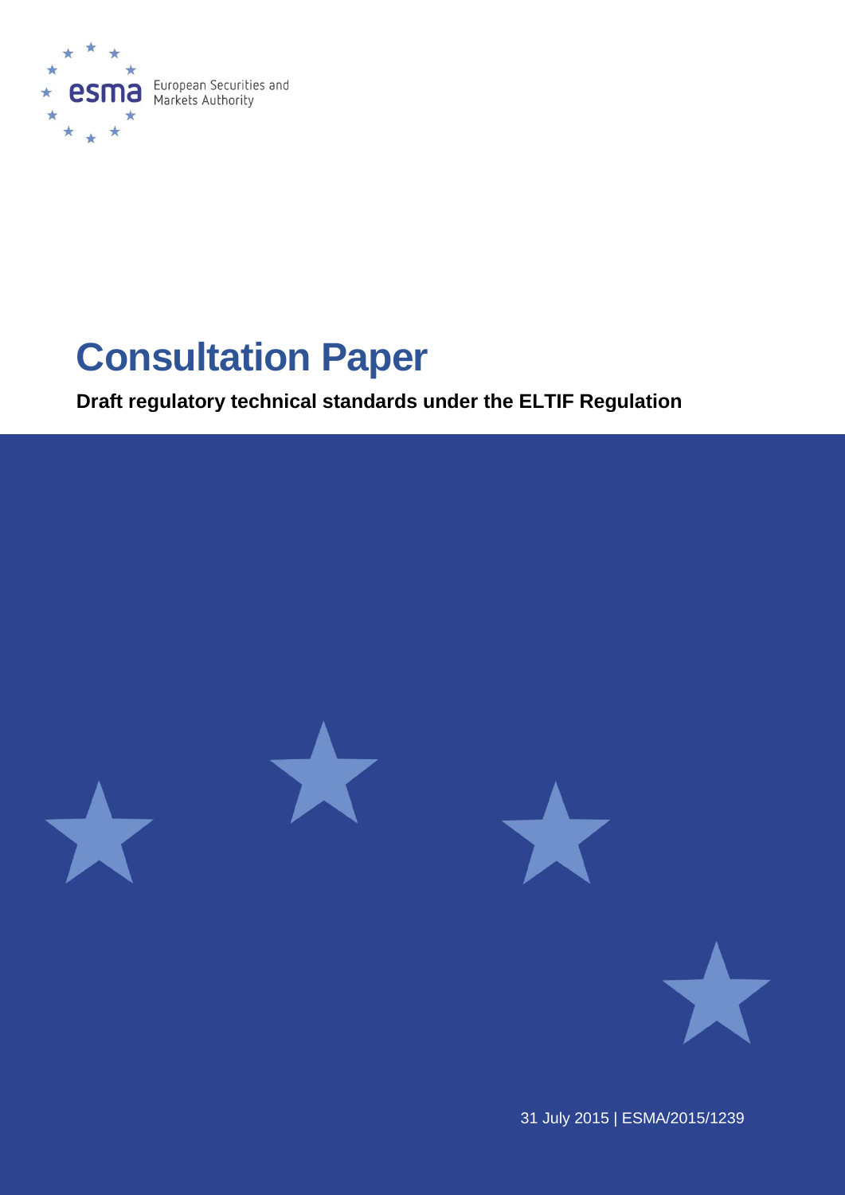European Securities and Markets Authority

# Consultation Paper

**Draft regulatory technical standards under the ELTIF Regulation**

31 July 2015 | ESMA/2015/1239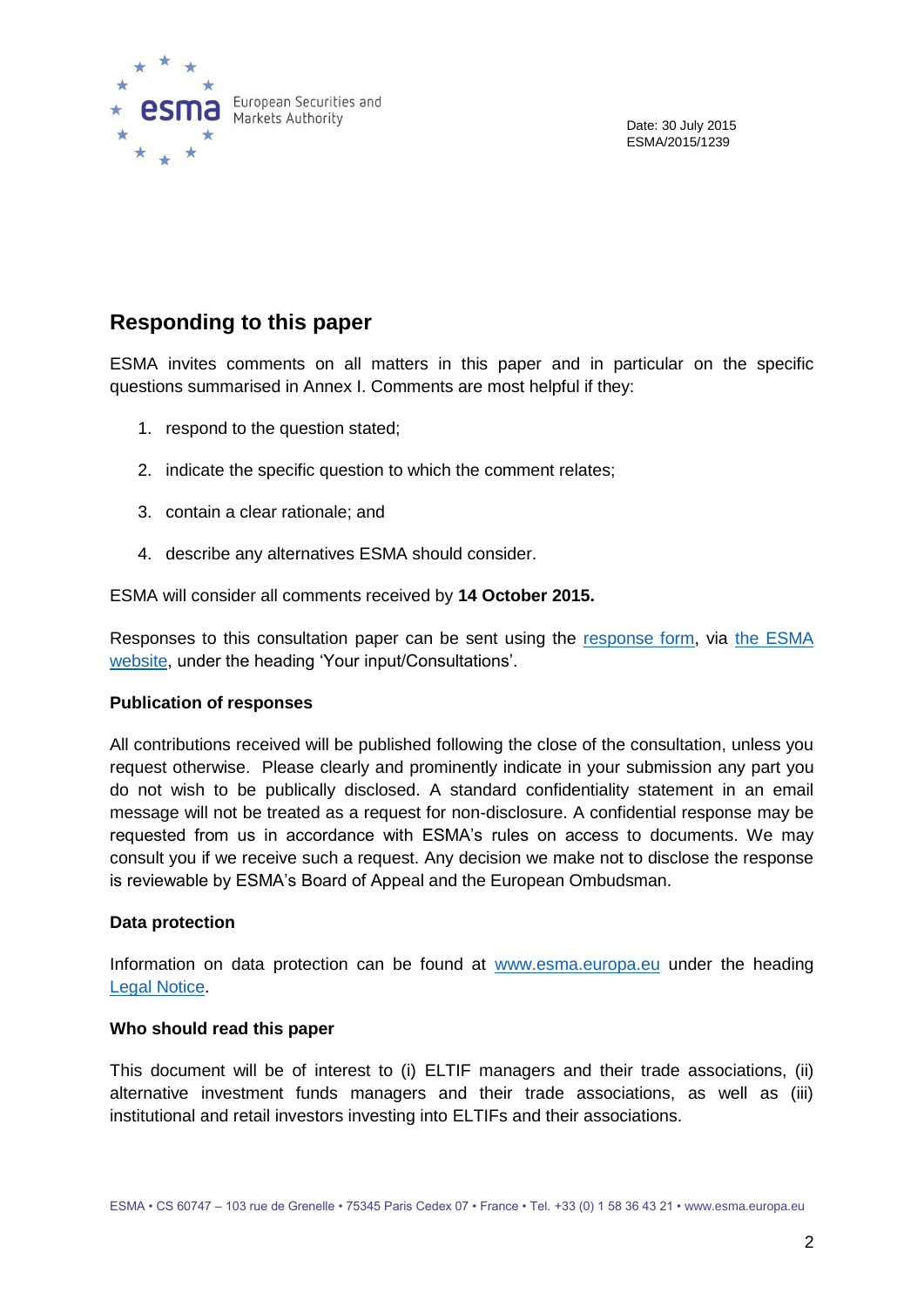Date: 30 July 2015
ESMA/2015/1239

## Responding to this paper

ESMA invites comments on all matters in this paper and in particular on the specific questions summarised in Annex I. Comments are most helpful if they:

1. respond to the question stated;
2. indicate the specific question to which the comment relates;
3. contain a clear rationale; and
4. describe any alternatives ESMA should consider.

ESMA will consider all comments received by **14 October 2015.**

Responses to this consultation paper can be sent using the response form, via the ESMA website, under the heading 'Your input/Consultations'.

**Publication of responses**

All contributions received will be published following the close of the consultation, unless you request otherwise. Please clearly and prominently indicate in your submission any part you do not wish to be publically disclosed. A standard confidentiality statement in an email message will not be treated as a request for non-disclosure. A confidential response may be requested from us in accordance with ESMA's rules on access to documents. We may consult you if we receive such a request. Any decision we make not to disclose the response is reviewable by ESMA's Board of Appeal and the European Ombudsman.

**Data protection**

Information on data protection can be found at www.esma.europa.eu under the heading Legal Notice.

**Who should read this paper**

This document will be of interest to (i) ELTIF managers and their trade associations, (ii) alternative investment funds managers and their trade associations, as well as (iii) institutional and retail investors investing into ELTIFs and their associations.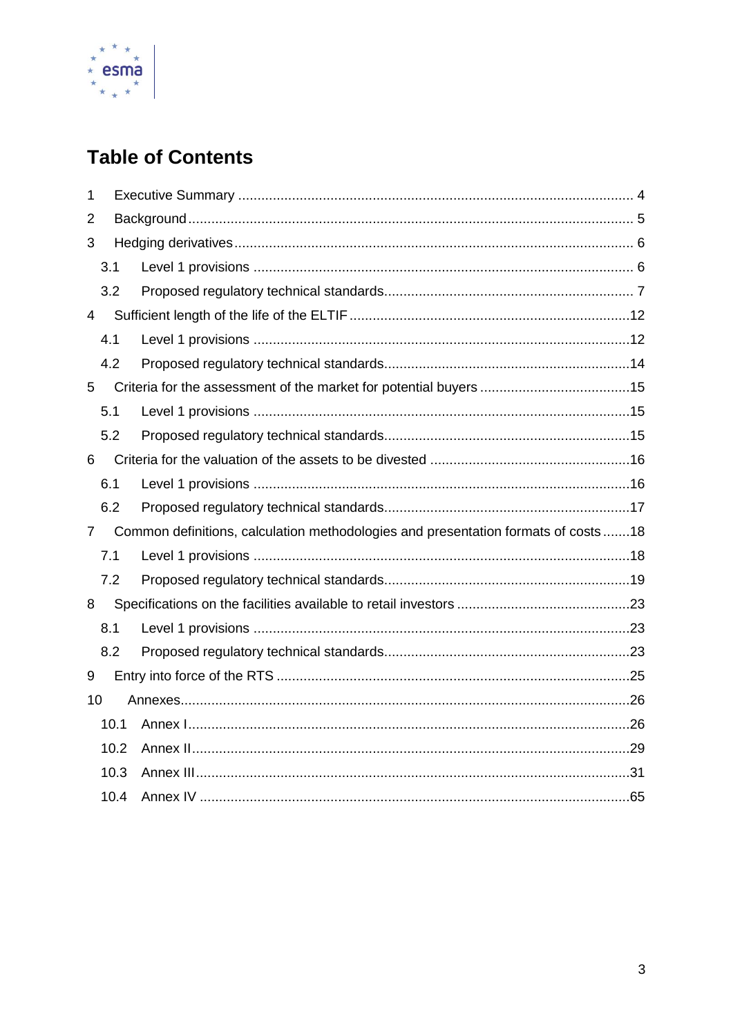# Table of Contents

1 Executive Summary ..................................................................................................... 4
2 Background ................................................................................................................. 5
3 Hedging derivatives ..................................................................................................... 6
  3.1 Level 1 provisions ................................................................................................ 6
  3.2 Proposed regulatory technical standards ............................................................... 7
4 Sufficient length of the life of the ELTIF ......................................................................12
  4.1 Level 1 provisions ...............................................................................................12
  4.2 Proposed regulatory technical standards ..............................................................14
5 Criteria for the assessment of the market for potential buyers .....................................15
  5.1 Level 1 provisions ...............................................................................................15
  5.2 Proposed regulatory technical standards ..............................................................15
6 Criteria for the valuation of the assets to be divested ..................................................16
  6.1 Level 1 provisions ...............................................................................................16
  6.2 Proposed regulatory technical standards ..............................................................17
7 Common definitions, calculation methodologies and presentation formats of costs .......18
  7.1 Level 1 provisions ...............................................................................................18
  7.2 Proposed regulatory technical standards ..............................................................19
8 Specifications on the facilities available to retail investors ...........................................23
  8.1 Level 1 provisions ...............................................................................................23
  8.2 Proposed regulatory technical standards ..............................................................23
9 Entry into force of the RTS .........................................................................................25
10 Annexes ....................................................................................................................26
  10.1 Annex I ................................................................................................................26
  10.2 Annex II ...............................................................................................................29
  10.3 Annex III ..............................................................................................................31
  10.4 Annex IV ..............................................................................................................65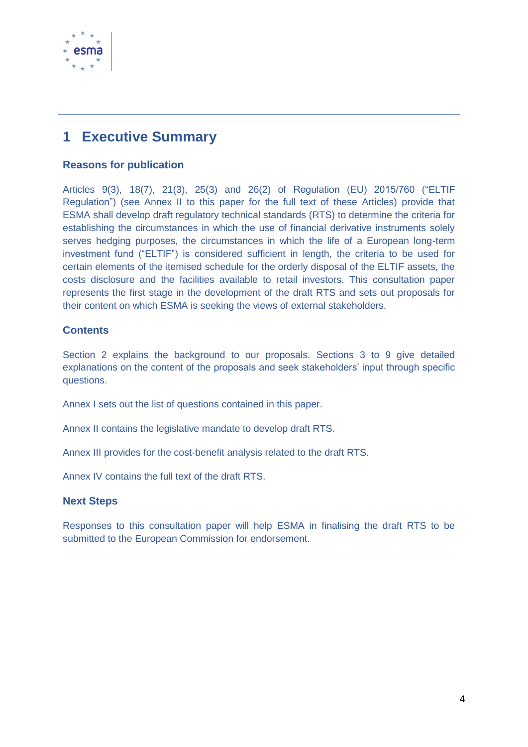# 1 Executive Summary

### Reasons for publication

Articles 9(3), 18(7), 21(3), 25(3) and 26(2) of Regulation (EU) 2015/760 ("ELTIF Regulation") (see Annex II to this paper for the full text of these Articles) provide that ESMA shall develop draft regulatory technical standards (RTS) to determine the criteria for establishing the circumstances in which the use of financial derivative instruments solely serves hedging purposes, the circumstances in which the life of a European long-term investment fund ("ELTIF") is considered sufficient in length, the criteria to be used for certain elements of the itemised schedule for the orderly disposal of the ELTIF assets, the costs disclosure and the facilities available to retail investors. This consultation paper represents the first stage in the development of the draft RTS and sets out proposals for their content on which ESMA is seeking the views of external stakeholders.

### Contents

Section 2 explains the background to our proposals. Sections 3 to 9 give detailed explanations on the content of the proposals and seek stakeholders' input through specific questions.

Annex I sets out the list of questions contained in this paper.

Annex II contains the legislative mandate to develop draft RTS.

Annex III provides for the cost-benefit analysis related to the draft RTS.

Annex IV contains the full text of the draft RTS.

### Next Steps

Responses to this consultation paper will help ESMA in finalising the draft RTS to be submitted to the European Commission for endorsement.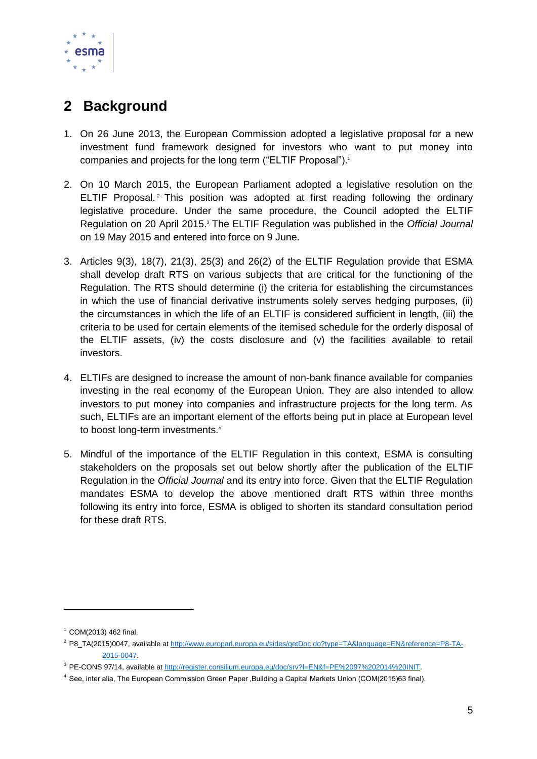## 2 Background

1. On 26 June 2013, the European Commission adopted a legislative proposal for a new investment fund framework designed for investors who want to put money into companies and projects for the long term ("ELTIF Proposal").[1]

2. On 10 March 2015, the European Parliament adopted a legislative resolution on the ELTIF Proposal.[2] This position was adopted at first reading following the ordinary legislative procedure. Under the same procedure, the Council adopted the ELTIF Regulation on 20 April 2015.[3] The ELTIF Regulation was published in the *Official Journal* on 19 May 2015 and entered into force on 9 June.

3. Articles 9(3), 18(7), 21(3), 25(3) and 26(2) of the ELTIF Regulation provide that ESMA shall develop draft RTS on various subjects that are critical for the functioning of the Regulation. The RTS should determine (i) the criteria for establishing the circumstances in which the use of financial derivative instruments solely serves hedging purposes, (ii) the circumstances in which the life of an ELTIF is considered sufficient in length, (iii) the criteria to be used for certain elements of the itemised schedule for the orderly disposal of the ELTIF assets, (iv) the costs disclosure and (v) the facilities available to retail investors.

4. ELTIFs are designed to increase the amount of non-bank finance available for companies investing in the real economy of the European Union. They are also intended to allow investors to put money into companies and infrastructure projects for the long term. As such, ELTIFs are an important element of the efforts being put in place at European level to boost long-term investments.[4]

5. Mindful of the importance of the ELTIF Regulation in this context, ESMA is consulting stakeholders on the proposals set out below shortly after the publication of the ELTIF Regulation in the *Official Journal* and its entry into force. Given that the ELTIF Regulation mandates ESMA to develop the above mentioned draft RTS within three months following its entry into force, ESMA is obliged to shorten its standard consultation period for these draft RTS.

---

[1] COM(2013) 462 final.

[2] P8_TA(2015)0047, available at http://www.europarl.europa.eu/sides/getDoc.do?type=TA&language=EN&reference=P8-TA-2015-0047.

[3] PE-CONS 97/14, available at http://register.consilium.europa.eu/doc/srv?l=EN&f=PE%2097%202014%20INIT.

[4] See, inter alia, The European Commission Green Paper ,Building a Capital Markets Union (COM(2015)63 final).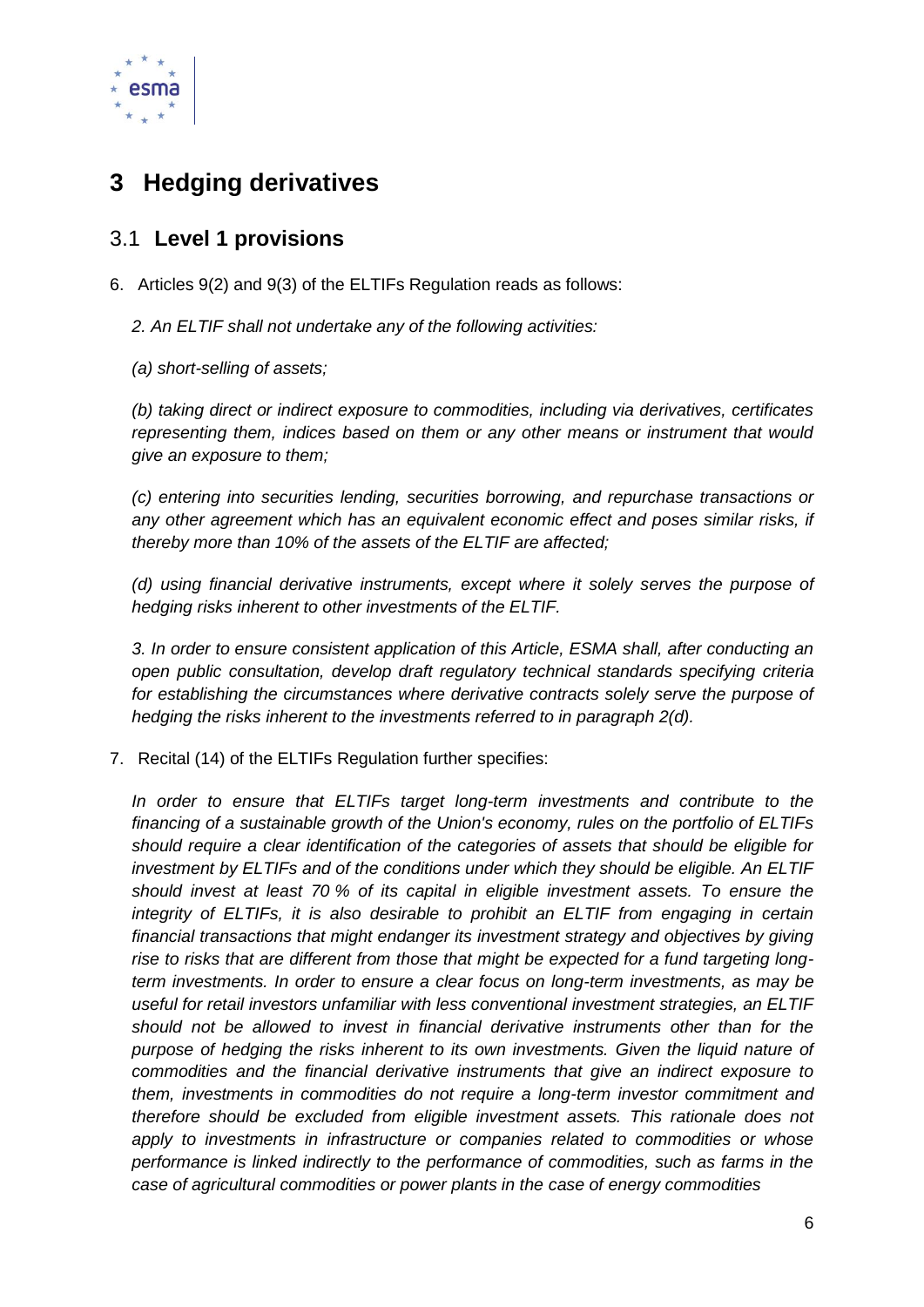# 3 Hedging derivatives

## 3.1 Level 1 provisions

6. Articles 9(2) and 9(3) of the ELTIFs Regulation reads as follows:

   *2. An ELTIF shall not undertake any of the following activities:*

   *(a) short-selling of assets;*

   *(b) taking direct or indirect exposure to commodities, including via derivatives, certificates representing them, indices based on them or any other means or instrument that would give an exposure to them;*

   *(c) entering into securities lending, securities borrowing, and repurchase transactions or any other agreement which has an equivalent economic effect and poses similar risks, if thereby more than 10% of the assets of the ELTIF are affected;*

   *(d) using financial derivative instruments, except where it solely serves the purpose of hedging risks inherent to other investments of the ELTIF.*

   *3. In order to ensure consistent application of this Article, ESMA shall, after conducting an open public consultation, develop draft regulatory technical standards specifying criteria for establishing the circumstances where derivative contracts solely serve the purpose of hedging the risks inherent to the investments referred to in paragraph 2(d).*

7. Recital (14) of the ELTIFs Regulation further specifies:

   *In order to ensure that ELTIFs target long-term investments and contribute to the financing of a sustainable growth of the Union's economy, rules on the portfolio of ELTIFs should require a clear identification of the categories of assets that should be eligible for investment by ELTIFs and of the conditions under which they should be eligible. An ELTIF should invest at least 70 % of its capital in eligible investment assets. To ensure the integrity of ELTIFs, it is also desirable to prohibit an ELTIF from engaging in certain financial transactions that might endanger its investment strategy and objectives by giving rise to risks that are different from those that might be expected for a fund targeting long-term investments. In order to ensure a clear focus on long-term investments, as may be useful for retail investors unfamiliar with less conventional investment strategies, an ELTIF should not be allowed to invest in financial derivative instruments other than for the purpose of hedging the risks inherent to its own investments. Given the liquid nature of commodities and the financial derivative instruments that give an indirect exposure to them, investments in commodities do not require a long-term investor commitment and therefore should be excluded from eligible investment assets. This rationale does not apply to investments in infrastructure or companies related to commodities or whose performance is linked indirectly to the performance of commodities, such as farms in the case of agricultural commodities or power plants in the case of energy commodities*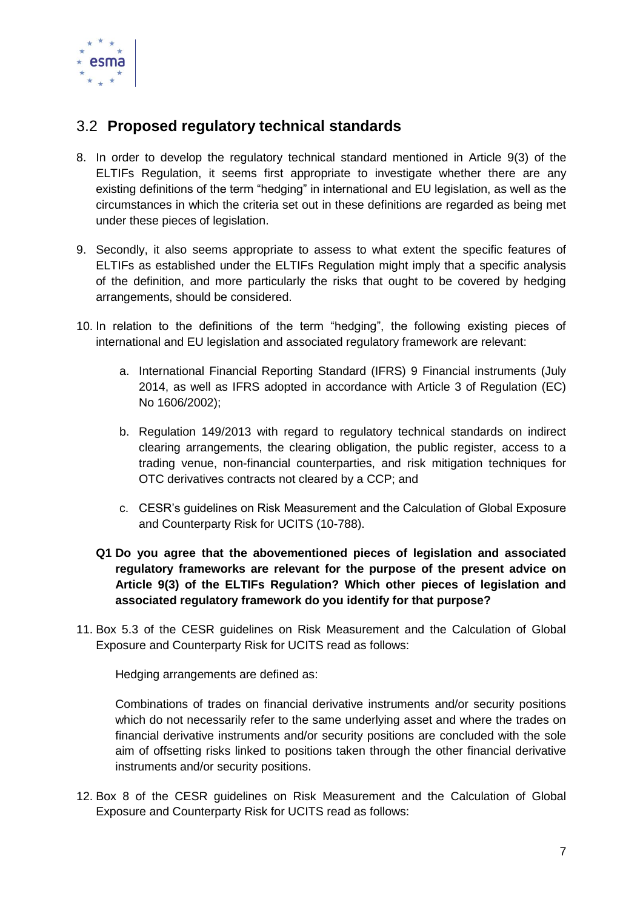## 3.2 **Proposed regulatory technical standards**

8. In order to develop the regulatory technical standard mentioned in Article 9(3) of the ELTIFs Regulation, it seems first appropriate to investigate whether there are any existing definitions of the term "hedging" in international and EU legislation, as well as the circumstances in which the criteria set out in these definitions are regarded as being met under these pieces of legislation.

9. Secondly, it also seems appropriate to assess to what extent the specific features of ELTIFs as established under the ELTIFs Regulation might imply that a specific analysis of the definition, and more particularly the risks that ought to be covered by hedging arrangements, should be considered.

10. In relation to the definitions of the term "hedging", the following existing pieces of international and EU legislation and associated regulatory framework are relevant:

    a. International Financial Reporting Standard (IFRS) 9 Financial instruments (July 2014, as well as IFRS adopted in accordance with Article 3 of Regulation (EC) No 1606/2002);

    b. Regulation 149/2013 with regard to regulatory technical standards on indirect clearing arrangements, the clearing obligation, the public register, access to a trading venue, non-financial counterparties, and risk mitigation techniques for OTC derivatives contracts not cleared by a CCP; and

    c. CESR's guidelines on Risk Measurement and the Calculation of Global Exposure and Counterparty Risk for UCITS (10-788).

**Q1 Do you agree that the abovementioned pieces of legislation and associated regulatory frameworks are relevant for the purpose of the present advice on Article 9(3) of the ELTIFs Regulation? Which other pieces of legislation and associated regulatory framework do you identify for that purpose?**

11. Box 5.3 of the CESR guidelines on Risk Measurement and the Calculation of Global Exposure and Counterparty Risk for UCITS read as follows:

    Hedging arrangements are defined as:

    Combinations of trades on financial derivative instruments and/or security positions which do not necessarily refer to the same underlying asset and where the trades on financial derivative instruments and/or security positions are concluded with the sole aim of offsetting risks linked to positions taken through the other financial derivative instruments and/or security positions.

12. Box 8 of the CESR guidelines on Risk Measurement and the Calculation of Global Exposure and Counterparty Risk for UCITS read as follows: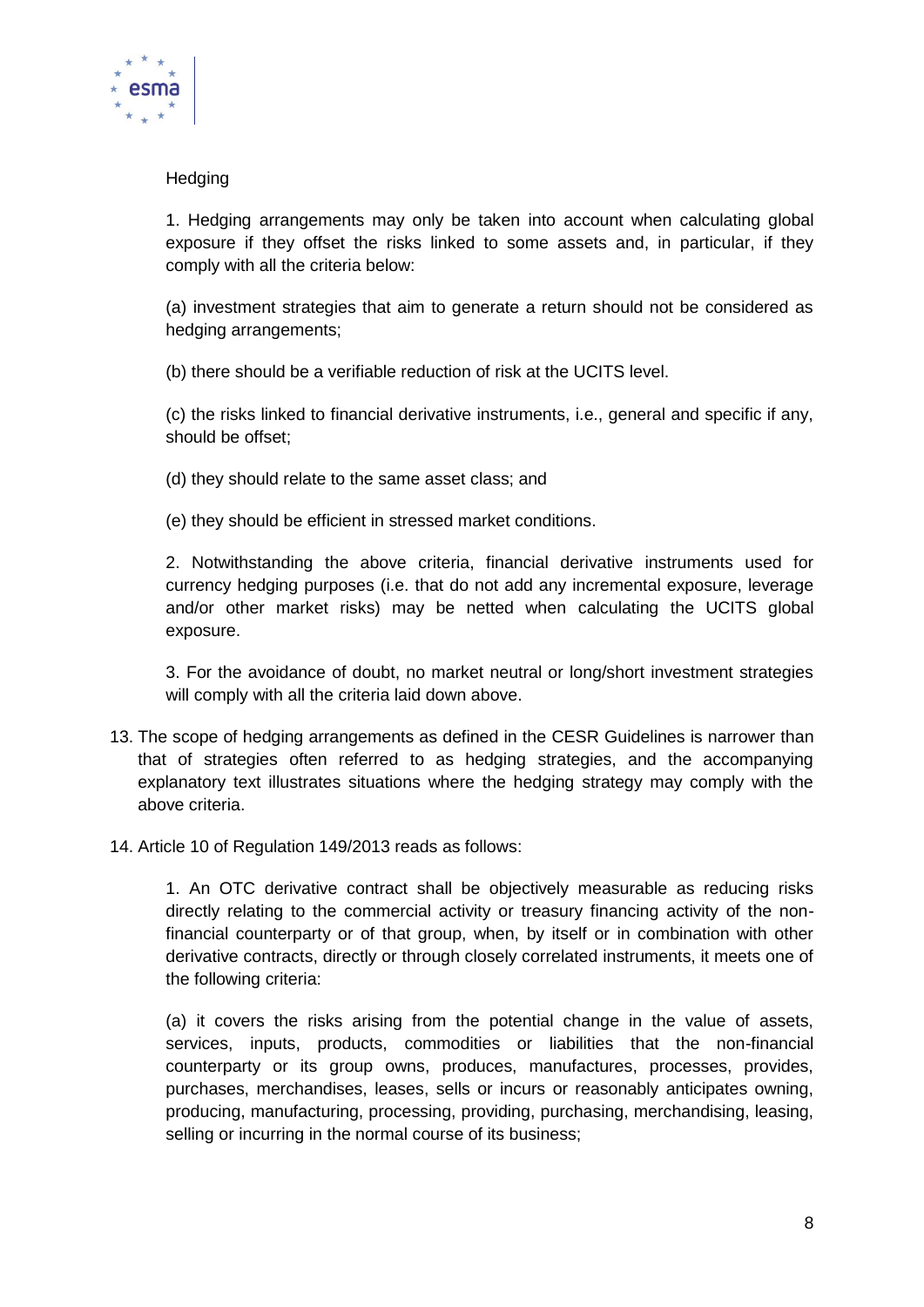Hedging

1. Hedging arrangements may only be taken into account when calculating global exposure if they offset the risks linked to some assets and, in particular, if they comply with all the criteria below:

(a) investment strategies that aim to generate a return should not be considered as hedging arrangements;

(b) there should be a verifiable reduction of risk at the UCITS level.

(c) the risks linked to financial derivative instruments, i.e., general and specific if any, should be offset;

(d) they should relate to the same asset class; and

(e) they should be efficient in stressed market conditions.

2. Notwithstanding the above criteria, financial derivative instruments used for currency hedging purposes (i.e. that do not add any incremental exposure, leverage and/or other market risks) may be netted when calculating the UCITS global exposure.

3. For the avoidance of doubt, no market neutral or long/short investment strategies will comply with all the criteria laid down above.

13. The scope of hedging arrangements as defined in the CESR Guidelines is narrower than that of strategies often referred to as hedging strategies, and the accompanying explanatory text illustrates situations where the hedging strategy may comply with the above criteria.

14. Article 10 of Regulation 149/2013 reads as follows:

1. An OTC derivative contract shall be objectively measurable as reducing risks directly relating to the commercial activity or treasury financing activity of the non-financial counterparty or of that group, when, by itself or in combination with other derivative contracts, directly or through closely correlated instruments, it meets one of the following criteria:

(a) it covers the risks arising from the potential change in the value of assets, services, inputs, products, commodities or liabilities that the non-financial counterparty or its group owns, produces, manufactures, processes, provides, purchases, merchandises, leases, sells or incurs or reasonably anticipates owning, producing, manufacturing, processing, providing, purchasing, merchandising, leasing, selling or incurring in the normal course of its business;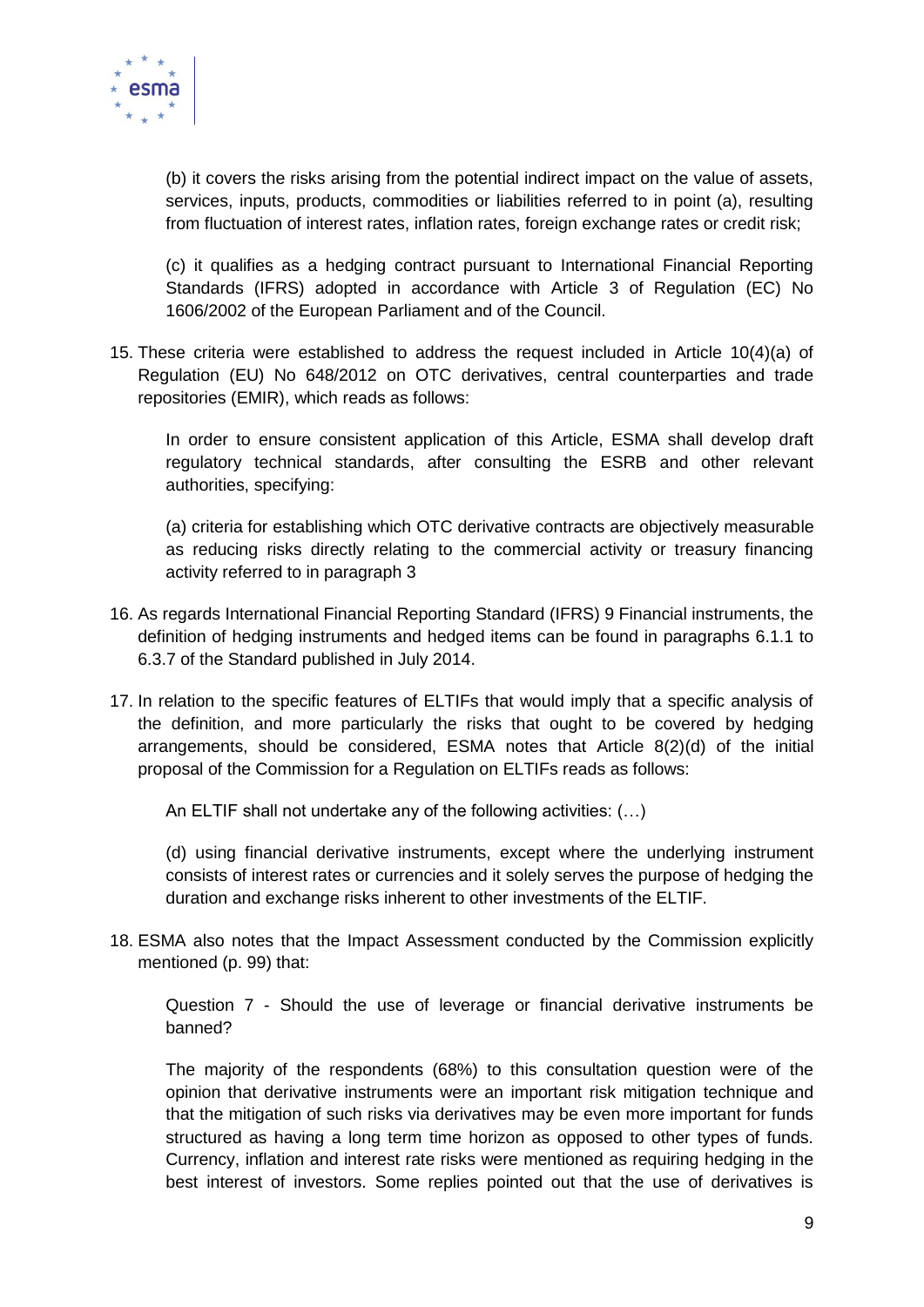(b) it covers the risks arising from the potential indirect impact on the value of assets, services, inputs, products, commodities or liabilities referred to in point (a), resulting from fluctuation of interest rates, inflation rates, foreign exchange rates or credit risk;

(c) it qualifies as a hedging contract pursuant to International Financial Reporting Standards (IFRS) adopted in accordance with Article 3 of Regulation (EC) No 1606/2002 of the European Parliament and of the Council.

15. These criteria were established to address the request included in Article 10(4)(a) of Regulation (EU) No 648/2012 on OTC derivatives, central counterparties and trade repositories (EMIR), which reads as follows:

    In order to ensure consistent application of this Article, ESMA shall develop draft regulatory technical standards, after consulting the ESRB and other relevant authorities, specifying:

    (a) criteria for establishing which OTC derivative contracts are objectively measurable as reducing risks directly relating to the commercial activity or treasury financing activity referred to in paragraph 3

16. As regards International Financial Reporting Standard (IFRS) 9 Financial instruments, the definition of hedging instruments and hedged items can be found in paragraphs 6.1.1 to 6.3.7 of the Standard published in July 2014.

17. In relation to the specific features of ELTIFs that would imply that a specific analysis of the definition, and more particularly the risks that ought to be covered by hedging arrangements, should be considered, ESMA notes that Article 8(2)(d) of the initial proposal of the Commission for a Regulation on ELTIFs reads as follows:

    An ELTIF shall not undertake any of the following activities: (…)

    (d) using financial derivative instruments, except where the underlying instrument consists of interest rates or currencies and it solely serves the purpose of hedging the duration and exchange risks inherent to other investments of the ELTIF.

18. ESMA also notes that the Impact Assessment conducted by the Commission explicitly mentioned (p. 99) that:

    Question 7 - Should the use of leverage or financial derivative instruments be banned?

    The majority of the respondents (68%) to this consultation question were of the opinion that derivative instruments were an important risk mitigation technique and that the mitigation of such risks via derivatives may be even more important for funds structured as having a long term time horizon as opposed to other types of funds. Currency, inflation and interest rate risks were mentioned as requiring hedging in the best interest of investors. Some replies pointed out that the use of derivatives is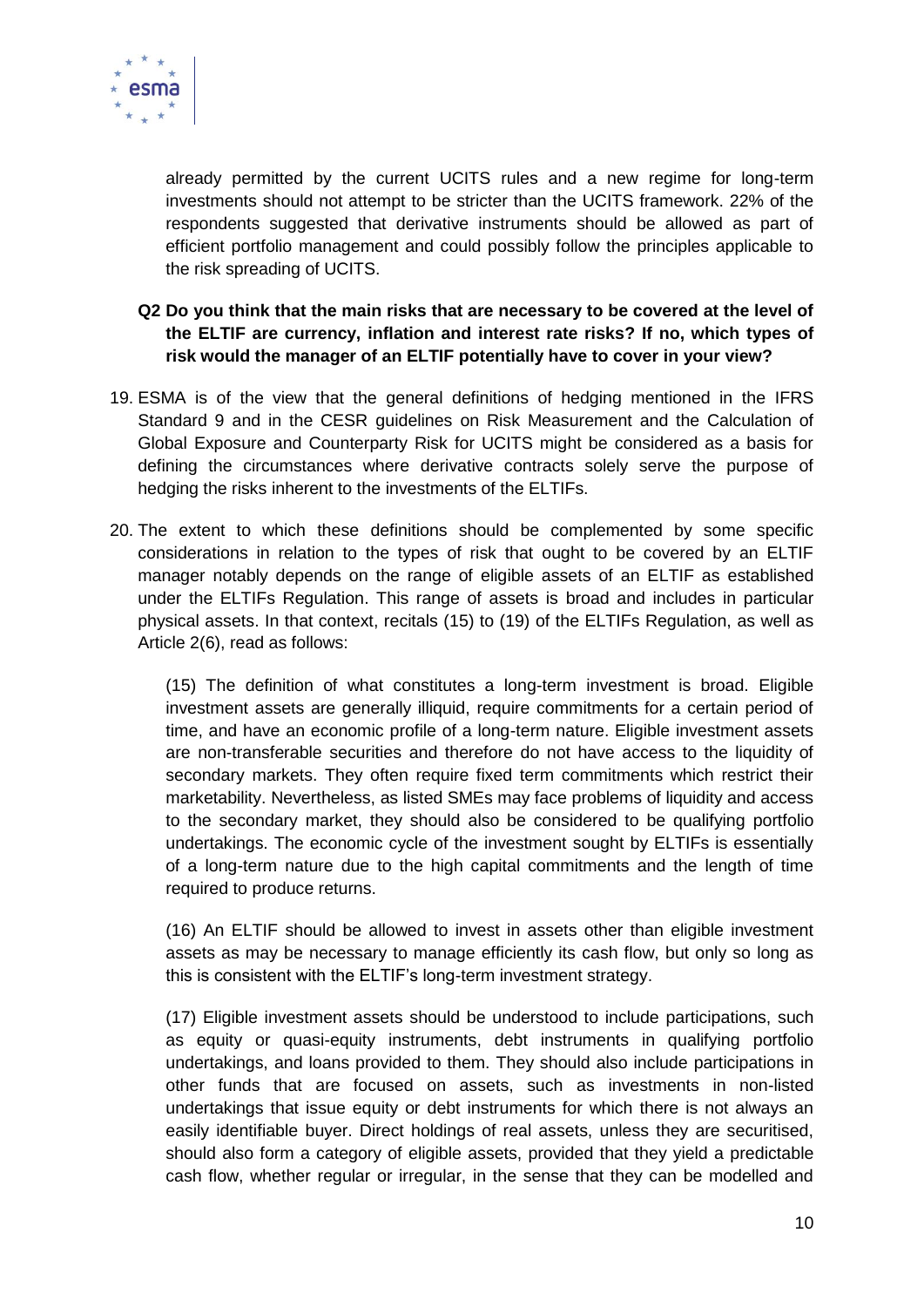already permitted by the current UCITS rules and a new regime for long-term investments should not attempt to be stricter than the UCITS framework. 22% of the respondents suggested that derivative instruments should be allowed as part of efficient portfolio management and could possibly follow the principles applicable to the risk spreading of UCITS.

**Q2 Do you think that the main risks that are necessary to be covered at the level of the ELTIF are currency, inflation and interest rate risks? If no, which types of risk would the manager of an ELTIF potentially have to cover in your view?**

19. ESMA is of the view that the general definitions of hedging mentioned in the IFRS Standard 9 and in the CESR guidelines on Risk Measurement and the Calculation of Global Exposure and Counterparty Risk for UCITS might be considered as a basis for defining the circumstances where derivative contracts solely serve the purpose of hedging the risks inherent to the investments of the ELTIFs.

20. The extent to which these definitions should be complemented by some specific considerations in relation to the types of risk that ought to be covered by an ELTIF manager notably depends on the range of eligible assets of an ELTIF as established under the ELTIFs Regulation. This range of assets is broad and includes in particular physical assets. In that context, recitals (15) to (19) of the ELTIFs Regulation, as well as Article 2(6), read as follows:

    (15) The definition of what constitutes a long-term investment is broad. Eligible investment assets are generally illiquid, require commitments for a certain period of time, and have an economic profile of a long-term nature. Eligible investment assets are non-transferable securities and therefore do not have access to the liquidity of secondary markets. They often require fixed term commitments which restrict their marketability. Nevertheless, as listed SMEs may face problems of liquidity and access to the secondary market, they should also be considered to be qualifying portfolio undertakings. The economic cycle of the investment sought by ELTIFs is essentially of a long-term nature due to the high capital commitments and the length of time required to produce returns.

    (16) An ELTIF should be allowed to invest in assets other than eligible investment assets as may be necessary to manage efficiently its cash flow, but only so long as this is consistent with the ELTIF's long-term investment strategy.

    (17) Eligible investment assets should be understood to include participations, such as equity or quasi-equity instruments, debt instruments in qualifying portfolio undertakings, and loans provided to them. They should also include participations in other funds that are focused on assets, such as investments in non-listed undertakings that issue equity or debt instruments for which there is not always an easily identifiable buyer. Direct holdings of real assets, unless they are securitised, should also form a category of eligible assets, provided that they yield a predictable cash flow, whether regular or irregular, in the sense that they can be modelled and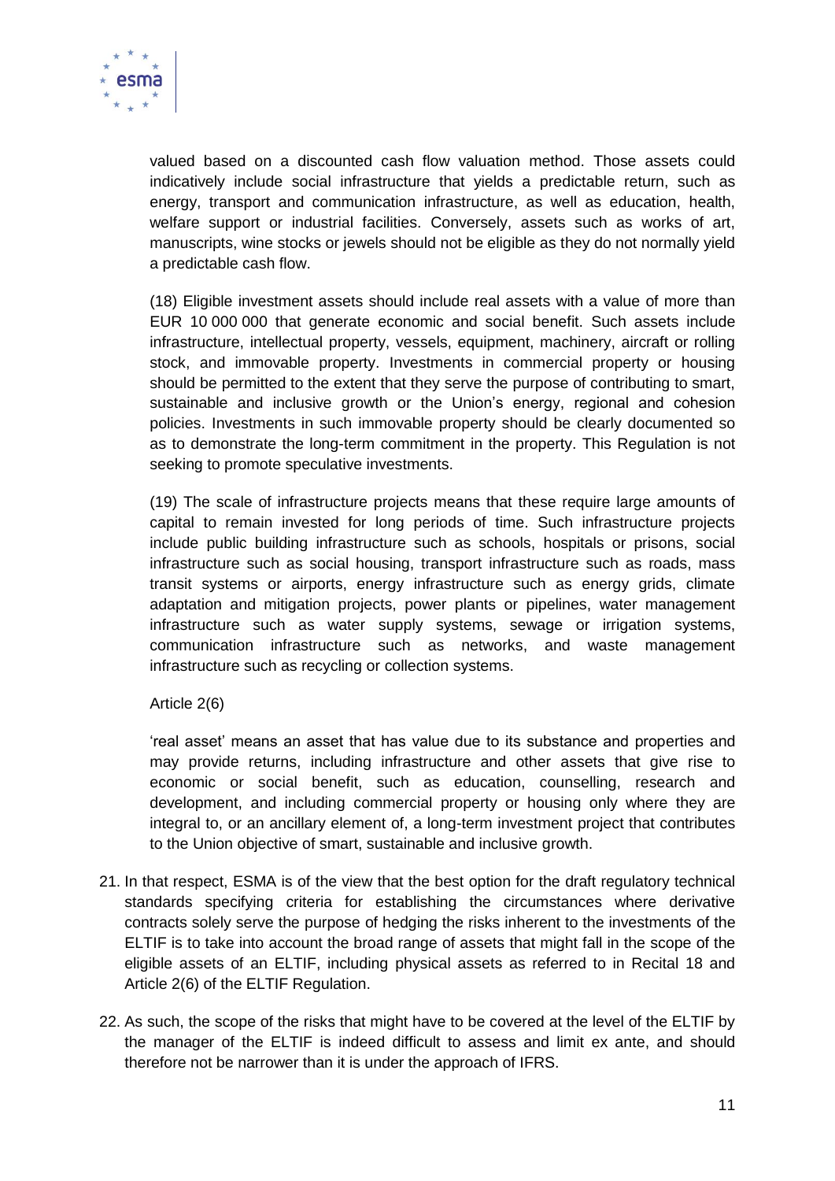valued based on a discounted cash flow valuation method. Those assets could indicatively include social infrastructure that yields a predictable return, such as energy, transport and communication infrastructure, as well as education, health, welfare support or industrial facilities. Conversely, assets such as works of art, manuscripts, wine stocks or jewels should not be eligible as they do not normally yield a predictable cash flow.

(18) Eligible investment assets should include real assets with a value of more than EUR 10 000 000 that generate economic and social benefit. Such assets include infrastructure, intellectual property, vessels, equipment, machinery, aircraft or rolling stock, and immovable property. Investments in commercial property or housing should be permitted to the extent that they serve the purpose of contributing to smart, sustainable and inclusive growth or the Union's energy, regional and cohesion policies. Investments in such immovable property should be clearly documented so as to demonstrate the long-term commitment in the property. This Regulation is not seeking to promote speculative investments.

(19) The scale of infrastructure projects means that these require large amounts of capital to remain invested for long periods of time. Such infrastructure projects include public building infrastructure such as schools, hospitals or prisons, social infrastructure such as social housing, transport infrastructure such as roads, mass transit systems or airports, energy infrastructure such as energy grids, climate adaptation and mitigation projects, power plants or pipelines, water management infrastructure such as water supply systems, sewage or irrigation systems, communication infrastructure such as networks, and waste management infrastructure such as recycling or collection systems.

Article 2(6)

'real asset' means an asset that has value due to its substance and properties and may provide returns, including infrastructure and other assets that give rise to economic or social benefit, such as education, counselling, research and development, and including commercial property or housing only where they are integral to, or an ancillary element of, a long-term investment project that contributes to the Union objective of smart, sustainable and inclusive growth.

21. In that respect, ESMA is of the view that the best option for the draft regulatory technical standards specifying criteria for establishing the circumstances where derivative contracts solely serve the purpose of hedging the risks inherent to the investments of the ELTIF is to take into account the broad range of assets that might fall in the scope of the eligible assets of an ELTIF, including physical assets as referred to in Recital 18 and Article 2(6) of the ELTIF Regulation.

22. As such, the scope of the risks that might have to be covered at the level of the ELTIF by the manager of the ELTIF is indeed difficult to assess and limit ex ante, and should therefore not be narrower than it is under the approach of IFRS.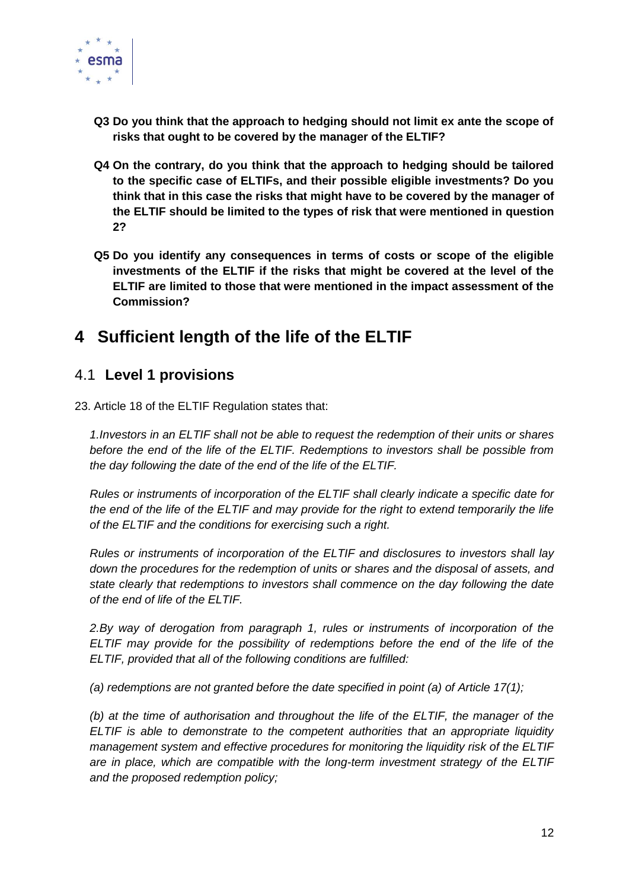**Q3 Do you think that the approach to hedging should not limit ex ante the scope of risks that ought to be covered by the manager of the ELTIF?**

**Q4 On the contrary, do you think that the approach to hedging should be tailored to the specific case of ELTIFs, and their possible eligible investments? Do you think that in this case the risks that might have to be covered by the manager of the ELTIF should be limited to the types of risk that were mentioned in question 2?**

**Q5 Do you identify any consequences in terms of costs or scope of the eligible investments of the ELTIF if the risks that might be covered at the level of the ELTIF are limited to those that were mentioned in the impact assessment of the Commission?**

# 4 Sufficient length of the life of the ELTIF

## 4.1 Level 1 provisions

23. Article 18 of the ELTIF Regulation states that:

*1.Investors in an ELTIF shall not be able to request the redemption of their units or shares before the end of the life of the ELTIF. Redemptions to investors shall be possible from the day following the date of the end of the life of the ELTIF.*

*Rules or instruments of incorporation of the ELTIF shall clearly indicate a specific date for the end of the life of the ELTIF and may provide for the right to extend temporarily the life of the ELTIF and the conditions for exercising such a right.*

*Rules or instruments of incorporation of the ELTIF and disclosures to investors shall lay down the procedures for the redemption of units or shares and the disposal of assets, and state clearly that redemptions to investors shall commence on the day following the date of the end of life of the ELTIF.*

*2.By way of derogation from paragraph 1, rules or instruments of incorporation of the ELTIF may provide for the possibility of redemptions before the end of the life of the ELTIF, provided that all of the following conditions are fulfilled:*

*(a) redemptions are not granted before the date specified in point (a) of Article 17(1);*

*(b) at the time of authorisation and throughout the life of the ELTIF, the manager of the ELTIF is able to demonstrate to the competent authorities that an appropriate liquidity management system and effective procedures for monitoring the liquidity risk of the ELTIF are in place, which are compatible with the long-term investment strategy of the ELTIF and the proposed redemption policy;*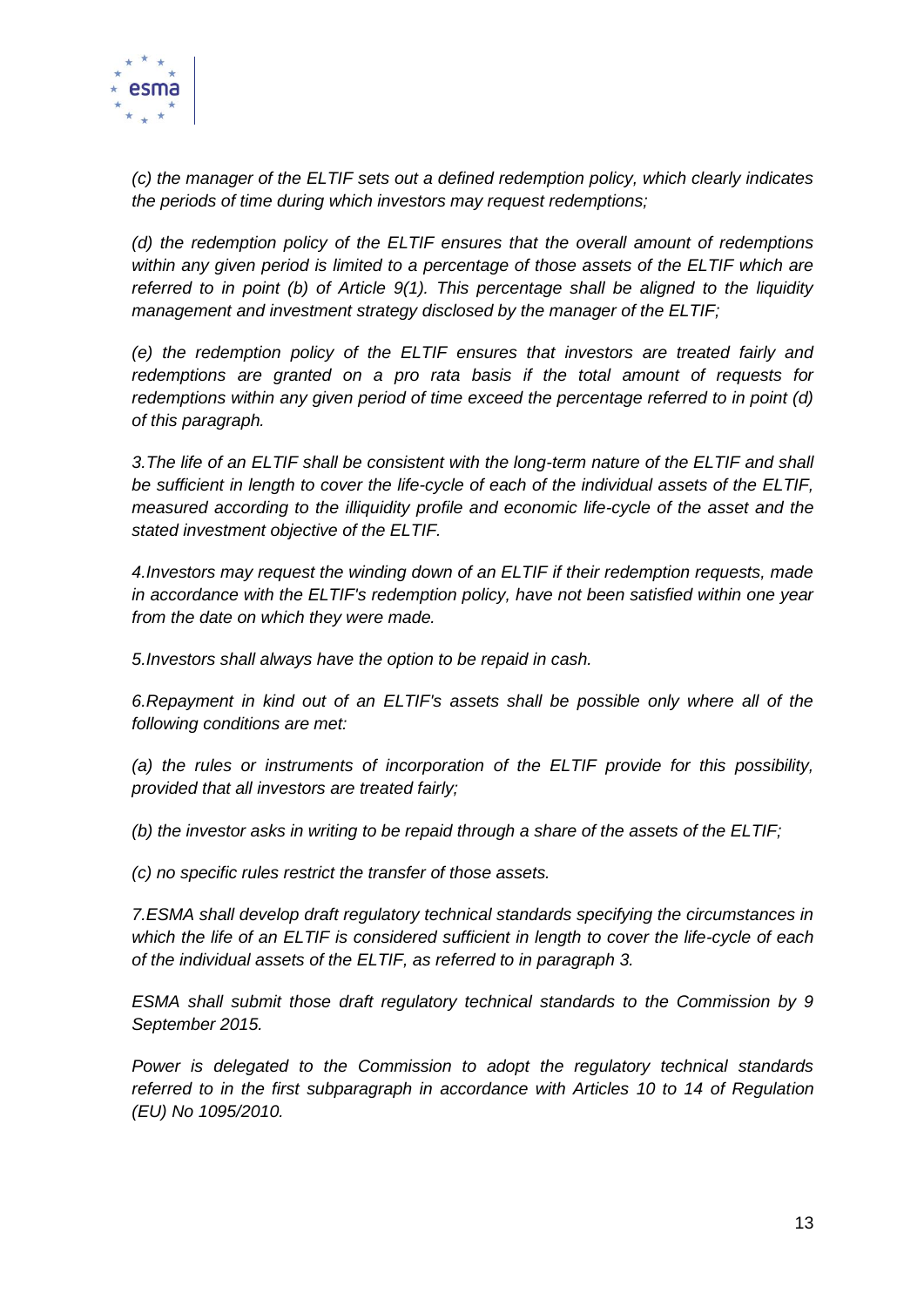*(c) the manager of the ELTIF sets out a defined redemption policy, which clearly indicates the periods of time during which investors may request redemptions;*

*(d) the redemption policy of the ELTIF ensures that the overall amount of redemptions within any given period is limited to a percentage of those assets of the ELTIF which are referred to in point (b) of Article 9(1). This percentage shall be aligned to the liquidity management and investment strategy disclosed by the manager of the ELTIF;*

*(e) the redemption policy of the ELTIF ensures that investors are treated fairly and redemptions are granted on a pro rata basis if the total amount of requests for redemptions within any given period of time exceed the percentage referred to in point (d) of this paragraph.*

*3.The life of an ELTIF shall be consistent with the long-term nature of the ELTIF and shall be sufficient in length to cover the life-cycle of each of the individual assets of the ELTIF, measured according to the illiquidity profile and economic life-cycle of the asset and the stated investment objective of the ELTIF.*

*4.Investors may request the winding down of an ELTIF if their redemption requests, made in accordance with the ELTIF's redemption policy, have not been satisfied within one year from the date on which they were made.*

*5.Investors shall always have the option to be repaid in cash.*

*6.Repayment in kind out of an ELTIF's assets shall be possible only where all of the following conditions are met:*

*(a) the rules or instruments of incorporation of the ELTIF provide for this possibility, provided that all investors are treated fairly;*

*(b) the investor asks in writing to be repaid through a share of the assets of the ELTIF;*

*(c) no specific rules restrict the transfer of those assets.*

*7.ESMA shall develop draft regulatory technical standards specifying the circumstances in which the life of an ELTIF is considered sufficient in length to cover the life-cycle of each of the individual assets of the ELTIF, as referred to in paragraph 3.*

*ESMA shall submit those draft regulatory technical standards to the Commission by 9 September 2015.*

*Power is delegated to the Commission to adopt the regulatory technical standards referred to in the first subparagraph in accordance with Articles 10 to 14 of Regulation (EU) No 1095/2010.*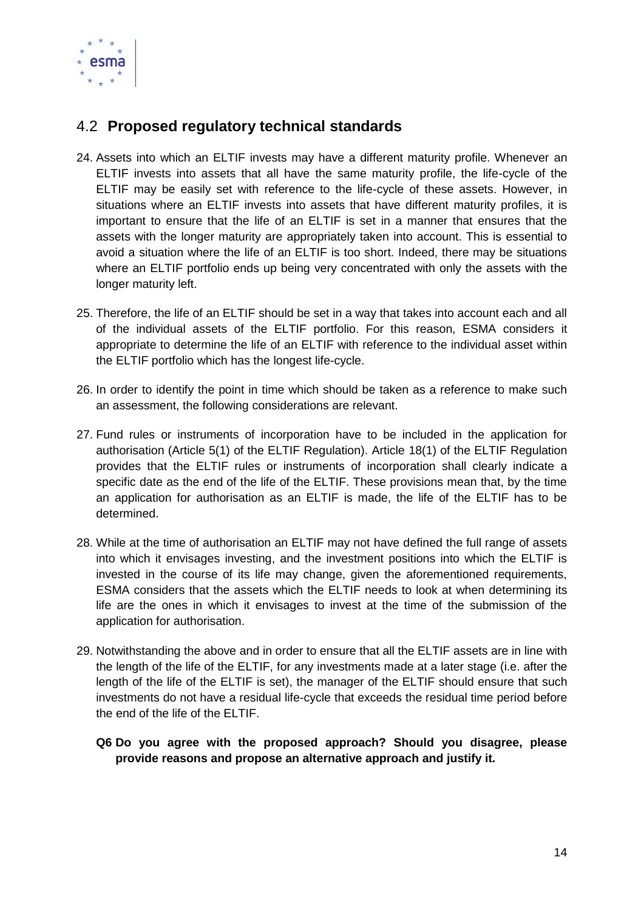## 4.2 **Proposed regulatory technical standards**

24. Assets into which an ELTIF invests may have a different maturity profile. Whenever an ELTIF invests into assets that all have the same maturity profile, the life-cycle of the ELTIF may be easily set with reference to the life-cycle of these assets. However, in situations where an ELTIF invests into assets that have different maturity profiles, it is important to ensure that the life of an ELTIF is set in a manner that ensures that the assets with the longer maturity are appropriately taken into account. This is essential to avoid a situation where the life of an ELTIF is too short. Indeed, there may be situations where an ELTIF portfolio ends up being very concentrated with only the assets with the longer maturity left.

25. Therefore, the life of an ELTIF should be set in a way that takes into account each and all of the individual assets of the ELTIF portfolio. For this reason, ESMA considers it appropriate to determine the life of an ELTIF with reference to the individual asset within the ELTIF portfolio which has the longest life-cycle.

26. In order to identify the point in time which should be taken as a reference to make such an assessment, the following considerations are relevant.

27. Fund rules or instruments of incorporation have to be included in the application for authorisation (Article 5(1) of the ELTIF Regulation). Article 18(1) of the ELTIF Regulation provides that the ELTIF rules or instruments of incorporation shall clearly indicate a specific date as the end of the life of the ELTIF. These provisions mean that, by the time an application for authorisation as an ELTIF is made, the life of the ELTIF has to be determined.

28. While at the time of authorisation an ELTIF may not have defined the full range of assets into which it envisages investing, and the investment positions into which the ELTIF is invested in the course of its life may change, given the aforementioned requirements, ESMA considers that the assets which the ELTIF needs to look at when determining its life are the ones in which it envisages to invest at the time of the submission of the application for authorisation.

29. Notwithstanding the above and in order to ensure that all the ELTIF assets are in line with the length of the life of the ELTIF, for any investments made at a later stage (i.e. after the length of the life of the ELTIF is set), the manager of the ELTIF should ensure that such investments do not have a residual life-cycle that exceeds the residual time period before the end of the life of the ELTIF.

**Q6 Do you agree with the proposed approach? Should you disagree, please provide reasons and propose an alternative approach and justify it.**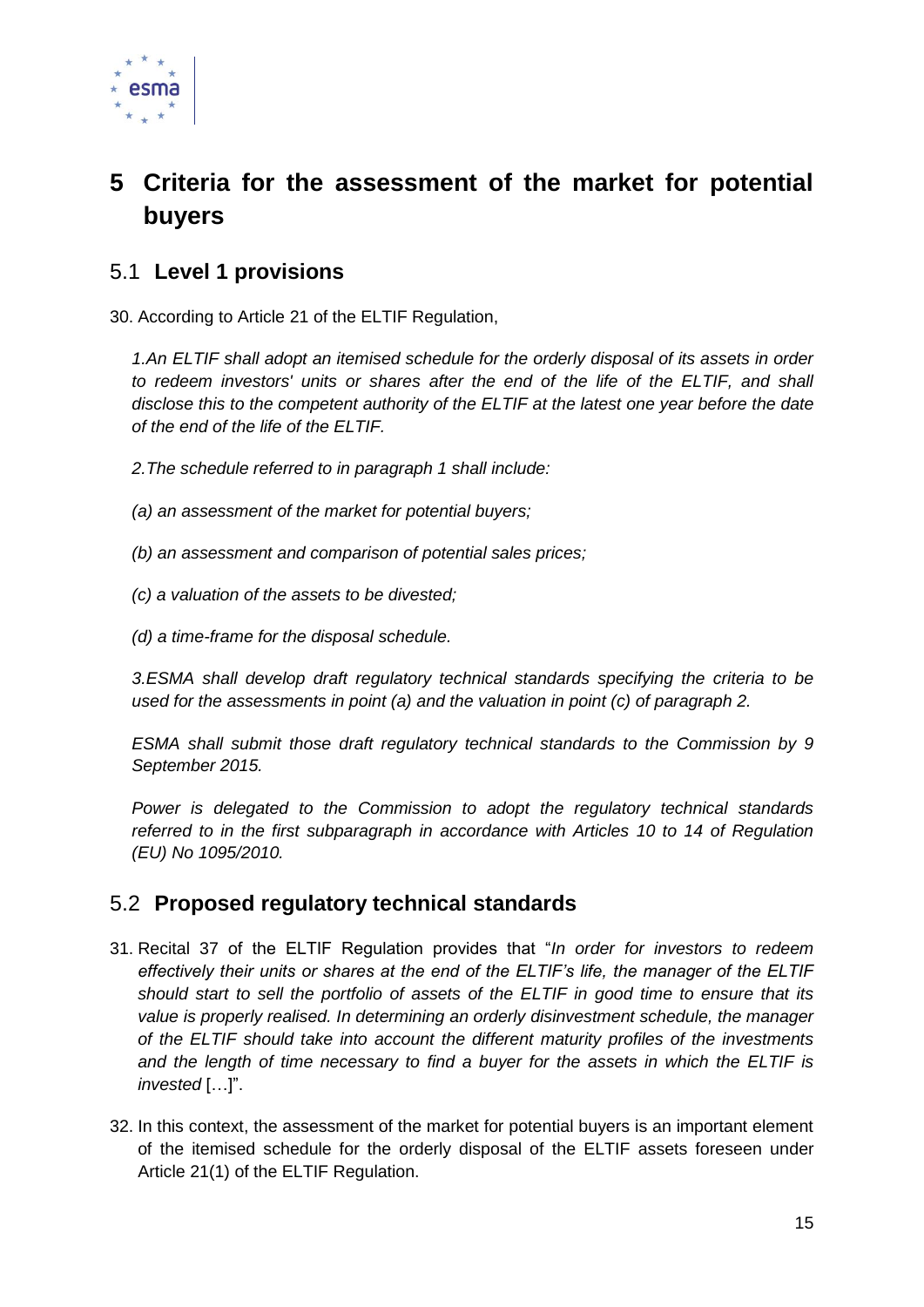# 5 Criteria for the assessment of the market for potential buyers

## 5.1 Level 1 provisions

30. According to Article 21 of the ELTIF Regulation,

*1.An ELTIF shall adopt an itemised schedule for the orderly disposal of its assets in order to redeem investors' units or shares after the end of the life of the ELTIF, and shall disclose this to the competent authority of the ELTIF at the latest one year before the date of the end of the life of the ELTIF.*

*2.The schedule referred to in paragraph 1 shall include:*

*(a) an assessment of the market for potential buyers;*

*(b) an assessment and comparison of potential sales prices;*

*(c) a valuation of the assets to be divested;*

*(d) a time-frame for the disposal schedule.*

*3.ESMA shall develop draft regulatory technical standards specifying the criteria to be used for the assessments in point (a) and the valuation in point (c) of paragraph 2.*

*ESMA shall submit those draft regulatory technical standards to the Commission by 9 September 2015.*

*Power is delegated to the Commission to adopt the regulatory technical standards referred to in the first subparagraph in accordance with Articles 10 to 14 of Regulation (EU) No 1095/2010.*

## 5.2 Proposed regulatory technical standards

31. Recital 37 of the ELTIF Regulation provides that "*In order for investors to redeem effectively their units or shares at the end of the ELTIF's life, the manager of the ELTIF should start to sell the portfolio of assets of the ELTIF in good time to ensure that its value is properly realised. In determining an orderly disinvestment schedule, the manager of the ELTIF should take into account the different maturity profiles of the investments and the length of time necessary to find a buyer for the assets in which the ELTIF is invested* […]".

32. In this context, the assessment of the market for potential buyers is an important element of the itemised schedule for the orderly disposal of the ELTIF assets foreseen under Article 21(1) of the ELTIF Regulation.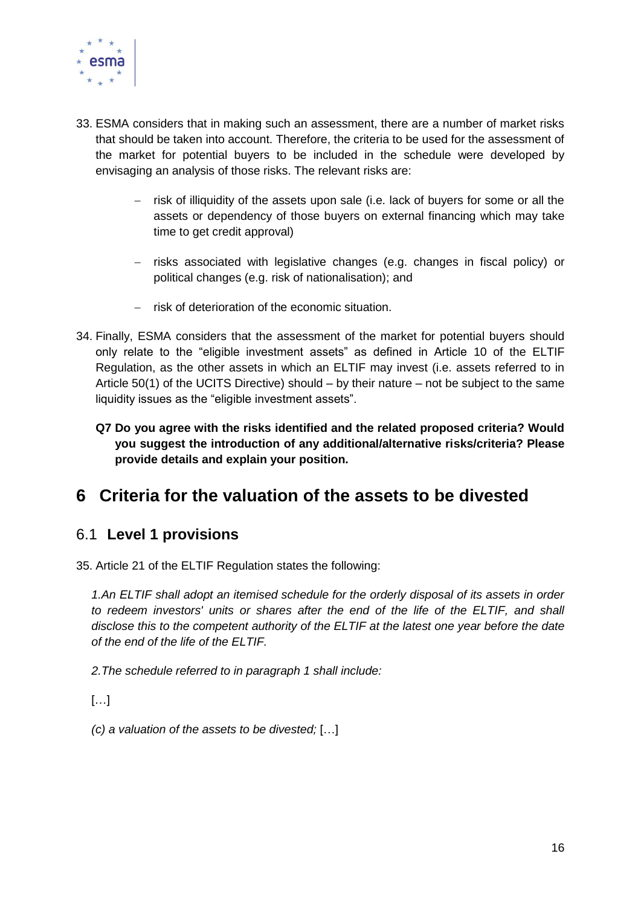33. ESMA considers that in making such an assessment, there are a number of market risks that should be taken into account. Therefore, the criteria to be used for the assessment of the market for potential buyers to be included in the schedule were developed by envisaging an analysis of those risks. The relevant risks are:

    - risk of illiquidity of the assets upon sale (i.e. lack of buyers for some or all the assets or dependency of those buyers on external financing which may take time to get credit approval)
    - risks associated with legislative changes (e.g. changes in fiscal policy) or political changes (e.g. risk of nationalisation); and
    - risk of deterioration of the economic situation.

34. Finally, ESMA considers that the assessment of the market for potential buyers should only relate to the "eligible investment assets" as defined in Article 10 of the ELTIF Regulation, as the other assets in which an ELTIF may invest (i.e. assets referred to in Article 50(1) of the UCITS Directive) should – by their nature – not be subject to the same liquidity issues as the "eligible investment assets".

**Q7 Do you agree with the risks identified and the related proposed criteria? Would you suggest the introduction of any additional/alternative risks/criteria? Please provide details and explain your position.**

# 6 Criteria for the valuation of the assets to be divested

## 6.1 Level 1 provisions

35. Article 21 of the ELTIF Regulation states the following:

*1.An ELTIF shall adopt an itemised schedule for the orderly disposal of its assets in order to redeem investors' units or shares after the end of the life of the ELTIF, and shall disclose this to the competent authority of the ELTIF at the latest one year before the date of the end of the life of the ELTIF.*

*2.The schedule referred to in paragraph 1 shall include:*

[…]

*(c) a valuation of the assets to be divested;* […]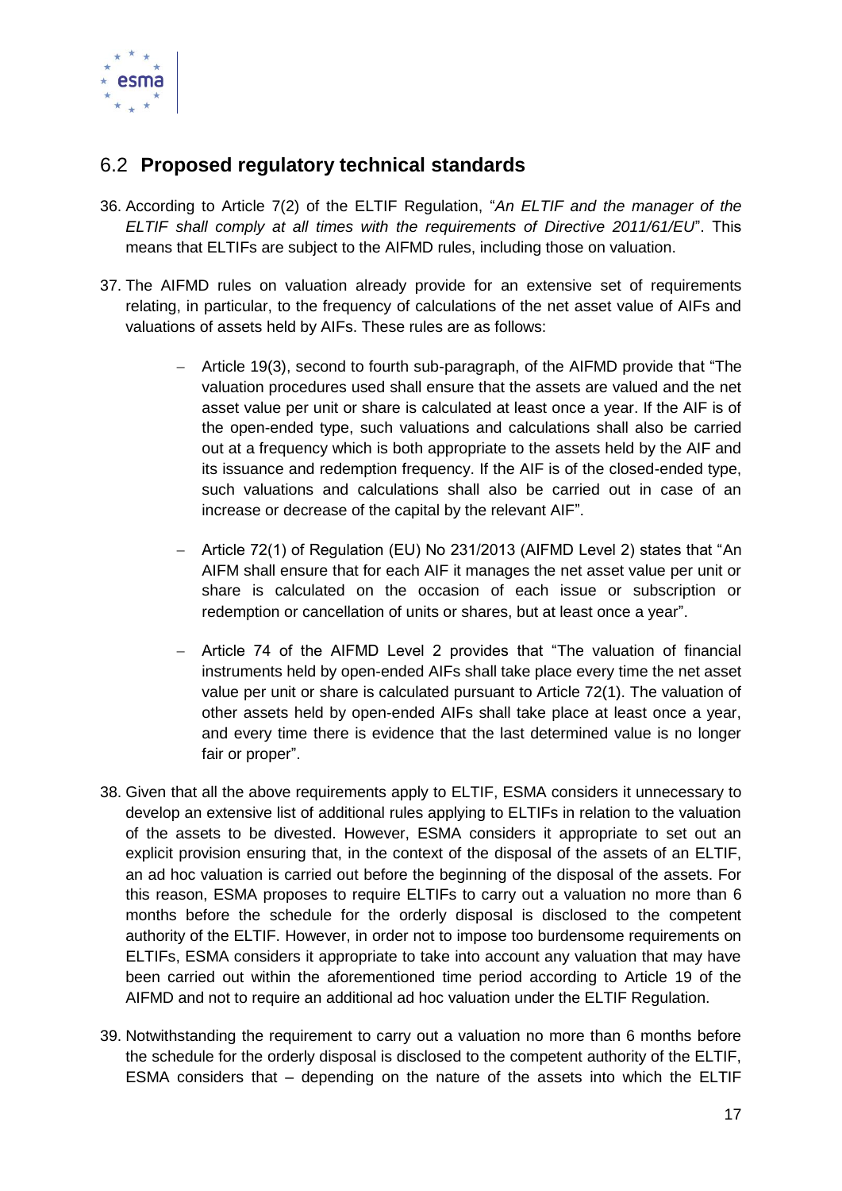## 6.2 **Proposed regulatory technical standards**

36. According to Article 7(2) of the ELTIF Regulation, "*An ELTIF and the manager of the ELTIF shall comply at all times with the requirements of Directive 2011/61/EU*". This means that ELTIFs are subject to the AIFMD rules, including those on valuation.

37. The AIFMD rules on valuation already provide for an extensive set of requirements relating, in particular, to the frequency of calculations of the net asset value of AIFs and valuations of assets held by AIFs. These rules are as follows:

    - Article 19(3), second to fourth sub-paragraph, of the AIFMD provide that "The valuation procedures used shall ensure that the assets are valued and the net asset value per unit or share is calculated at least once a year. If the AIF is of the open-ended type, such valuations and calculations shall also be carried out at a frequency which is both appropriate to the assets held by the AIF and its issuance and redemption frequency. If the AIF is of the closed-ended type, such valuations and calculations shall also be carried out in case of an increase or decrease of the capital by the relevant AIF".

    - Article 72(1) of Regulation (EU) No 231/2013 (AIFMD Level 2) states that "An AIFM shall ensure that for each AIF it manages the net asset value per unit or share is calculated on the occasion of each issue or subscription or redemption or cancellation of units or shares, but at least once a year".

    - Article 74 of the AIFMD Level 2 provides that "The valuation of financial instruments held by open-ended AIFs shall take place every time the net asset value per unit or share is calculated pursuant to Article 72(1). The valuation of other assets held by open-ended AIFs shall take place at least once a year, and every time there is evidence that the last determined value is no longer fair or proper".

38. Given that all the above requirements apply to ELTIF, ESMA considers it unnecessary to develop an extensive list of additional rules applying to ELTIFs in relation to the valuation of the assets to be divested. However, ESMA considers it appropriate to set out an explicit provision ensuring that, in the context of the disposal of the assets of an ELTIF, an ad hoc valuation is carried out before the beginning of the disposal of the assets. For this reason, ESMA proposes to require ELTIFs to carry out a valuation no more than 6 months before the schedule for the orderly disposal is disclosed to the competent authority of the ELTIF. However, in order not to impose too burdensome requirements on ELTIFs, ESMA considers it appropriate to take into account any valuation that may have been carried out within the aforementioned time period according to Article 19 of the AIFMD and not to require an additional ad hoc valuation under the ELTIF Regulation.

39. Notwithstanding the requirement to carry out a valuation no more than 6 months before the schedule for the orderly disposal is disclosed to the competent authority of the ELTIF, ESMA considers that – depending on the nature of the assets into which the ELTIF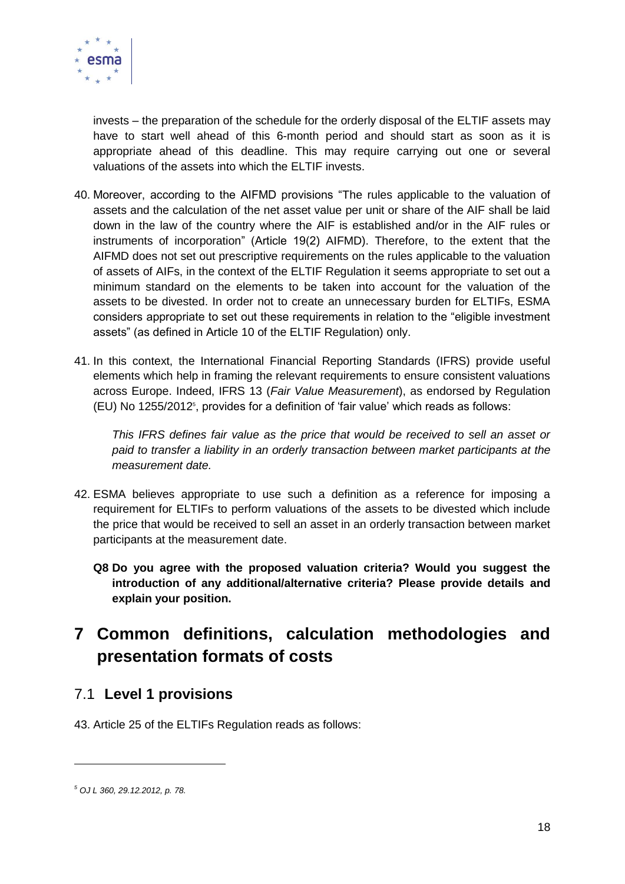invests – the preparation of the schedule for the orderly disposal of the ELTIF assets may have to start well ahead of this 6-month period and should start as soon as it is appropriate ahead of this deadline. This may require carrying out one or several valuations of the assets into which the ELTIF invests.

40. Moreover, according to the AIFMD provisions "The rules applicable to the valuation of assets and the calculation of the net asset value per unit or share of the AIF shall be laid down in the law of the country where the AIF is established and/or in the AIF rules or instruments of incorporation" (Article 19(2) AIFMD). Therefore, to the extent that the AIFMD does not set out prescriptive requirements on the rules applicable to the valuation of assets of AIFs, in the context of the ELTIF Regulation it seems appropriate to set out a minimum standard on the elements to be taken into account for the valuation of the assets to be divested. In order not to create an unnecessary burden for ELTIFs, ESMA considers appropriate to set out these requirements in relation to the "eligible investment assets" (as defined in Article 10 of the ELTIF Regulation) only.

41. In this context, the International Financial Reporting Standards (IFRS) provide useful elements which help in framing the relevant requirements to ensure consistent valuations across Europe. Indeed, IFRS 13 (*Fair Value Measurement*), as endorsed by Regulation (EU) No 1255/2012[5], provides for a definition of 'fair value' which reads as follows:

    *This IFRS defines fair value as the price that would be received to sell an asset or paid to transfer a liability in an orderly transaction between market participants at the measurement date.*

42. ESMA believes appropriate to use such a definition as a reference for imposing a requirement for ELTIFs to perform valuations of the assets to be divested which include the price that would be received to sell an asset in an orderly transaction between market participants at the measurement date.

**Q8 Do you agree with the proposed valuation criteria? Would you suggest the introduction of any additional/alternative criteria? Please provide details and explain your position.**

# 7 Common definitions, calculation methodologies and presentation formats of costs

## 7.1 Level 1 provisions

43. Article 25 of the ELTIFs Regulation reads as follows:

---

[5] *OJ L 360, 29.12.2012, p. 78.*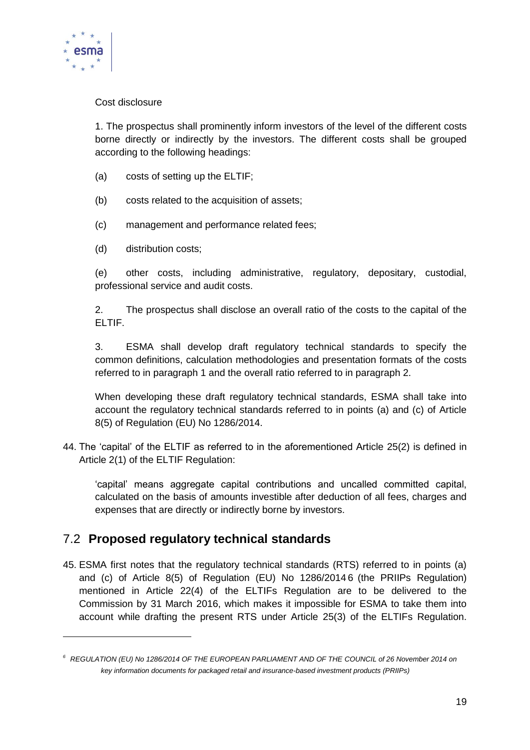Cost disclosure

1. The prospectus shall prominently inform investors of the level of the different costs borne directly or indirectly by the investors. The different costs shall be grouped according to the following headings:

(a) costs of setting up the ELTIF;

(b) costs related to the acquisition of assets;

(c) management and performance related fees;

(d) distribution costs;

(e) other costs, including administrative, regulatory, depositary, custodial, professional service and audit costs.

2. The prospectus shall disclose an overall ratio of the costs to the capital of the ELTIF.

3. ESMA shall develop draft regulatory technical standards to specify the common definitions, calculation methodologies and presentation formats of the costs referred to in paragraph 1 and the overall ratio referred to in paragraph 2.

When developing these draft regulatory technical standards, ESMA shall take into account the regulatory technical standards referred to in points (a) and (c) of Article 8(5) of Regulation (EU) No 1286/2014.

44. The 'capital' of the ELTIF as referred to in the aforementioned Article 25(2) is defined in Article 2(1) of the ELTIF Regulation:

'capital' means aggregate capital contributions and uncalled committed capital, calculated on the basis of amounts investible after deduction of all fees, charges and expenses that are directly or indirectly borne by investors.

## 7.2 **Proposed regulatory technical standards**

45. ESMA first notes that the regulatory technical standards (RTS) referred to in points (a) and (c) of Article 8(5) of Regulation (EU) No 1286/2014[6] (the PRIIPs Regulation) mentioned in Article 22(4) of the ELTIFs Regulation are to be delivered to the Commission by 31 March 2016, which makes it impossible for ESMA to take them into account while drafting the present RTS under Article 25(3) of the ELTIFs Regulation.

[6] *REGULATION (EU) No 1286/2014 OF THE EUROPEAN PARLIAMENT AND OF THE COUNCIL of 26 November 2014 on key information documents for packaged retail and insurance-based investment products (PRIIPs)*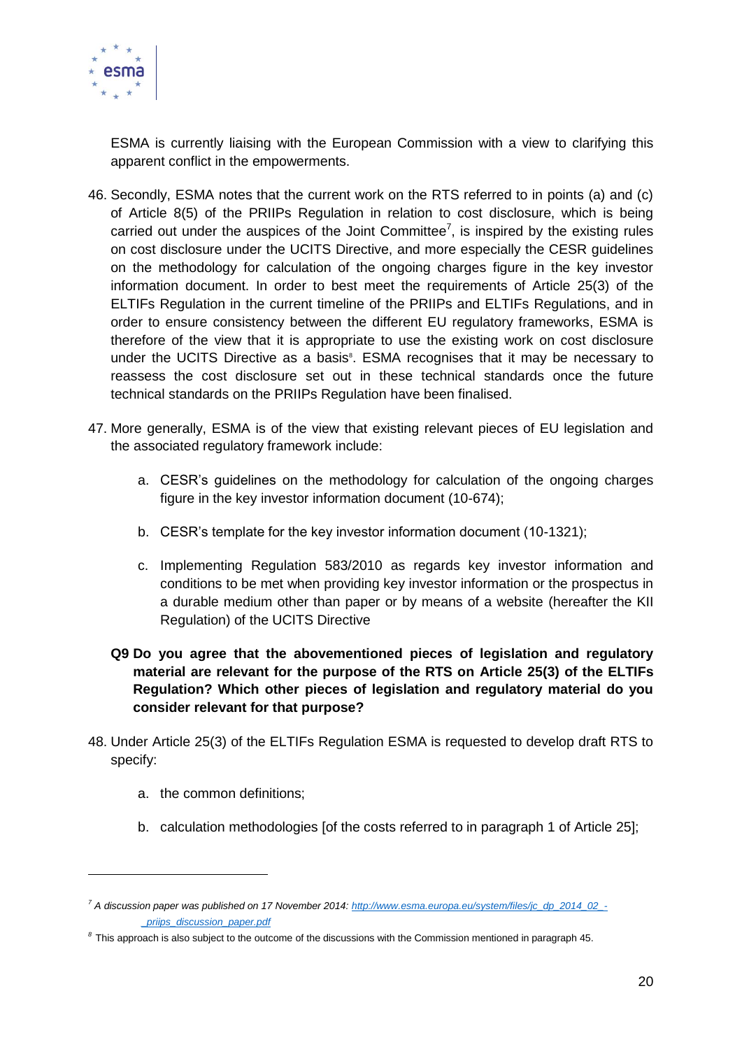ESMA is currently liaising with the European Commission with a view to clarifying this apparent conflict in the empowerments.

46. Secondly, ESMA notes that the current work on the RTS referred to in points (a) and (c) of Article 8(5) of the PRIIPs Regulation in relation to cost disclosure, which is being carried out under the auspices of the Joint Committee[7], is inspired by the existing rules on cost disclosure under the UCITS Directive, and more especially the CESR guidelines on the methodology for calculation of the ongoing charges figure in the key investor information document. In order to best meet the requirements of Article 25(3) of the ELTIFs Regulation in the current timeline of the PRIIPs and ELTIFs Regulations, and in order to ensure consistency between the different EU regulatory frameworks, ESMA is therefore of the view that it is appropriate to use the existing work on cost disclosure under the UCITS Directive as a basis[8]. ESMA recognises that it may be necessary to reassess the cost disclosure set out in these technical standards once the future technical standards on the PRIIPs Regulation have been finalised.

47. More generally, ESMA is of the view that existing relevant pieces of EU legislation and the associated regulatory framework include:

    a. CESR's guidelines on the methodology for calculation of the ongoing charges figure in the key investor information document (10-674);

    b. CESR's template for the key investor information document (10-1321);

    c. Implementing Regulation 583/2010 as regards key investor information and conditions to be met when providing key investor information or the prospectus in a durable medium other than paper or by means of a website (hereafter the KII Regulation) of the UCITS Directive

**Q9 Do you agree that the abovementioned pieces of legislation and regulatory material are relevant for the purpose of the RTS on Article 25(3) of the ELTIFs Regulation? Which other pieces of legislation and regulatory material do you consider relevant for that purpose?**

48. Under Article 25(3) of the ELTIFs Regulation ESMA is requested to develop draft RTS to specify:

    a. the common definitions;

    b. calculation methodologies [of the costs referred to in paragraph 1 of Article 25];

---

[7] *A discussion paper was published on 17 November 2014: http://www.esma.europa.eu/system/files/jc_dp_2014_02_-_priips_discussion_paper.pdf*

[8] This approach is also subject to the outcome of the discussions with the Commission mentioned in paragraph 45.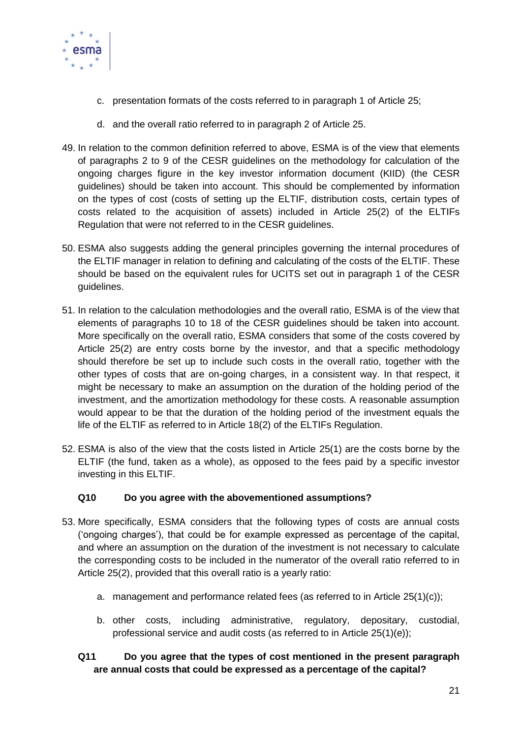c. presentation formats of the costs referred to in paragraph 1 of Article 25;

d. and the overall ratio referred to in paragraph 2 of Article 25.

49. In relation to the common definition referred to above, ESMA is of the view that elements of paragraphs 2 to 9 of the CESR guidelines on the methodology for calculation of the ongoing charges figure in the key investor information document (KIID) (the CESR guidelines) should be taken into account. This should be complemented by information on the types of cost (costs of setting up the ELTIF, distribution costs, certain types of costs related to the acquisition of assets) included in Article 25(2) of the ELTIFs Regulation that were not referred to in the CESR guidelines.

50. ESMA also suggests adding the general principles governing the internal procedures of the ELTIF manager in relation to defining and calculating of the costs of the ELTIF. These should be based on the equivalent rules for UCITS set out in paragraph 1 of the CESR guidelines.

51. In relation to the calculation methodologies and the overall ratio, ESMA is of the view that elements of paragraphs 10 to 18 of the CESR guidelines should be taken into account. More specifically on the overall ratio, ESMA considers that some of the costs covered by Article 25(2) are entry costs borne by the investor, and that a specific methodology should therefore be set up to include such costs in the overall ratio, together with the other types of costs that are on-going charges, in a consistent way. In that respect, it might be necessary to make an assumption on the duration of the holding period of the investment, and the amortization methodology for these costs. A reasonable assumption would appear to be that the duration of the holding period of the investment equals the life of the ELTIF as referred to in Article 18(2) of the ELTIFs Regulation.

52. ESMA is also of the view that the costs listed in Article 25(1) are the costs borne by the ELTIF (the fund, taken as a whole), as opposed to the fees paid by a specific investor investing in this ELTIF.

**Q10 Do you agree with the abovementioned assumptions?**

53. More specifically, ESMA considers that the following types of costs are annual costs ('ongoing charges'), that could be for example expressed as percentage of the capital, and where an assumption on the duration of the investment is not necessary to calculate the corresponding costs to be included in the numerator of the overall ratio referred to in Article 25(2), provided that this overall ratio is a yearly ratio:

   a. management and performance related fees (as referred to in Article 25(1)(c));

   b. other costs, including administrative, regulatory, depositary, custodial, professional service and audit costs (as referred to in Article 25(1)(e));

**Q11 Do you agree that the types of cost mentioned in the present paragraph are annual costs that could be expressed as a percentage of the capital?**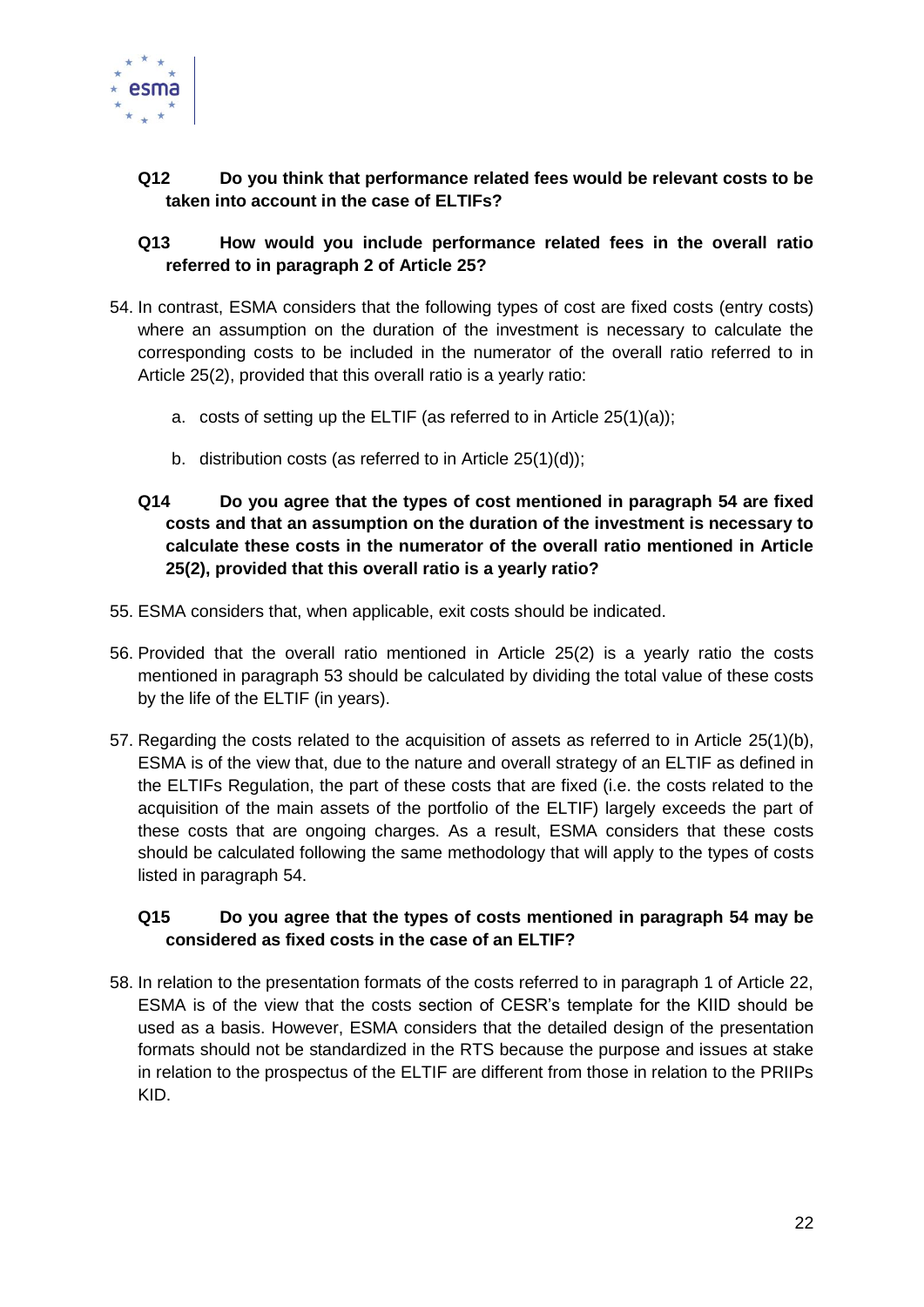**Q12 Do you think that performance related fees would be relevant costs to be taken into account in the case of ELTIFs?**

**Q13 How would you include performance related fees in the overall ratio referred to in paragraph 2 of Article 25?**

54. In contrast, ESMA considers that the following types of cost are fixed costs (entry costs) where an assumption on the duration of the investment is necessary to calculate the corresponding costs to be included in the numerator of the overall ratio referred to in Article 25(2), provided that this overall ratio is a yearly ratio:

    a. costs of setting up the ELTIF (as referred to in Article 25(1)(a));

    b. distribution costs (as referred to in Article 25(1)(d));

**Q14 Do you agree that the types of cost mentioned in paragraph 54 are fixed costs and that an assumption on the duration of the investment is necessary to calculate these costs in the numerator of the overall ratio mentioned in Article 25(2), provided that this overall ratio is a yearly ratio?**

55. ESMA considers that, when applicable, exit costs should be indicated.

56. Provided that the overall ratio mentioned in Article 25(2) is a yearly ratio the costs mentioned in paragraph 53 should be calculated by dividing the total value of these costs by the life of the ELTIF (in years).

57. Regarding the costs related to the acquisition of assets as referred to in Article 25(1)(b), ESMA is of the view that, due to the nature and overall strategy of an ELTIF as defined in the ELTIFs Regulation, the part of these costs that are fixed (i.e. the costs related to the acquisition of the main assets of the portfolio of the ELTIF) largely exceeds the part of these costs that are ongoing charges. As a result, ESMA considers that these costs should be calculated following the same methodology that will apply to the types of costs listed in paragraph 54.

**Q15 Do you agree that the types of costs mentioned in paragraph 54 may be considered as fixed costs in the case of an ELTIF?**

58. In relation to the presentation formats of the costs referred to in paragraph 1 of Article 22, ESMA is of the view that the costs section of CESR's template for the KIID should be used as a basis. However, ESMA considers that the detailed design of the presentation formats should not be standardized in the RTS because the purpose and issues at stake in relation to the prospectus of the ELTIF are different from those in relation to the PRIIPs KID.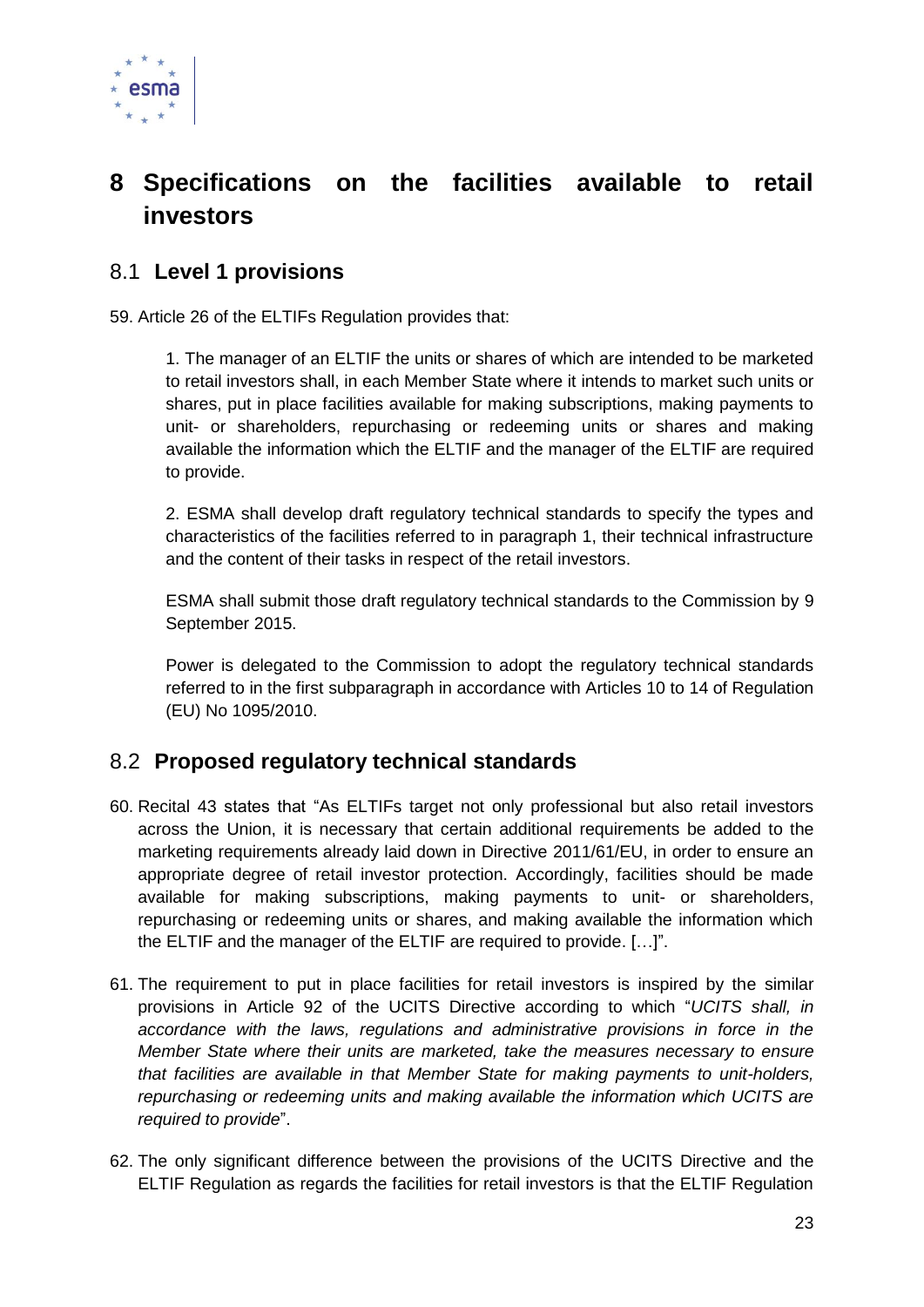# 8 Specifications on the facilities available to retail investors

## 8.1 Level 1 provisions

59. Article 26 of the ELTIFs Regulation provides that:

> 1. The manager of an ELTIF the units or shares of which are intended to be marketed to retail investors shall, in each Member State where it intends to market such units or shares, put in place facilities available for making subscriptions, making payments to unit- or shareholders, repurchasing or redeeming units or shares and making available the information which the ELTIF and the manager of the ELTIF are required to provide.
>
> 2. ESMA shall develop draft regulatory technical standards to specify the types and characteristics of the facilities referred to in paragraph 1, their technical infrastructure and the content of their tasks in respect of the retail investors.
>
> ESMA shall submit those draft regulatory technical standards to the Commission by 9 September 2015.
>
> Power is delegated to the Commission to adopt the regulatory technical standards referred to in the first subparagraph in accordance with Articles 10 to 14 of Regulation (EU) No 1095/2010.

## 8.2 Proposed regulatory technical standards

60. Recital 43 states that "As ELTIFs target not only professional but also retail investors across the Union, it is necessary that certain additional requirements be added to the marketing requirements already laid down in Directive 2011/61/EU, in order to ensure an appropriate degree of retail investor protection. Accordingly, facilities should be made available for making subscriptions, making payments to unit- or shareholders, repurchasing or redeeming units or shares, and making available the information which the ELTIF and the manager of the ELTIF are required to provide. […]".

61. The requirement to put in place facilities for retail investors is inspired by the similar provisions in Article 92 of the UCITS Directive according to which "*UCITS shall, in accordance with the laws, regulations and administrative provisions in force in the Member State where their units are marketed, take the measures necessary to ensure that facilities are available in that Member State for making payments to unit-holders, repurchasing or redeeming units and making available the information which UCITS are required to provide*".

62. The only significant difference between the provisions of the UCITS Directive and the ELTIF Regulation as regards the facilities for retail investors is that the ELTIF Regulation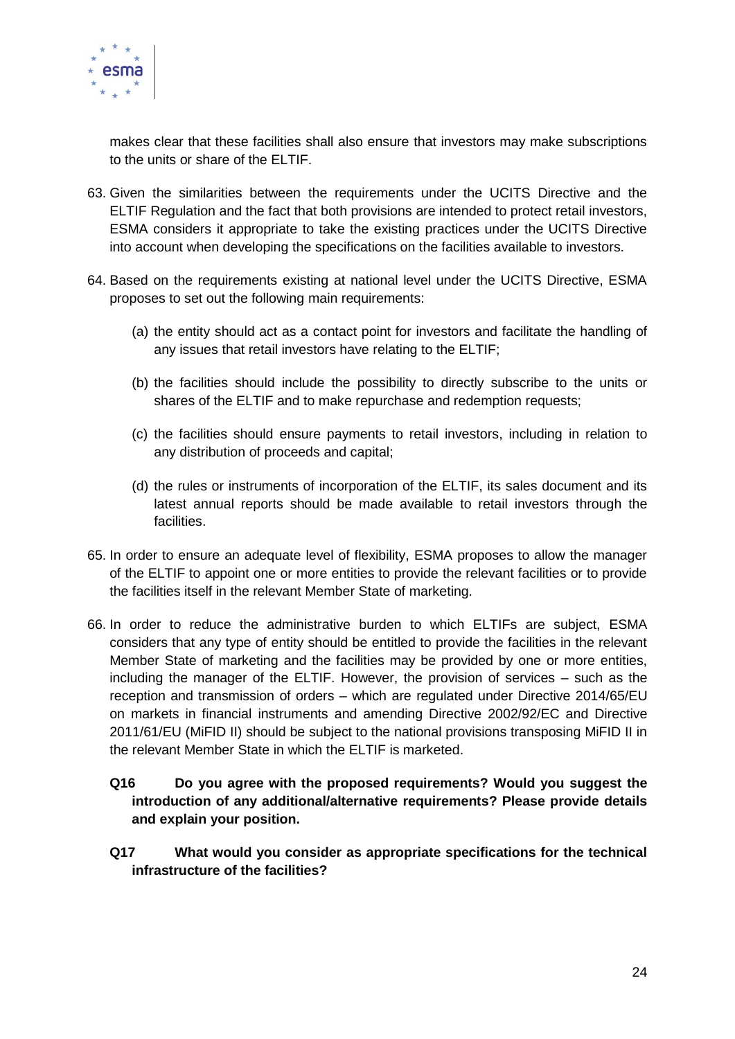makes clear that these facilities shall also ensure that investors may make subscriptions to the units or share of the ELTIF.

63. Given the similarities between the requirements under the UCITS Directive and the ELTIF Regulation and the fact that both provisions are intended to protect retail investors, ESMA considers it appropriate to take the existing practices under the UCITS Directive into account when developing the specifications on the facilities available to investors.

64. Based on the requirements existing at national level under the UCITS Directive, ESMA proposes to set out the following main requirements:

    (a) the entity should act as a contact point for investors and facilitate the handling of any issues that retail investors have relating to the ELTIF;

    (b) the facilities should include the possibility to directly subscribe to the units or shares of the ELTIF and to make repurchase and redemption requests;

    (c) the facilities should ensure payments to retail investors, including in relation to any distribution of proceeds and capital;

    (d) the rules or instruments of incorporation of the ELTIF, its sales document and its latest annual reports should be made available to retail investors through the facilities.

65. In order to ensure an adequate level of flexibility, ESMA proposes to allow the manager of the ELTIF to appoint one or more entities to provide the relevant facilities or to provide the facilities itself in the relevant Member State of marketing.

66. In order to reduce the administrative burden to which ELTIFs are subject, ESMA considers that any type of entity should be entitled to provide the facilities in the relevant Member State of marketing and the facilities may be provided by one or more entities, including the manager of the ELTIF. However, the provision of services – such as the reception and transmission of orders – which are regulated under Directive 2014/65/EU on markets in financial instruments and amending Directive 2002/92/EC and Directive 2011/61/EU (MiFID II) should be subject to the national provisions transposing MiFID II in the relevant Member State in which the ELTIF is marketed.

**Q16 Do you agree with the proposed requirements? Would you suggest the introduction of any additional/alternative requirements? Please provide details and explain your position.**

**Q17 What would you consider as appropriate specifications for the technical infrastructure of the facilities?**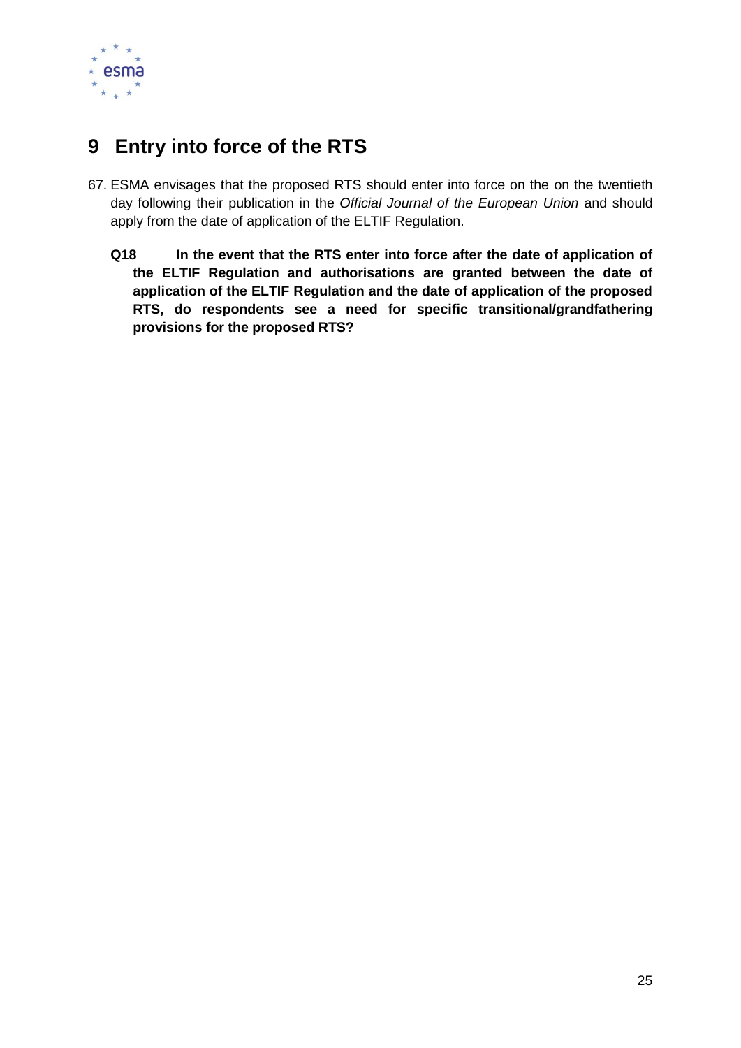# 9 Entry into force of the RTS

67. ESMA envisages that the proposed RTS should enter into force on the on the twentieth day following their publication in the *Official Journal of the European Union* and should apply from the date of application of the ELTIF Regulation.

**Q18 In the event that the RTS enter into force after the date of application of the ELTIF Regulation and authorisations are granted between the date of application of the ELTIF Regulation and the date of application of the proposed RTS, do respondents see a need for specific transitional/grandfathering provisions for the proposed RTS?**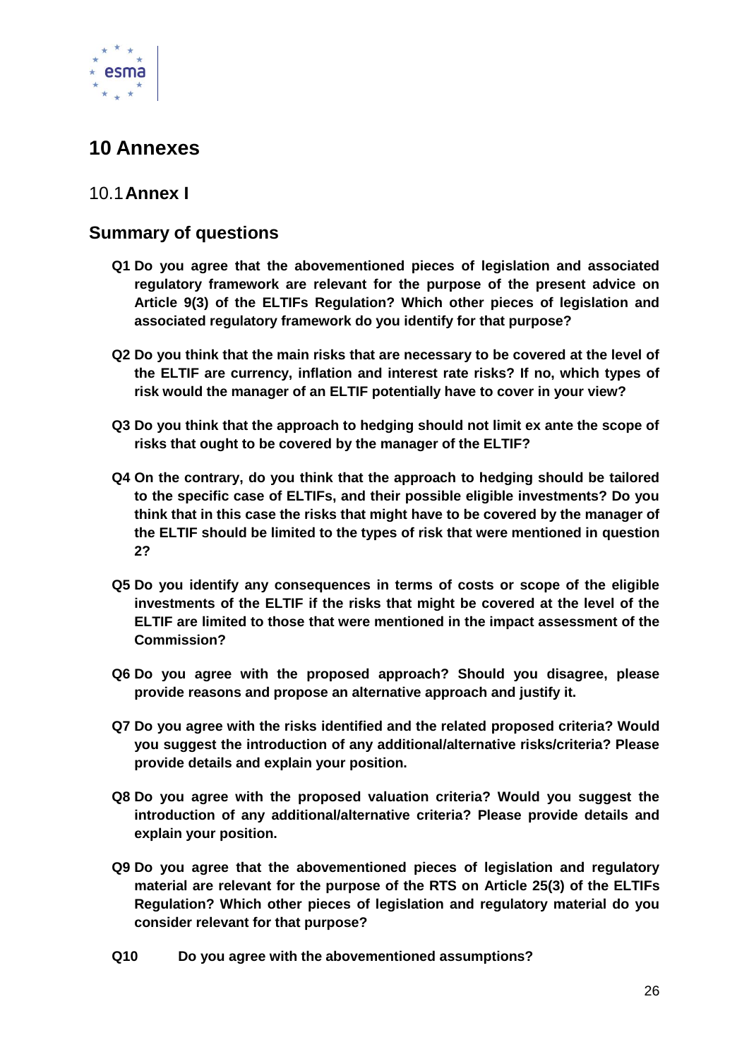# 10 Annexes

## 10.1 Annex I

### Summary of questions

**Q1 Do you agree that the abovementioned pieces of legislation and associated regulatory framework are relevant for the purpose of the present advice on Article 9(3) of the ELTIFs Regulation? Which other pieces of legislation and associated regulatory framework do you identify for that purpose?**

**Q2 Do you think that the main risks that are necessary to be covered at the level of the ELTIF are currency, inflation and interest rate risks? If no, which types of risk would the manager of an ELTIF potentially have to cover in your view?**

**Q3 Do you think that the approach to hedging should not limit ex ante the scope of risks that ought to be covered by the manager of the ELTIF?**

**Q4 On the contrary, do you think that the approach to hedging should be tailored to the specific case of ELTIFs, and their possible eligible investments? Do you think that in this case the risks that might have to be covered by the manager of the ELTIF should be limited to the types of risk that were mentioned in question 2?**

**Q5 Do you identify any consequences in terms of costs or scope of the eligible investments of the ELTIF if the risks that might be covered at the level of the ELTIF are limited to those that were mentioned in the impact assessment of the Commission?**

**Q6 Do you agree with the proposed approach? Should you disagree, please provide reasons and propose an alternative approach and justify it.**

**Q7 Do you agree with the risks identified and the related proposed criteria? Would you suggest the introduction of any additional/alternative risks/criteria? Please provide details and explain your position.**

**Q8 Do you agree with the proposed valuation criteria? Would you suggest the introduction of any additional/alternative criteria? Please provide details and explain your position.**

**Q9 Do you agree that the abovementioned pieces of legislation and regulatory material are relevant for the purpose of the RTS on Article 25(3) of the ELTIFs Regulation? Which other pieces of legislation and regulatory material do you consider relevant for that purpose?**

**Q10 Do you agree with the abovementioned assumptions?**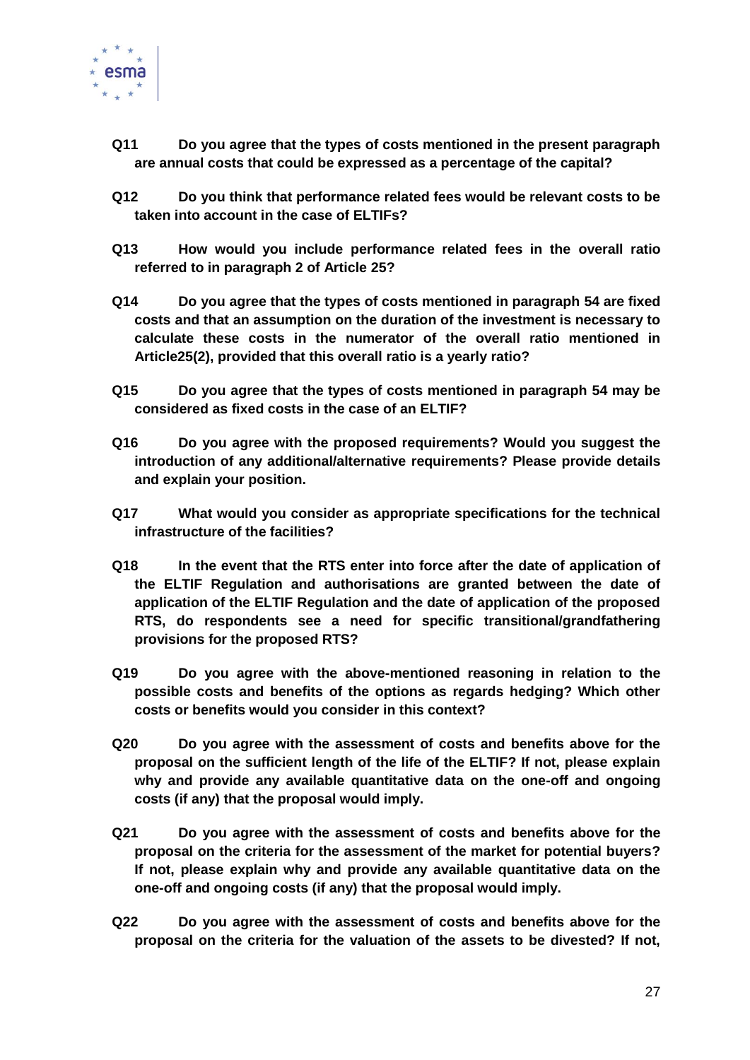**Q11 Do you agree that the types of costs mentioned in the present paragraph are annual costs that could be expressed as a percentage of the capital?**

**Q12 Do you think that performance related fees would be relevant costs to be taken into account in the case of ELTIFs?**

**Q13 How would you include performance related fees in the overall ratio referred to in paragraph 2 of Article 25?**

**Q14 Do you agree that the types of costs mentioned in paragraph 54 are fixed costs and that an assumption on the duration of the investment is necessary to calculate these costs in the numerator of the overall ratio mentioned in Article25(2), provided that this overall ratio is a yearly ratio?**

**Q15 Do you agree that the types of costs mentioned in paragraph 54 may be considered as fixed costs in the case of an ELTIF?**

**Q16 Do you agree with the proposed requirements? Would you suggest the introduction of any additional/alternative requirements? Please provide details and explain your position.**

**Q17 What would you consider as appropriate specifications for the technical infrastructure of the facilities?**

**Q18 In the event that the RTS enter into force after the date of application of the ELTIF Regulation and authorisations are granted between the date of application of the ELTIF Regulation and the date of application of the proposed RTS, do respondents see a need for specific transitional/grandfathering provisions for the proposed RTS?**

**Q19 Do you agree with the above-mentioned reasoning in relation to the possible costs and benefits of the options as regards hedging? Which other costs or benefits would you consider in this context?**

**Q20 Do you agree with the assessment of costs and benefits above for the proposal on the sufficient length of the life of the ELTIF? If not, please explain why and provide any available quantitative data on the one-off and ongoing costs (if any) that the proposal would imply.**

**Q21 Do you agree with the assessment of costs and benefits above for the proposal on the criteria for the assessment of the market for potential buyers? If not, please explain why and provide any available quantitative data on the one-off and ongoing costs (if any) that the proposal would imply.**

**Q22 Do you agree with the assessment of costs and benefits above for the proposal on the criteria for the valuation of the assets to be divested? If not,**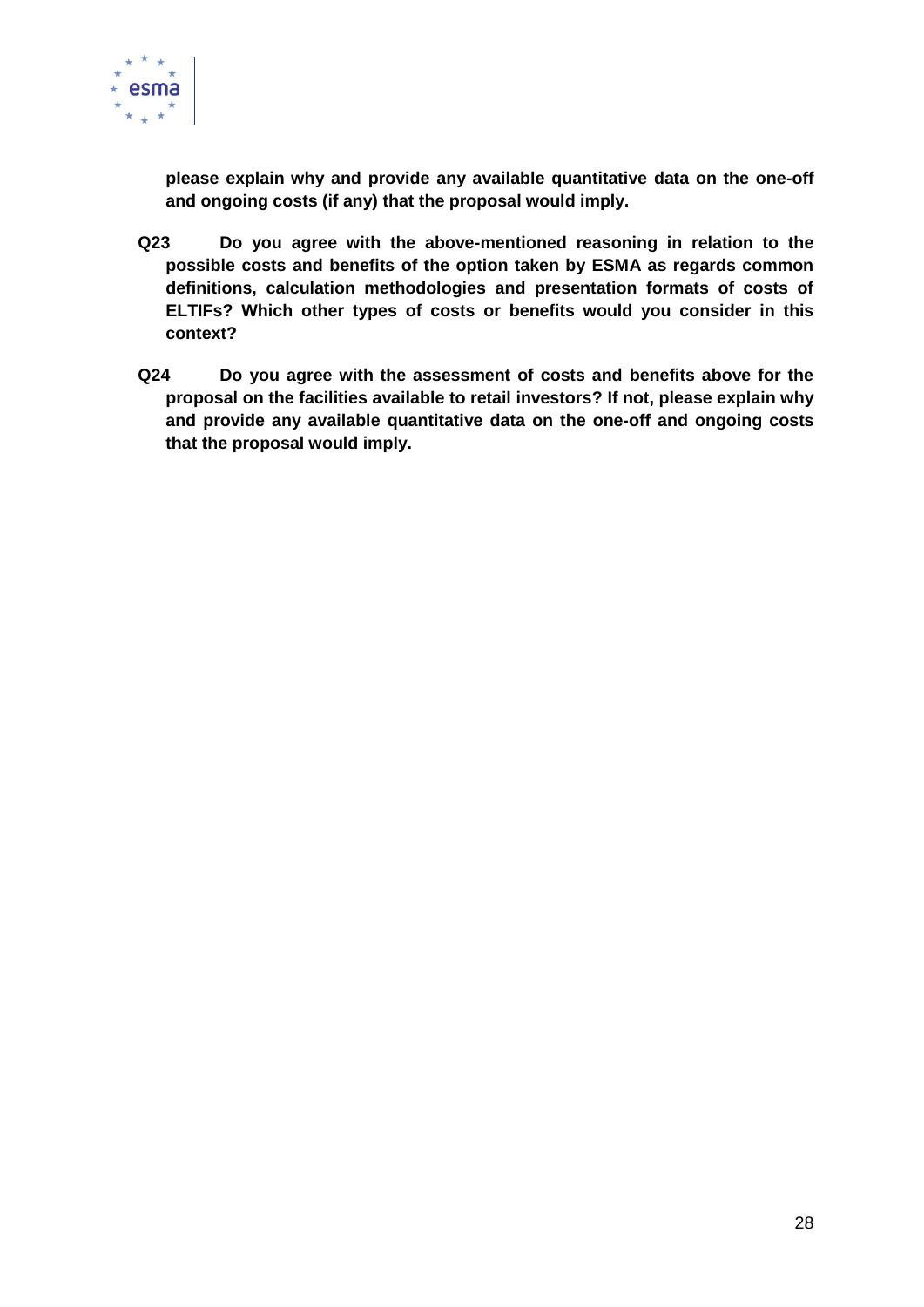**please explain why and provide any available quantitative data on the one-off and ongoing costs (if any) that the proposal would imply.**

**Q23 Do you agree with the above-mentioned reasoning in relation to the possible costs and benefits of the option taken by ESMA as regards common definitions, calculation methodologies and presentation formats of costs of ELTIFs? Which other types of costs or benefits would you consider in this context?**

**Q24 Do you agree with the assessment of costs and benefits above for the proposal on the facilities available to retail investors? If not, please explain why and provide any available quantitative data on the one-off and ongoing costs that the proposal would imply.**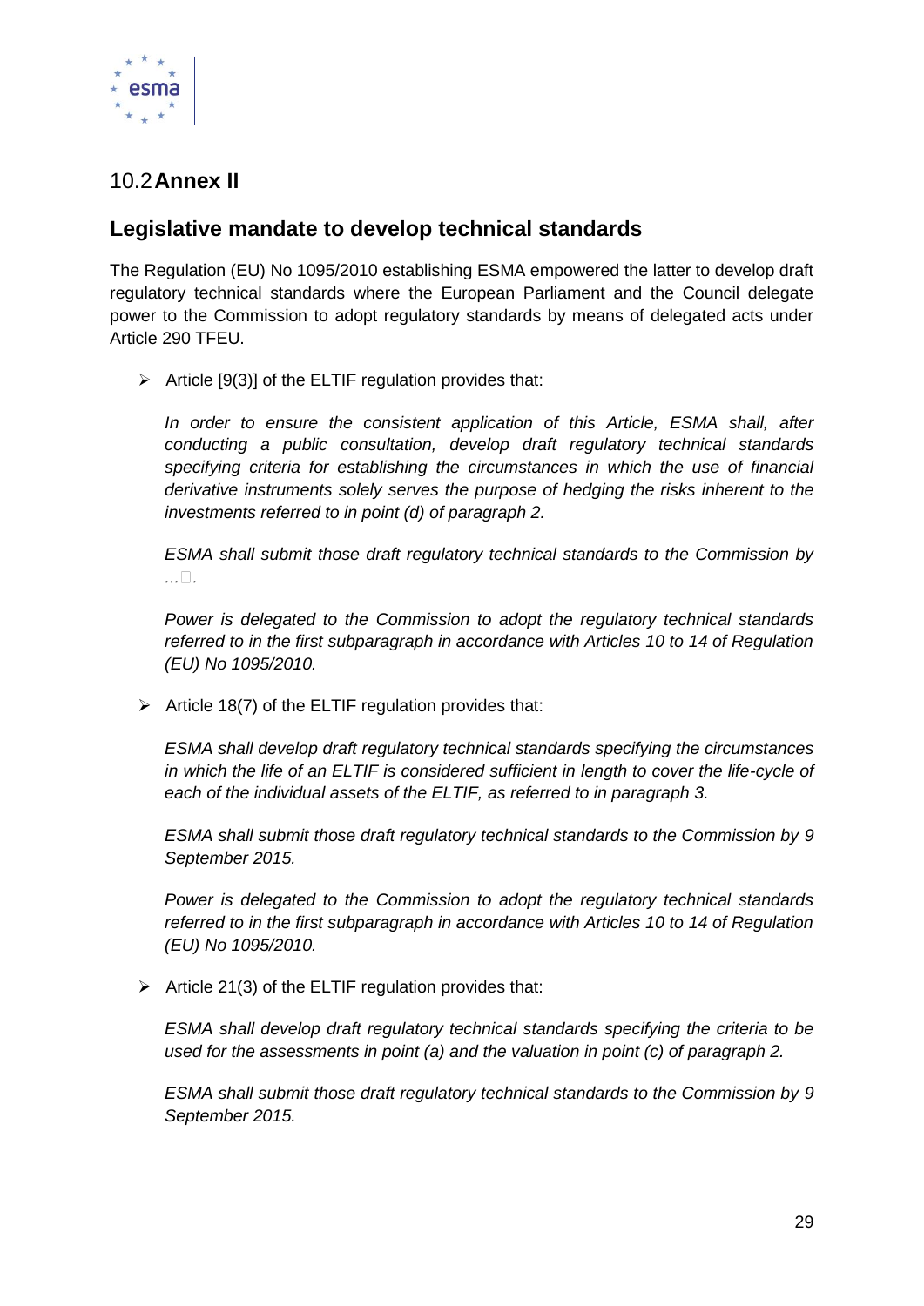## 10.2 Annex II

## Legislative mandate to develop technical standards

The Regulation (EU) No 1095/2010 establishing ESMA empowered the latter to develop draft regulatory technical standards where the European Parliament and the Council delegate power to the Commission to adopt regulatory standards by means of delegated acts under Article 290 TFEU.

- Article [9(3)] of the ELTIF regulation provides that:

  *In order to ensure the consistent application of this Article, ESMA shall, after conducting a public consultation, develop draft regulatory technical standards specifying criteria for establishing the circumstances in which the use of financial derivative instruments solely serves the purpose of hedging the risks inherent to the investments referred to in point (d) of paragraph 2.*

  *ESMA shall submit those draft regulatory technical standards to the Commission by ...□.*

  *Power is delegated to the Commission to adopt the regulatory technical standards referred to in the first subparagraph in accordance with Articles 10 to 14 of Regulation (EU) No 1095/2010.*

- Article 18(7) of the ELTIF regulation provides that:

  *ESMA shall develop draft regulatory technical standards specifying the circumstances in which the life of an ELTIF is considered sufficient in length to cover the life-cycle of each of the individual assets of the ELTIF, as referred to in paragraph 3.*

  *ESMA shall submit those draft regulatory technical standards to the Commission by 9 September 2015.*

  *Power is delegated to the Commission to adopt the regulatory technical standards referred to in the first subparagraph in accordance with Articles 10 to 14 of Regulation (EU) No 1095/2010.*

- Article 21(3) of the ELTIF regulation provides that:

  *ESMA shall develop draft regulatory technical standards specifying the criteria to be used for the assessments in point (a) and the valuation in point (c) of paragraph 2.*

  *ESMA shall submit those draft regulatory technical standards to the Commission by 9 September 2015.*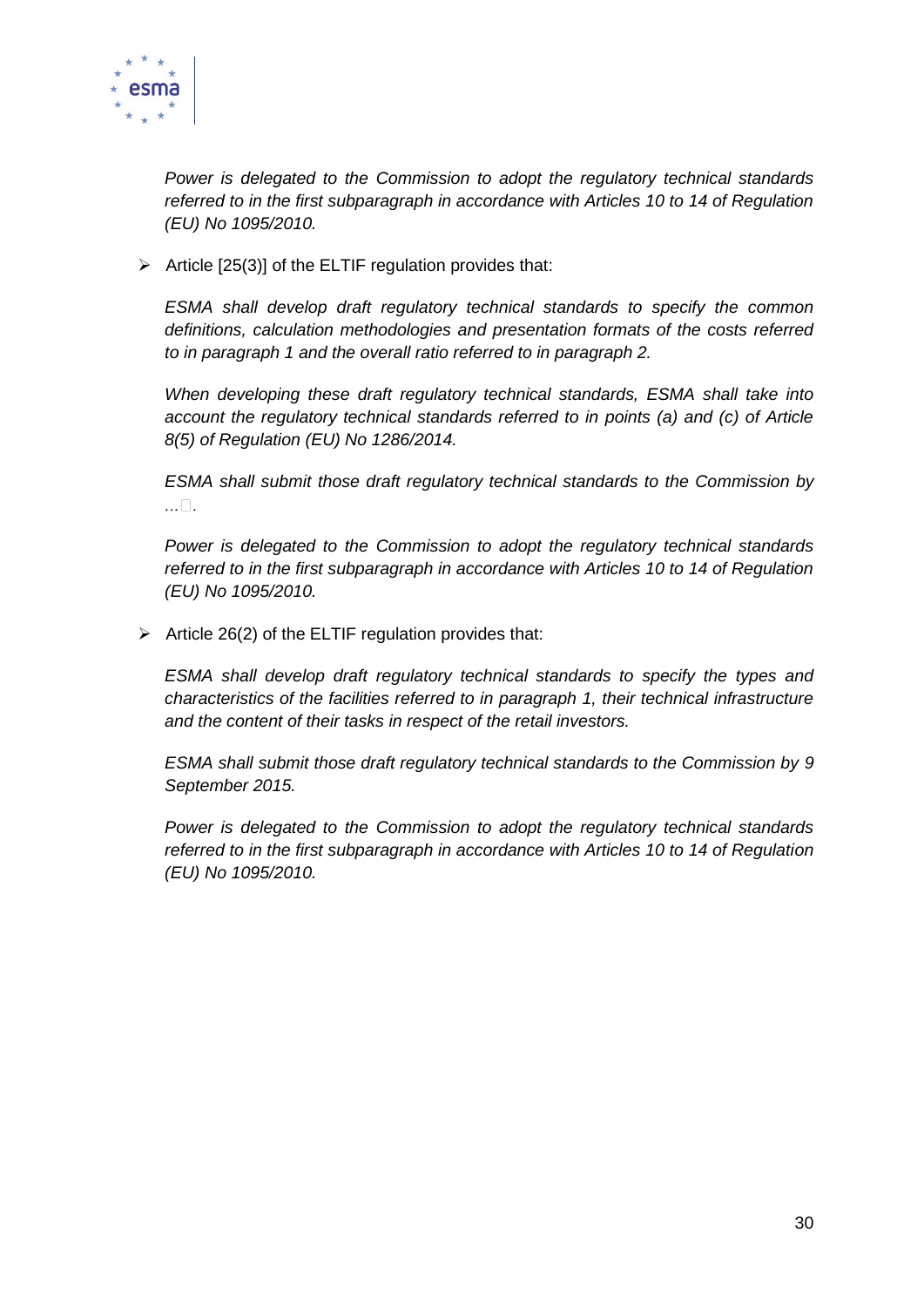*Power is delegated to the Commission to adopt the regulatory technical standards referred to in the first subparagraph in accordance with Articles 10 to 14 of Regulation (EU) No 1095/2010.*

- Article [25(3)] of the ELTIF regulation provides that:

  *ESMA shall develop draft regulatory technical standards to specify the common definitions, calculation methodologies and presentation formats of the costs referred to in paragraph 1 and the overall ratio referred to in paragraph 2.*

  *When developing these draft regulatory technical standards, ESMA shall take into account the regulatory technical standards referred to in points (a) and (c) of Article 8(5) of Regulation (EU) No 1286/2014.*

  *ESMA shall submit those draft regulatory technical standards to the Commission by ... .*

  *Power is delegated to the Commission to adopt the regulatory technical standards referred to in the first subparagraph in accordance with Articles 10 to 14 of Regulation (EU) No 1095/2010.*

- Article 26(2) of the ELTIF regulation provides that:

  *ESMA shall develop draft regulatory technical standards to specify the types and characteristics of the facilities referred to in paragraph 1, their technical infrastructure and the content of their tasks in respect of the retail investors.*

  *ESMA shall submit those draft regulatory technical standards to the Commission by 9 September 2015.*

  *Power is delegated to the Commission to adopt the regulatory technical standards referred to in the first subparagraph in accordance with Articles 10 to 14 of Regulation (EU) No 1095/2010.*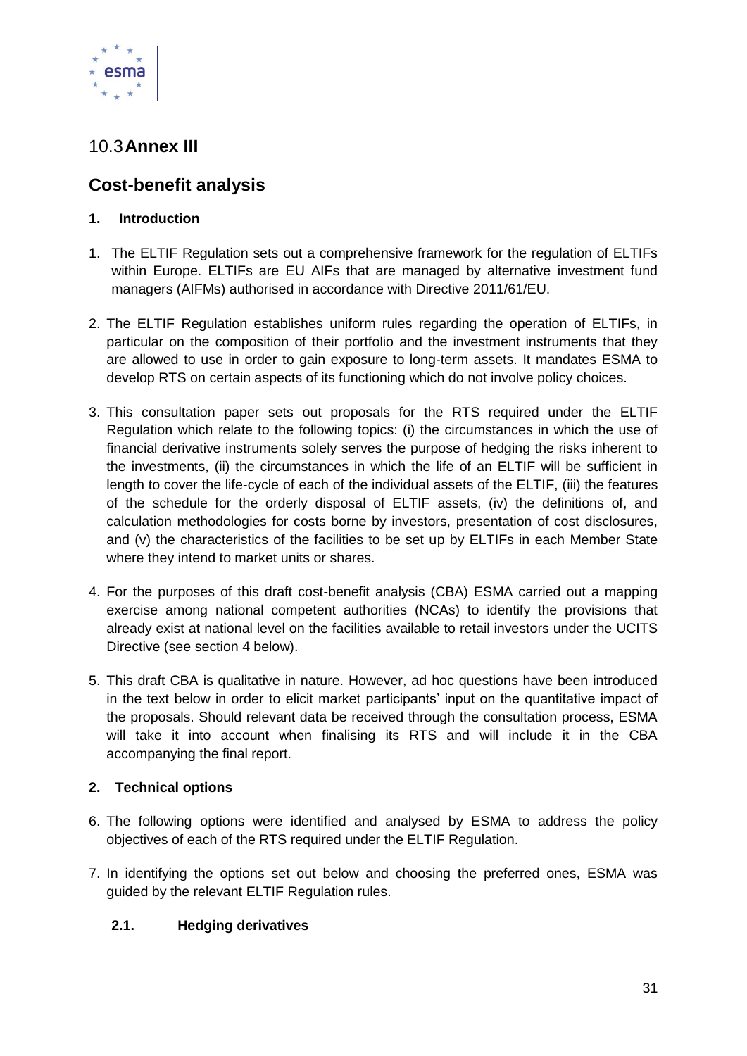## 10.3 Annex III

## Cost-benefit analysis

### 1. Introduction

1. The ELTIF Regulation sets out a comprehensive framework for the regulation of ELTIFs within Europe. ELTIFs are EU AIFs that are managed by alternative investment fund managers (AIFMs) authorised in accordance with Directive 2011/61/EU.

2. The ELTIF Regulation establishes uniform rules regarding the operation of ELTIFs, in particular on the composition of their portfolio and the investment instruments that they are allowed to use in order to gain exposure to long-term assets. It mandates ESMA to develop RTS on certain aspects of its functioning which do not involve policy choices.

3. This consultation paper sets out proposals for the RTS required under the ELTIF Regulation which relate to the following topics: (i) the circumstances in which the use of financial derivative instruments solely serves the purpose of hedging the risks inherent to the investments, (ii) the circumstances in which the life of an ELTIF will be sufficient in length to cover the life-cycle of each of the individual assets of the ELTIF, (iii) the features of the schedule for the orderly disposal of ELTIF assets, (iv) the definitions of, and calculation methodologies for costs borne by investors, presentation of cost disclosures, and (v) the characteristics of the facilities to be set up by ELTIFs in each Member State where they intend to market units or shares.

4. For the purposes of this draft cost-benefit analysis (CBA) ESMA carried out a mapping exercise among national competent authorities (NCAs) to identify the provisions that already exist at national level on the facilities available to retail investors under the UCITS Directive (see section 4 below).

5. This draft CBA is qualitative in nature. However, ad hoc questions have been introduced in the text below in order to elicit market participants' input on the quantitative impact of the proposals. Should relevant data be received through the consultation process, ESMA will take it into account when finalising its RTS and will include it in the CBA accompanying the final report.

### 2. Technical options

6. The following options were identified and analysed by ESMA to address the policy objectives of each of the RTS required under the ELTIF Regulation.

7. In identifying the options set out below and choosing the preferred ones, ESMA was guided by the relevant ELTIF Regulation rules.

#### 2.1. Hedging derivatives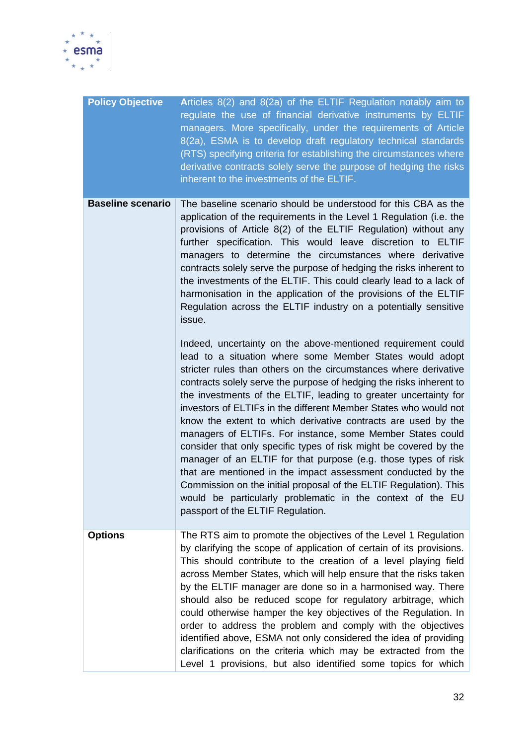| Policy Objective | Articles 8(2) and 8(2a) of the ELTIF Regulation notably aim to regulate the use of financial derivative instruments by ELTIF managers. More specifically, under the requirements of Article 8(2a), ESMA is to develop draft regulatory technical standards (RTS) specifying criteria for establishing the circumstances where derivative contracts solely serve the purpose of hedging the risks inherent to the investments of the ELTIF. |
|---|---|
| **Baseline scenario** | The baseline scenario should be understood for this CBA as the application of the requirements in the Level 1 Regulation (i.e. the provisions of Article 8(2) of the ELTIF Regulation) without any further specification. This would leave discretion to ELTIF managers to determine the circumstances where derivative contracts solely serve the purpose of hedging the risks inherent to the investments of the ELTIF. This could clearly lead to a lack of harmonisation in the application of the provisions of the ELTIF Regulation across the ELTIF industry on a potentially sensitive issue.<br><br>Indeed, uncertainty on the above-mentioned requirement could lead to a situation where some Member States would adopt stricter rules than others on the circumstances where derivative contracts solely serve the purpose of hedging the risks inherent to the investments of the ELTIF, leading to greater uncertainty for investors of ELTIFs in the different Member States who would not know the extent to which derivative contracts are used by the managers of ELTIFs. For instance, some Member States could consider that only specific types of risk might be covered by the manager of an ELTIF for that purpose (e.g. those types of risk that are mentioned in the impact assessment conducted by the Commission on the initial proposal of the ELTIF Regulation). This would be particularly problematic in the context of the EU passport of the ELTIF Regulation. |
| **Options** | The RTS aim to promote the objectives of the Level 1 Regulation by clarifying the scope of application of certain of its provisions. This should contribute to the creation of a level playing field across Member States, which will help ensure that the risks taken by the ELTIF manager are done so in a harmonised way. There should also be reduced scope for regulatory arbitrage, which could otherwise hamper the key objectives of the Regulation. In order to address the problem and comply with the objectives identified above, ESMA not only considered the idea of providing clarifications on the criteria which may be extracted from the Level 1 provisions, but also identified some topics for which |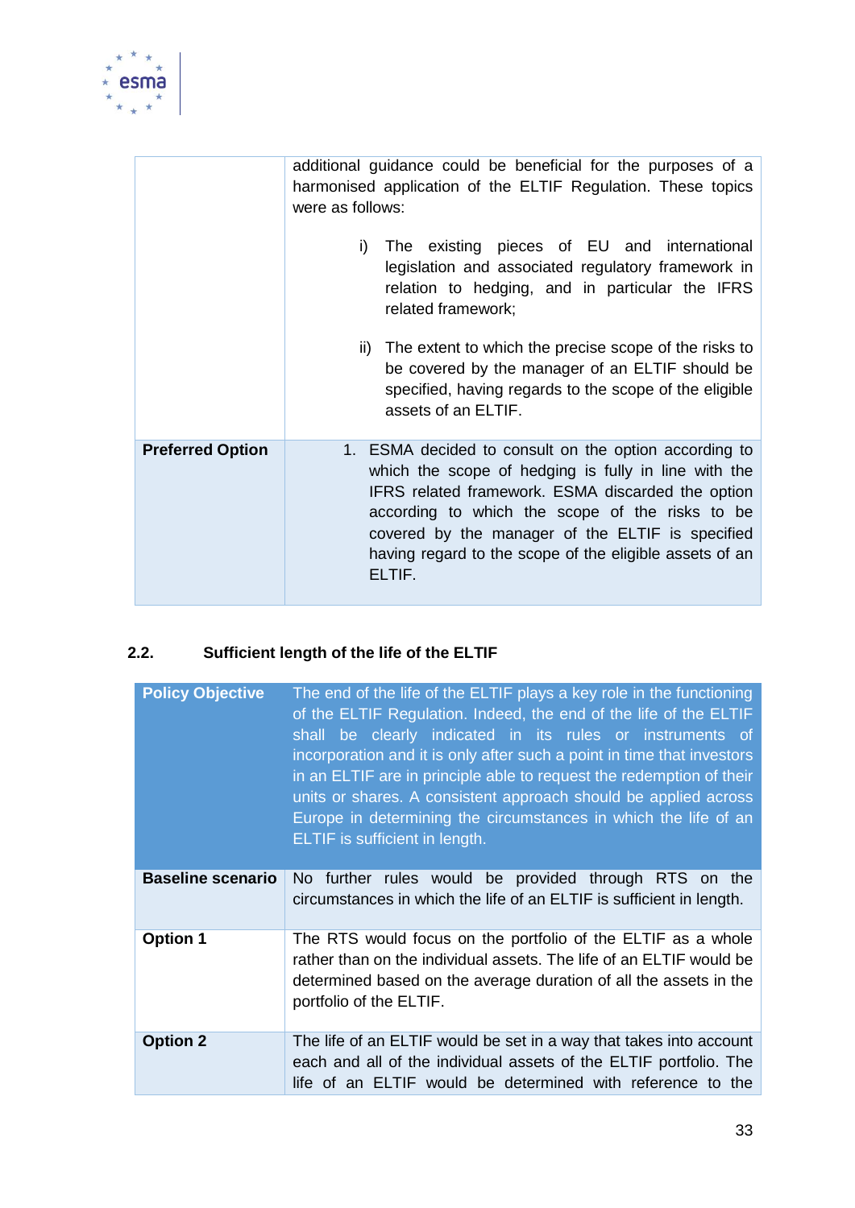| | |
|---|---|
| | additional guidance could be beneficial for the purposes of a harmonised application of the ELTIF Regulation. These topics were as follows:<br><br>i) The existing pieces of EU and international legislation and associated regulatory framework in relation to hedging, and in particular the IFRS related framework;<br><br>ii) The extent to which the precise scope of the risks to be covered by the manager of an ELTIF should be specified, having regards to the scope of the eligible assets of an ELTIF. |
| **Preferred Option** | 1. ESMA decided to consult on the option according to which the scope of hedging is fully in line with the IFRS related framework. ESMA discarded the option according to which the scope of the risks to be covered by the manager of the ELTIF is specified having regard to the scope of the eligible assets of an ELTIF. |

### 2.2. Sufficient length of the life of the ELTIF

| **Policy Objective** | The end of the life of the ELTIF plays a key role in the functioning of the ELTIF Regulation. Indeed, the end of the life of the ELTIF shall be clearly indicated in its rules or instruments of incorporation and it is only after such a point in time that investors in an ELTIF are in principle able to request the redemption of their units or shares. A consistent approach should be applied across Europe in determining the circumstances in which the life of an ELTIF is sufficient in length. |
|---|---|
| **Baseline scenario** | No further rules would be provided through RTS on the circumstances in which the life of an ELTIF is sufficient in length. |
| **Option 1** | The RTS would focus on the portfolio of the ELTIF as a whole rather than on the individual assets. The life of an ELTIF would be determined based on the average duration of all the assets in the portfolio of the ELTIF. |
| **Option 2** | The life of an ELTIF would be set in a way that takes into account each and all of the individual assets of the ELTIF portfolio. The life of an ELTIF would be determined with reference to the |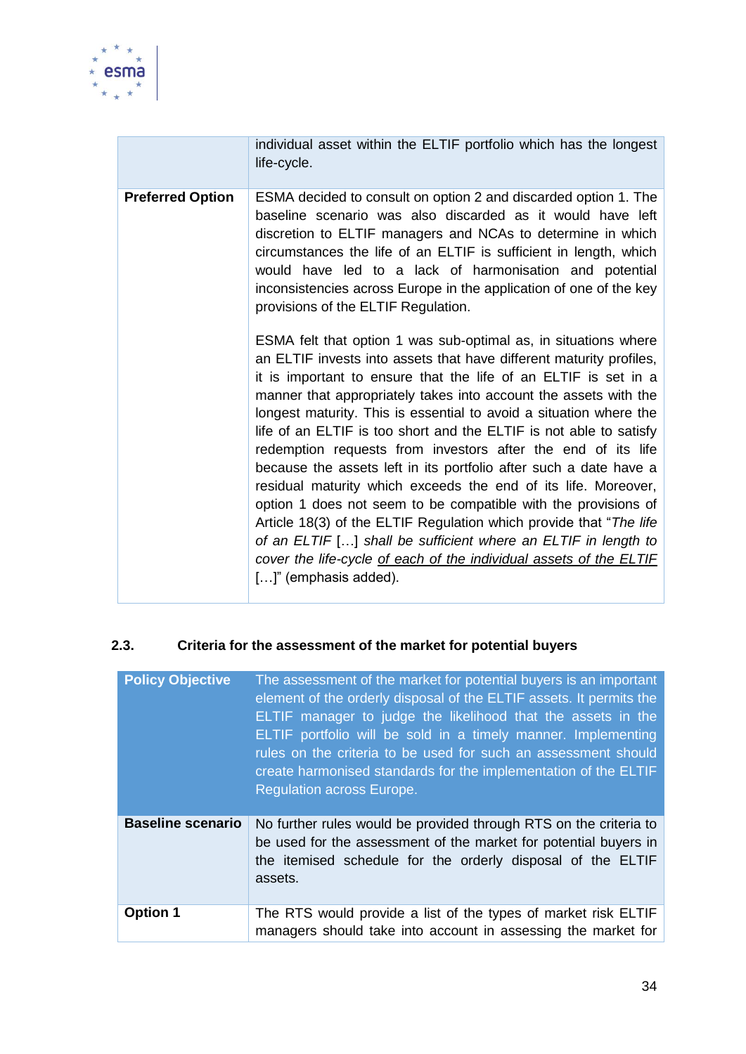| | |
|---|---|
| | individual asset within the ELTIF portfolio which has the longest life-cycle. |
| **Preferred Option** | ESMA decided to consult on option 2 and discarded option 1. The baseline scenario was also discarded as it would have left discretion to ELTIF managers and NCAs to determine in which circumstances the life of an ELTIF is sufficient in length, which would have led to a lack of harmonisation and potential inconsistencies across Europe in the application of one of the key provisions of the ELTIF Regulation.<br><br>ESMA felt that option 1 was sub-optimal as, in situations where an ELTIF invests into assets that have different maturity profiles, it is important to ensure that the life of an ELTIF is set in a manner that appropriately takes into account the assets with the longest maturity. This is essential to avoid a situation where the life of an ELTIF is too short and the ELTIF is not able to satisfy redemption requests from investors after the end of its life because the assets left in its portfolio after such a date have a residual maturity which exceeds the end of its life. Moreover, option 1 does not seem to be compatible with the provisions of Article 18(3) of the ELTIF Regulation which provide that "*The life of an ELTIF* […] *shall be sufficient where an ELTIF in length to cover the life-cycle <u>of each of the individual assets of the ELTIF</u>* […]" (emphasis added). |

### 2.3. Criteria for the assessment of the market for potential buyers

| | |
|---|---|
| **Policy Objective** | The assessment of the market for potential buyers is an important element of the orderly disposal of the ELTIF assets. It permits the ELTIF manager to judge the likelihood that the assets in the ELTIF portfolio will be sold in a timely manner. Implementing rules on the criteria to be used for such an assessment should create harmonised standards for the implementation of the ELTIF Regulation across Europe. |
| **Baseline scenario** | No further rules would be provided through RTS on the criteria to be used for the assessment of the market for potential buyers in the itemised schedule for the orderly disposal of the ELTIF assets. |
| **Option 1** | The RTS would provide a list of the types of market risk ELTIF managers should take into account in assessing the market for |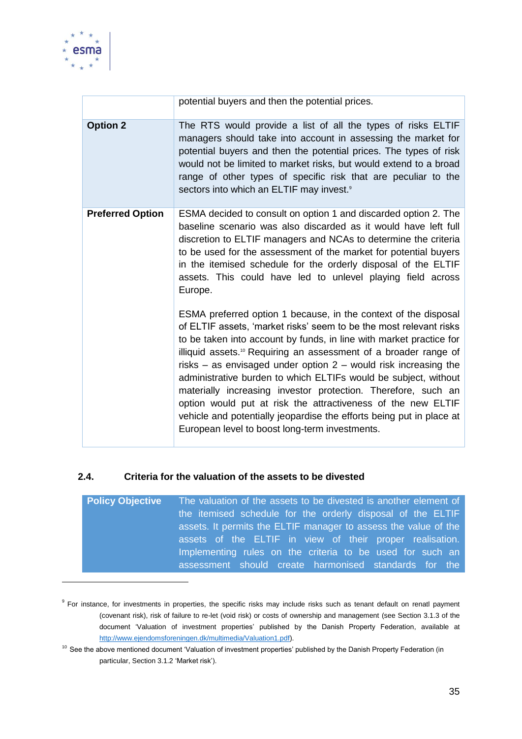|  |  |
|---|---|
|  | potential buyers and then the potential prices. |
| **Option 2** | The RTS would provide a list of all the types of risks ELTIF managers should take into account in assessing the market for potential buyers and then the potential prices. The types of risk would not be limited to market risks, but would extend to a broad range of other types of specific risk that are peculiar to the sectors into which an ELTIF may invest.[9] |
| **Preferred Option** | ESMA decided to consult on option 1 and discarded option 2. The baseline scenario was also discarded as it would have left full discretion to ELTIF managers and NCAs to determine the criteria to be used for the assessment of the market for potential buyers in the itemised schedule for the orderly disposal of the ELTIF assets. This could have led to unlevel playing field across Europe.<br><br>ESMA preferred option 1 because, in the context of the disposal of ELTIF assets, 'market risks' seem to be the most relevant risks to be taken into account by funds, in line with market practice for illiquid assets.[10] Requiring an assessment of a broader range of risks – as envisaged under option 2 – would risk increasing the administrative burden to which ELTIFs would be subject, without materially increasing investor protection. Therefore, such an option would put at risk the attractiveness of the new ELTIF vehicle and potentially jeopardise the efforts being put in place at European level to boost long-term investments. |

### 2.4. Criteria for the valuation of the assets to be divested

| **Policy Objective** | The valuation of the assets to be divested is another element of the itemised schedule for the orderly disposal of the ELTIF assets. It permits the ELTIF manager to assess the value of the assets of the ELTIF in view of their proper realisation. Implementing rules on the criteria to be used for such an assessment should create harmonised standards for the |
|---|---|

[9] For instance, for investments in properties, the specific risks may include risks such as tenant default on renatl payment (covenant risk), risk of failure to re-let (void risk) or costs of ownership and management (see Section 3.1.3 of the document 'Valuation of investment properties' published by the Danish Property Federation, available at http://www.ejendomsforeningen.dk/multimedia/Valuation1.pdf).

[10] See the above mentioned document 'Valuation of investment properties' published by the Danish Property Federation (in particular, Section 3.1.2 'Market risk').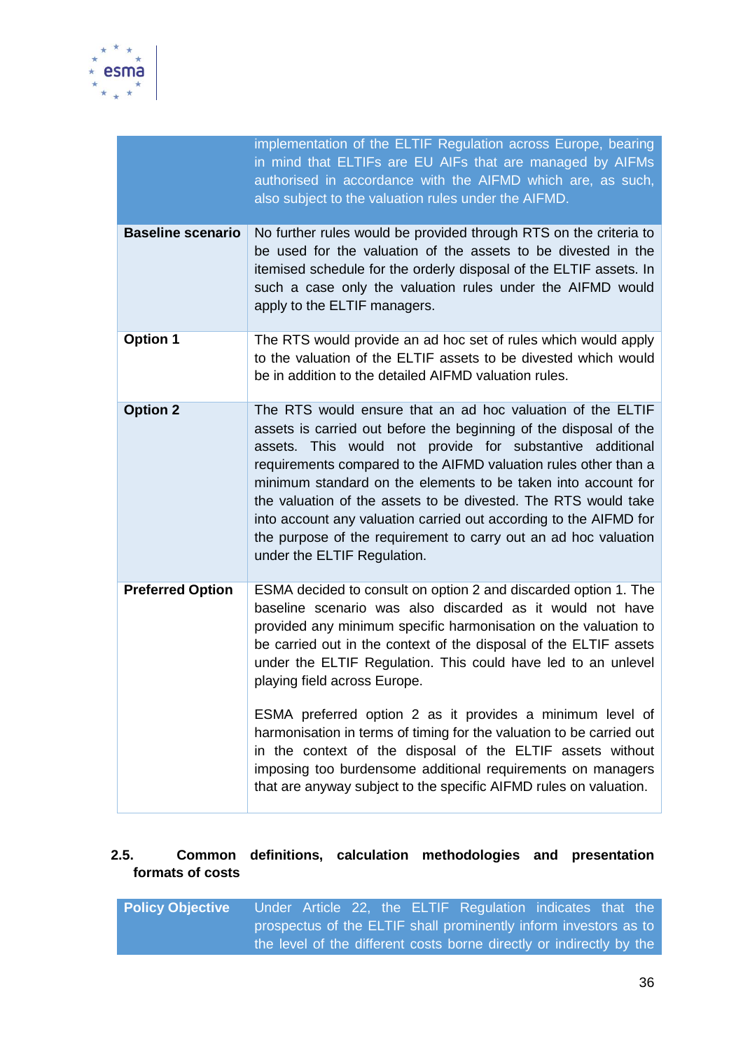| | |
|---|---|
| | implementation of the ELTIF Regulation across Europe, bearing in mind that ELTIFs are EU AIFs that are managed by AIFMs authorised in accordance with the AIFMD which are, as such, also subject to the valuation rules under the AIFMD. |
| **Baseline scenario** | No further rules would be provided through RTS on the criteria to be used for the valuation of the assets to be divested in the itemised schedule for the orderly disposal of the ELTIF assets. In such a case only the valuation rules under the AIFMD would apply to the ELTIF managers. |
| **Option 1** | The RTS would provide an ad hoc set of rules which would apply to the valuation of the ELTIF assets to be divested which would be in addition to the detailed AIFMD valuation rules. |
| **Option 2** | The RTS would ensure that an ad hoc valuation of the ELTIF assets is carried out before the beginning of the disposal of the assets. This would not provide for substantive additional requirements compared to the AIFMD valuation rules other than a minimum standard on the elements to be taken into account for the valuation of the assets to be divested. The RTS would take into account any valuation carried out according to the AIFMD for the purpose of the requirement to carry out an ad hoc valuation under the ELTIF Regulation. |
| **Preferred Option** | ESMA decided to consult on option 2 and discarded option 1. The baseline scenario was also discarded as it would not have provided any minimum specific harmonisation on the valuation to be carried out in the context of the disposal of the ELTIF assets under the ELTIF Regulation. This could have led to an unlevel playing field across Europe.<br><br>ESMA preferred option 2 as it provides a minimum level of harmonisation in terms of timing for the valuation to be carried out in the context of the disposal of the ELTIF assets without imposing too burdensome additional requirements on managers that are anyway subject to the specific AIFMD rules on valuation. |

### 2.5. Common definitions, calculation methodologies and presentation formats of costs

| | |
|---|---|
| **Policy Objective** | Under Article 22, the ELTIF Regulation indicates that the prospectus of the ELTIF shall prominently inform investors as to the level of the different costs borne directly or indirectly by the |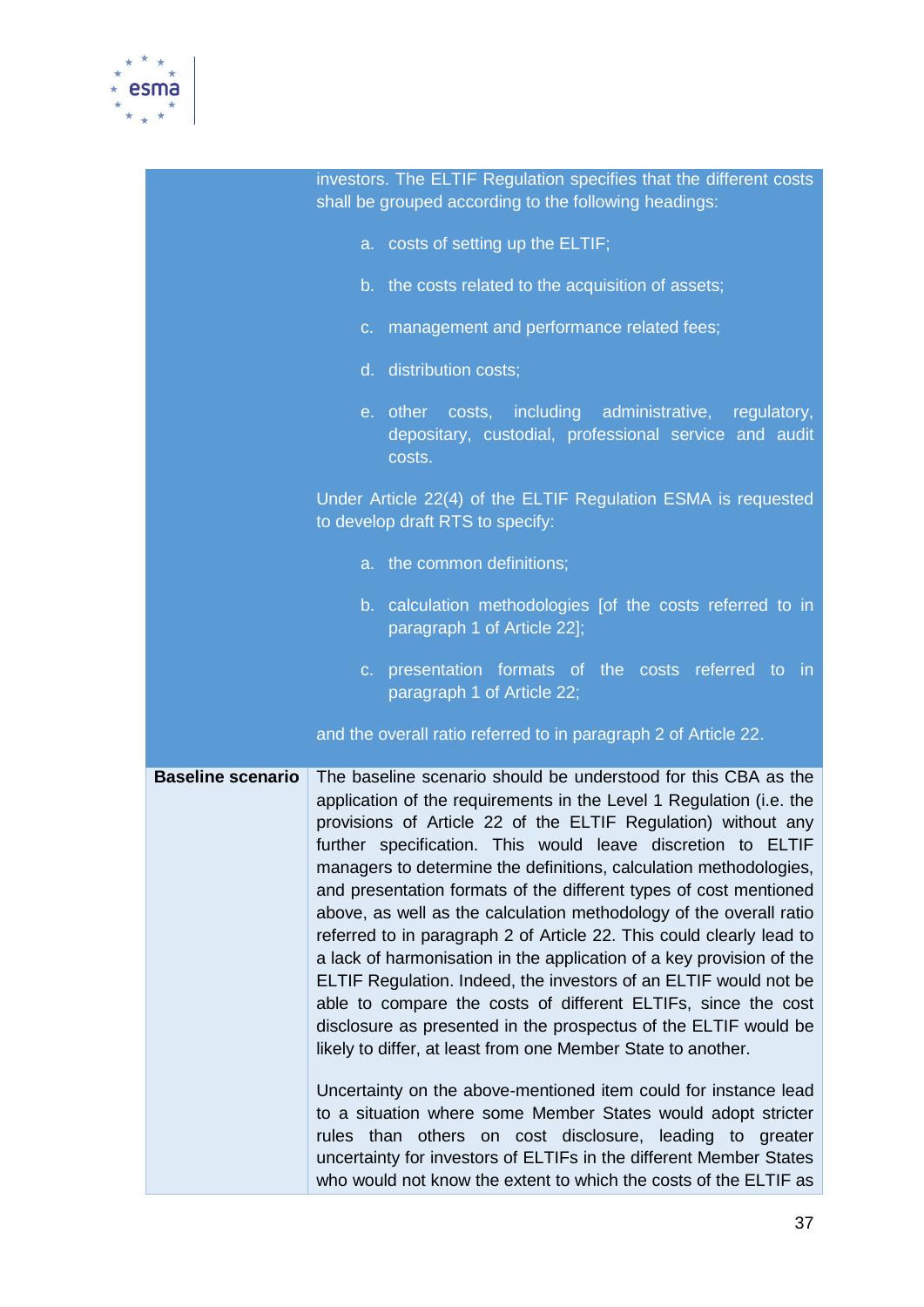| | |
|---|---|
| | investors. The ELTIF Regulation specifies that the different costs shall be grouped according to the following headings:<br><br>a. costs of setting up the ELTIF;<br><br>b. the costs related to the acquisition of assets;<br><br>c. management and performance related fees;<br><br>d. distribution costs;<br><br>e. other costs, including administrative, regulatory, depositary, custodial, professional service and audit costs.<br><br>Under Article 22(4) of the ELTIF Regulation ESMA is requested to develop draft RTS to specify:<br><br>a. the common definitions;<br><br>b. calculation methodologies [of the costs referred to in paragraph 1 of Article 22];<br><br>c. presentation formats of the costs referred to in paragraph 1 of Article 22;<br><br>and the overall ratio referred to in paragraph 2 of Article 22. |
| **Baseline scenario** | The baseline scenario should be understood for this CBA as the application of the requirements in the Level 1 Regulation (i.e. the provisions of Article 22 of the ELTIF Regulation) without any further specification. This would leave discretion to ELTIF managers to determine the definitions, calculation methodologies, and presentation formats of the different types of cost mentioned above, as well as the calculation methodology of the overall ratio referred to in paragraph 2 of Article 22. This could clearly lead to a lack of harmonisation in the application of a key provision of the ELTIF Regulation. Indeed, the investors of an ELTIF would not be able to compare the costs of different ELTIFs, since the cost disclosure as presented in the prospectus of the ELTIF would be likely to differ, at least from one Member State to another.<br><br>Uncertainty on the above-mentioned item could for instance lead to a situation where some Member States would adopt stricter rules than others on cost disclosure, leading to greater uncertainty for investors of ELTIFs in the different Member States who would not know the extent to which the costs of the ELTIF as |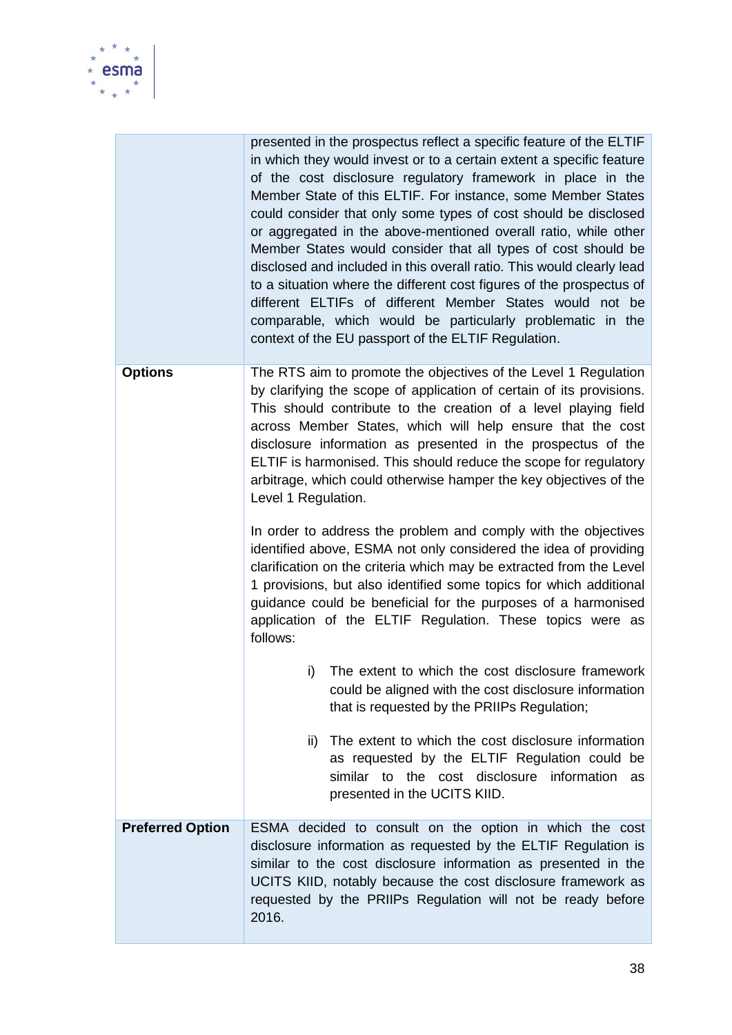| | |
|---|---|
| | presented in the prospectus reflect a specific feature of the ELTIF in which they would invest or to a certain extent a specific feature of the cost disclosure regulatory framework in place in the Member State of this ELTIF. For instance, some Member States could consider that only some types of cost should be disclosed or aggregated in the above-mentioned overall ratio, while other Member States would consider that all types of cost should be disclosed and included in this overall ratio. This would clearly lead to a situation where the different cost figures of the prospectus of different ELTIFs of different Member States would not be comparable, which would be particularly problematic in the context of the EU passport of the ELTIF Regulation. |
| **Options** | The RTS aim to promote the objectives of the Level 1 Regulation by clarifying the scope of application of certain of its provisions. This should contribute to the creation of a level playing field across Member States, which will help ensure that the cost disclosure information as presented in the prospectus of the ELTIF is harmonised. This should reduce the scope for regulatory arbitrage, which could otherwise hamper the key objectives of the Level 1 Regulation.<br><br>In order to address the problem and comply with the objectives identified above, ESMA not only considered the idea of providing clarification on the criteria which may be extracted from the Level 1 provisions, but also identified some topics for which additional guidance could be beneficial for the purposes of a harmonised application of the ELTIF Regulation. These topics were as follows:<br><br>i) The extent to which the cost disclosure framework could be aligned with the cost disclosure information that is requested by the PRIIPs Regulation;<br><br>ii) The extent to which the cost disclosure information as requested by the ELTIF Regulation could be similar to the cost disclosure information as presented in the UCITS KIID. |
| **Preferred Option** | ESMA decided to consult on the option in which the cost disclosure information as requested by the ELTIF Regulation is similar to the cost disclosure information as presented in the UCITS KIID, notably because the cost disclosure framework as requested by the PRIIPs Regulation will not be ready before 2016. |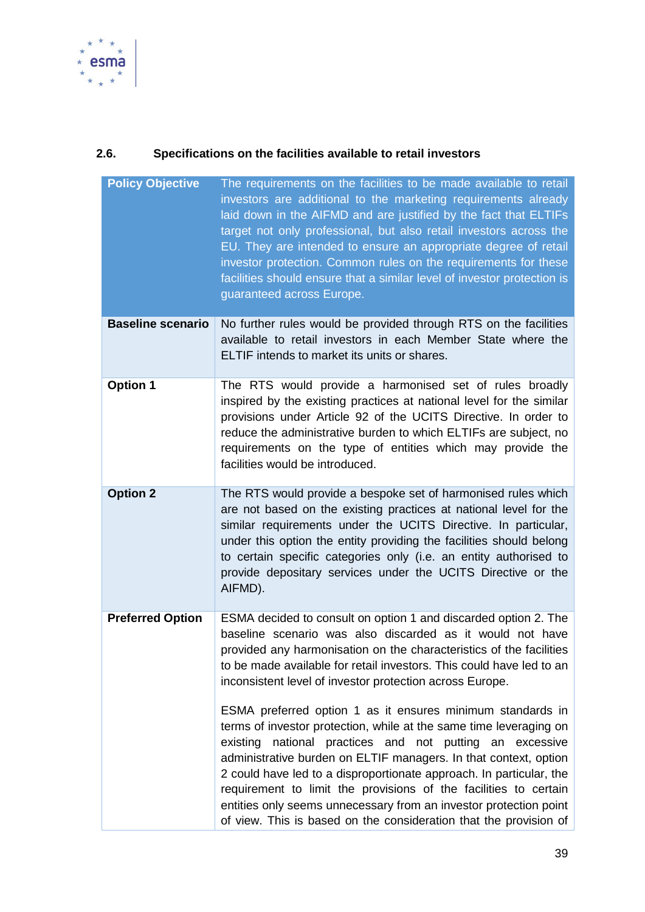### 2.6. Specifications on the facilities available to retail investors

| Policy Objective | The requirements on the facilities to be made available to retail investors are additional to the marketing requirements already laid down in the AIFMD and are justified by the fact that ELTIFs target not only professional, but also retail investors across the EU. They are intended to ensure an appropriate degree of retail investor protection. Common rules on the requirements for these facilities should ensure that a similar level of investor protection is guaranteed across Europe. |
|---|---|
| **Baseline scenario** | No further rules would be provided through RTS on the facilities available to retail investors in each Member State where the ELTIF intends to market its units or shares. |
| **Option 1** | The RTS would provide a harmonised set of rules broadly inspired by the existing practices at national level for the similar provisions under Article 92 of the UCITS Directive. In order to reduce the administrative burden to which ELTIFs are subject, no requirements on the type of entities which may provide the facilities would be introduced. |
| **Option 2** | The RTS would provide a bespoke set of harmonised rules which are not based on the existing practices at national level for the similar requirements under the UCITS Directive. In particular, under this option the entity providing the facilities should belong to certain specific categories only (i.e. an entity authorised to provide depositary services under the UCITS Directive or the AIFMD). |
| **Preferred Option** | ESMA decided to consult on option 1 and discarded option 2. The baseline scenario was also discarded as it would not have provided any harmonisation on the characteristics of the facilities to be made available for retail investors. This could have led to an inconsistent level of investor protection across Europe.<br><br>ESMA preferred option 1 as it ensures minimum standards in terms of investor protection, while at the same time leveraging on existing national practices and not putting an excessive administrative burden on ELTIF managers. In that context, option 2 could have led to a disproportionate approach. In particular, the requirement to limit the provisions of the facilities to certain entities only seems unnecessary from an investor protection point of view. This is based on the consideration that the provision of |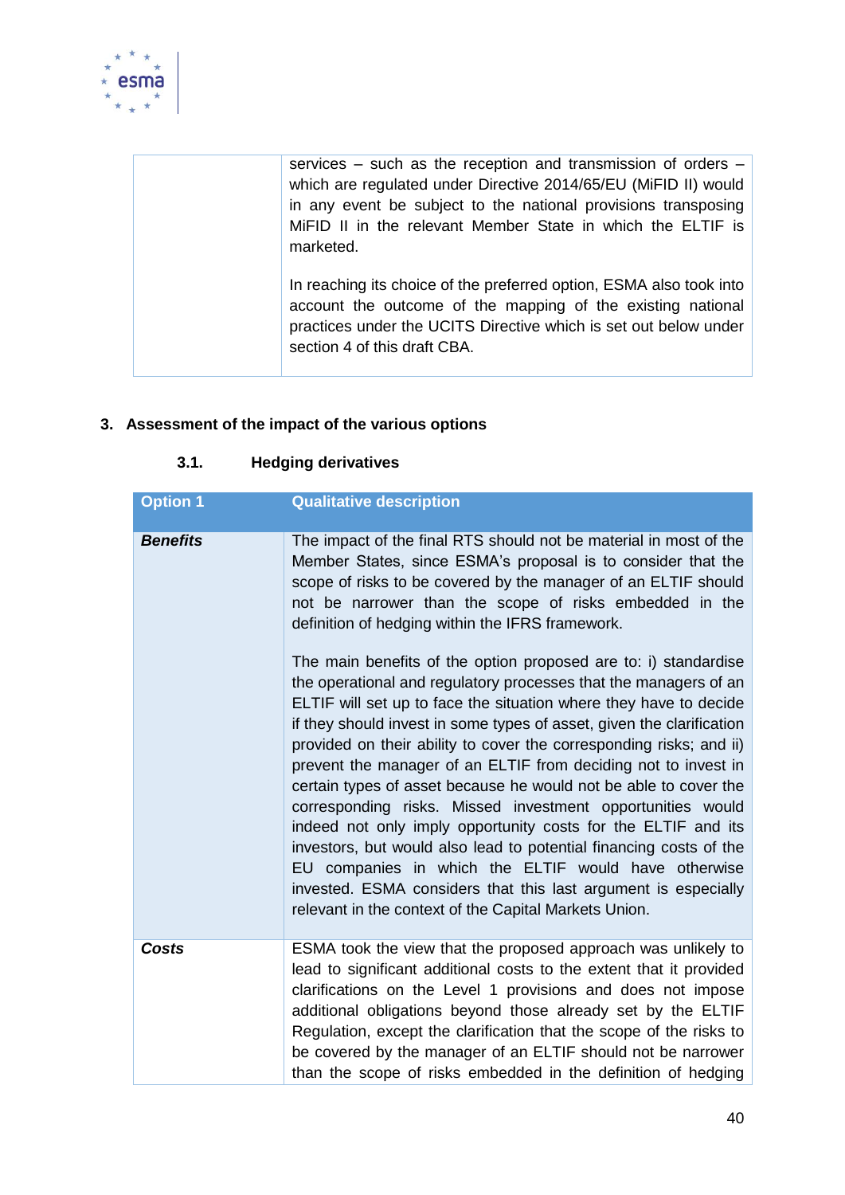| | |
|---|---|
| | services – such as the reception and transmission of orders – which are regulated under Directive 2014/65/EU (MiFID II) would in any event be subject to the national provisions transposing MiFID II in the relevant Member State in which the ELTIF is marketed.<br><br>In reaching its choice of the preferred option, ESMA also took into account the outcome of the mapping of the existing national practices under the UCITS Directive which is set out below under section 4 of this draft CBA. |

## 3. Assessment of the impact of the various options

### 3.1. Hedging derivatives

| Option 1 | Qualitative description |
|---|---|
| ***Benefits*** | The impact of the final RTS should not be material in most of the Member States, since ESMA's proposal is to consider that the scope of risks to be covered by the manager of an ELTIF should not be narrower than the scope of risks embedded in the definition of hedging within the IFRS framework.<br><br>The main benefits of the option proposed are to: i) standardise the operational and regulatory processes that the managers of an ELTIF will set up to face the situation where they have to decide if they should invest in some types of asset, given the clarification provided on their ability to cover the corresponding risks; and ii) prevent the manager of an ELTIF from deciding not to invest in certain types of asset because he would not be able to cover the corresponding risks. Missed investment opportunities would indeed not only imply opportunity costs for the ELTIF and its investors, but would also lead to potential financing costs of the EU companies in which the ELTIF would have otherwise invested. ESMA considers that this last argument is especially relevant in the context of the Capital Markets Union. |
| ***Costs*** | ESMA took the view that the proposed approach was unlikely to lead to significant additional costs to the extent that it provided clarifications on the Level 1 provisions and does not impose additional obligations beyond those already set by the ELTIF Regulation, except the clarification that the scope of the risks to be covered by the manager of an ELTIF should not be narrower than the scope of risks embedded in the definition of hedging |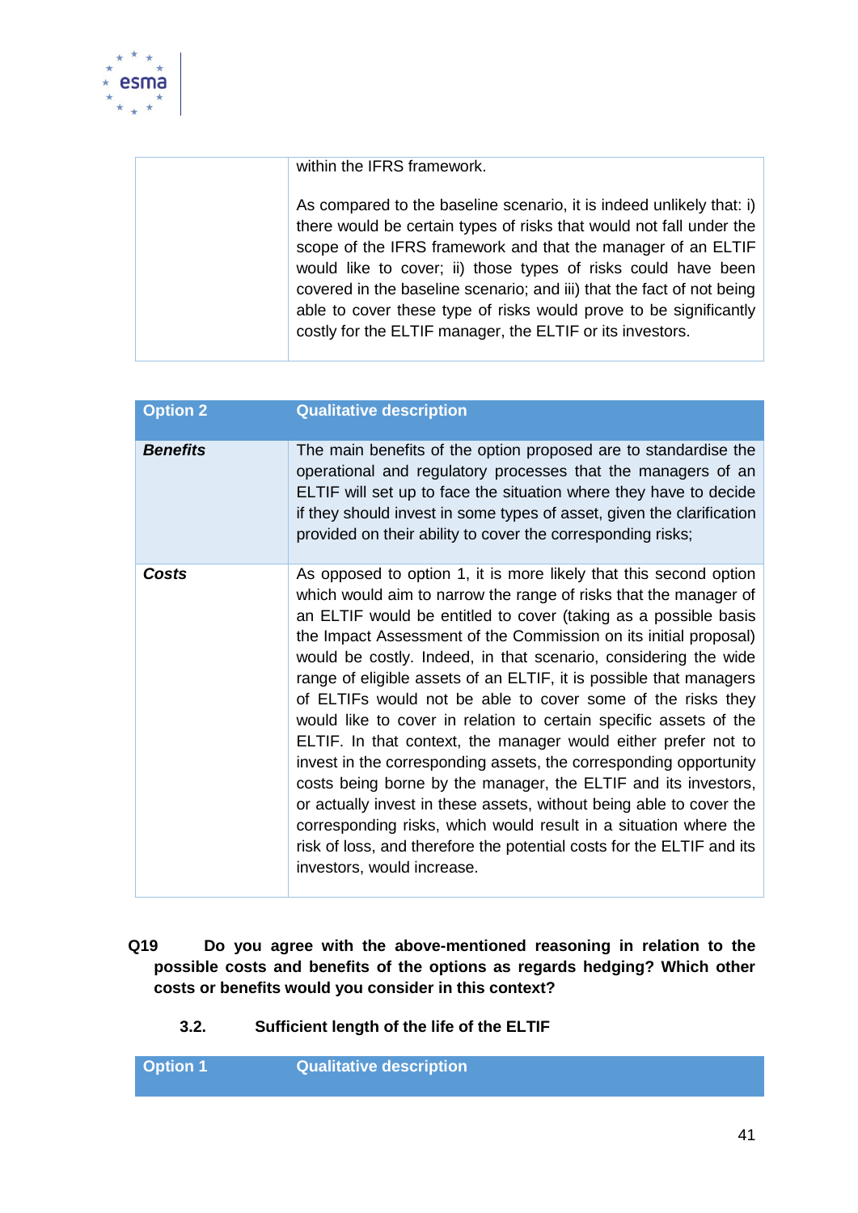|  |  |
|---|---|
|  | within the IFRS framework.<br><br>As compared to the baseline scenario, it is indeed unlikely that: i) there would be certain types of risks that would not fall under the scope of the IFRS framework and that the manager of an ELTIF would like to cover; ii) those types of risks could have been covered in the baseline scenario; and iii) that the fact of not being able to cover these type of risks would prove to be significantly costly for the ELTIF manager, the ELTIF or its investors. |

| Option 2 | Qualitative description |
|---|---|
| ***Benefits*** | The main benefits of the option proposed are to standardise the operational and regulatory processes that the managers of an ELTIF will set up to face the situation where they have to decide if they should invest in some types of asset, given the clarification provided on their ability to cover the corresponding risks; |
| ***Costs*** | As opposed to option 1, it is more likely that this second option which would aim to narrow the range of risks that the manager of an ELTIF would be entitled to cover (taking as a possible basis the Impact Assessment of the Commission on its initial proposal) would be costly. Indeed, in that scenario, considering the wide range of eligible assets of an ELTIF, it is possible that managers of ELTIFs would not be able to cover some of the risks they would like to cover in relation to certain specific assets of the ELTIF. In that context, the manager would either prefer not to invest in the corresponding assets, the corresponding opportunity costs being borne by the manager, the ELTIF and its investors, or actually invest in these assets, without being able to cover the corresponding risks, which would result in a situation where the risk of loss, and therefore the potential costs for the ELTIF and its investors, would increase. |

**Q19 Do you agree with the above-mentioned reasoning in relation to the possible costs and benefits of the options as regards hedging? Which other costs or benefits would you consider in this context?**

### 3.2. Sufficient length of the life of the ELTIF

| Option 1 | Qualitative description |
|---|---|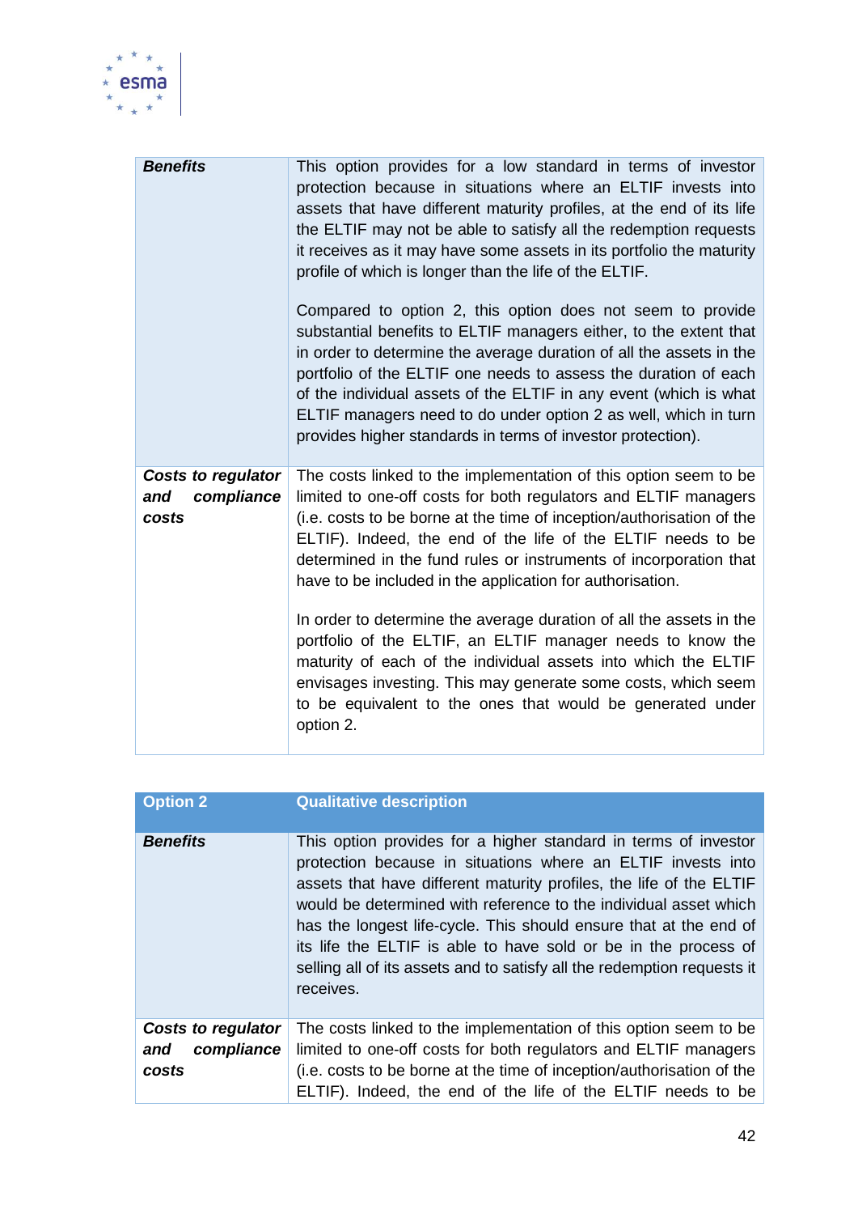| | |
|---|---|
| ***Benefits*** | This option provides for a low standard in terms of investor protection because in situations where an ELTIF invests into assets that have different maturity profiles, at the end of its life the ELTIF may not be able to satisfy all the redemption requests it receives as it may have some assets in its portfolio the maturity profile of which is longer than the life of the ELTIF.<br><br>Compared to option 2, this option does not seem to provide substantial benefits to ELTIF managers either, to the extent that in order to determine the average duration of all the assets in the portfolio of the ELTIF one needs to assess the duration of each of the individual assets of the ELTIF in any event (which is what ELTIF managers need to do under option 2 as well, which in turn provides higher standards in terms of investor protection). |
| ***Costs to regulator and compliance costs*** | The costs linked to the implementation of this option seem to be limited to one-off costs for both regulators and ELTIF managers (i.e. costs to be borne at the time of inception/authorisation of the ELTIF). Indeed, the end of the life of the ELTIF needs to be determined in the fund rules or instruments of incorporation that have to be included in the application for authorisation.<br><br>In order to determine the average duration of all the assets in the portfolio of the ELTIF, an ELTIF manager needs to know the maturity of each of the individual assets into which the ELTIF envisages investing. This may generate some costs, which seem to be equivalent to the ones that would be generated under option 2. |

| **Option 2** | **Qualitative description** |
|---|---|
| ***Benefits*** | This option provides for a higher standard in terms of investor protection because in situations where an ELTIF invests into assets that have different maturity profiles, the life of the ELTIF would be determined with reference to the individual asset which has the longest life-cycle. This should ensure that at the end of its life the ELTIF is able to have sold or be in the process of selling all of its assets and to satisfy all the redemption requests it receives. |
| ***Costs to regulator and compliance costs*** | The costs linked to the implementation of this option seem to be limited to one-off costs for both regulators and ELTIF managers (i.e. costs to be borne at the time of inception/authorisation of the ELTIF). Indeed, the end of the life of the ELTIF needs to be |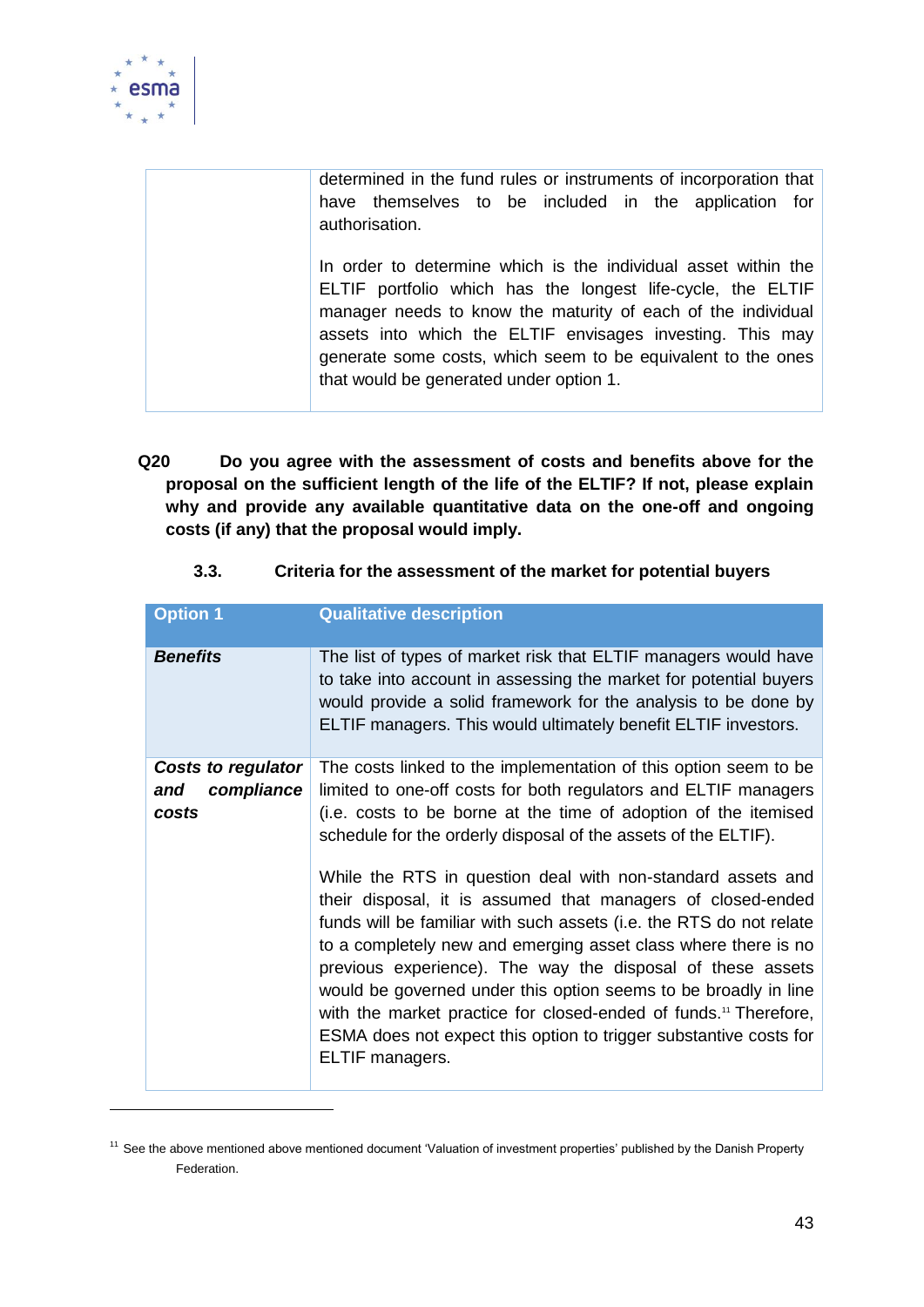| | |
|---|---|
| | determined in the fund rules or instruments of incorporation that have themselves to be included in the application for authorisation.<br><br>In order to determine which is the individual asset within the ELTIF portfolio which has the longest life-cycle, the ELTIF manager needs to know the maturity of each of the individual assets into which the ELTIF envisages investing. This may generate some costs, which seem to be equivalent to the ones that would be generated under option 1. |

**Q20 Do you agree with the assessment of costs and benefits above for the proposal on the sufficient length of the life of the ELTIF? If not, please explain why and provide any available quantitative data on the one-off and ongoing costs (if any) that the proposal would imply.**

### 3.3. Criteria for the assessment of the market for potential buyers

| Option 1 | Qualitative description |
|---|---|
| ***Benefits*** | The list of types of market risk that ELTIF managers would have to take into account in assessing the market for potential buyers would provide a solid framework for the analysis to be done by ELTIF managers. This would ultimately benefit ELTIF investors. |
| ***Costs to regulator and compliance costs*** | The costs linked to the implementation of this option seem to be limited to one-off costs for both regulators and ELTIF managers (i.e. costs to be borne at the time of adoption of the itemised schedule for the orderly disposal of the assets of the ELTIF).<br><br>While the RTS in question deal with non-standard assets and their disposal, it is assumed that managers of closed-ended funds will be familiar with such assets (i.e. the RTS do not relate to a completely new and emerging asset class where there is no previous experience). The way the disposal of these assets would be governed under this option seems to be broadly in line with the market practice for closed-ended of funds.[11] Therefore, ESMA does not expect this option to trigger substantive costs for ELTIF managers. |

[11] See the above mentioned above mentioned document 'Valuation of investment properties' published by the Danish Property Federation.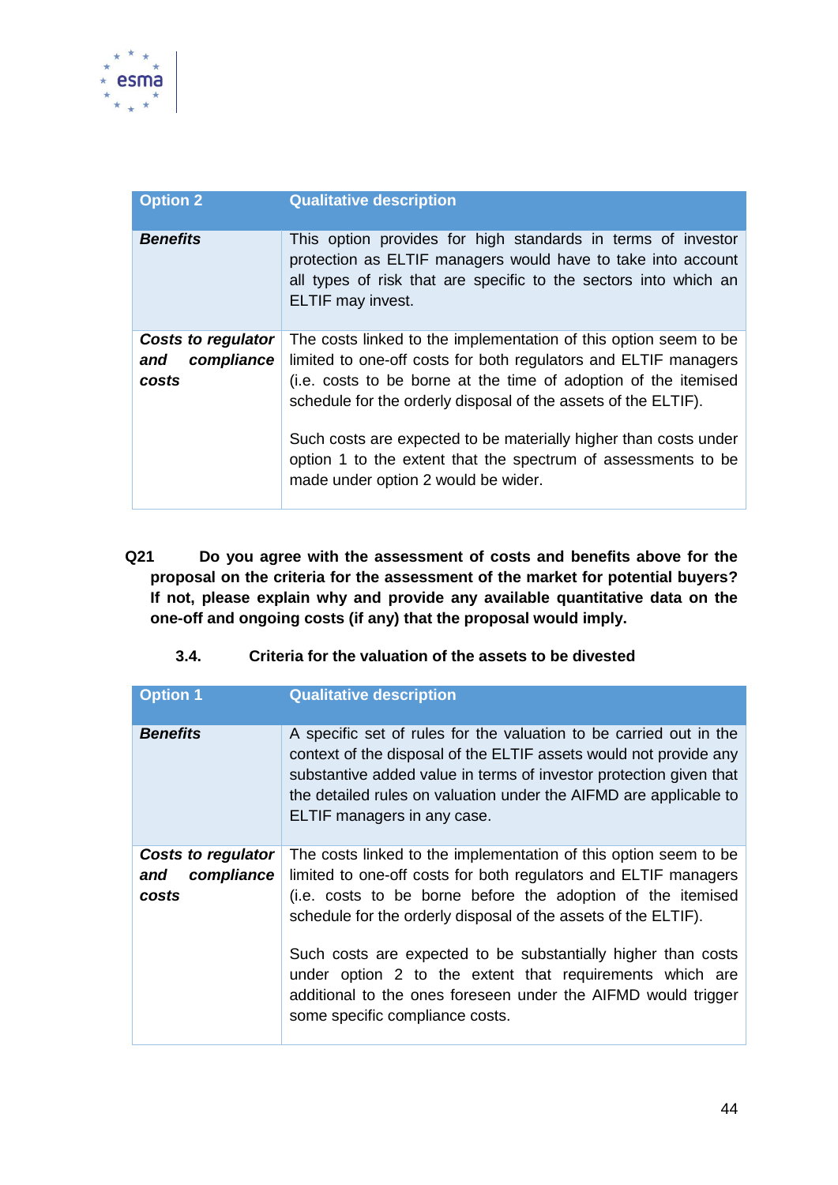| Option 2 | Qualitative description |
|---|---|
| ***Benefits*** | This option provides for high standards in terms of investor protection as ELTIF managers would have to take into account all types of risk that are specific to the sectors into which an ELTIF may invest. |
| ***Costs to regulator and compliance costs*** | The costs linked to the implementation of this option seem to be limited to one-off costs for both regulators and ELTIF managers (i.e. costs to be borne at the time of adoption of the itemised schedule for the orderly disposal of the assets of the ELTIF).<br><br>Such costs are expected to be materially higher than costs under option 1 to the extent that the spectrum of assessments to be made under option 2 would be wider. |

**Q21 Do you agree with the assessment of costs and benefits above for the proposal on the criteria for the assessment of the market for potential buyers? If not, please explain why and provide any available quantitative data on the one-off and ongoing costs (if any) that the proposal would imply.**

### 3.4. Criteria for the valuation of the assets to be divested

| Option 1 | Qualitative description |
|---|---|
| ***Benefits*** | A specific set of rules for the valuation to be carried out in the context of the disposal of the ELTIF assets would not provide any substantive added value in terms of investor protection given that the detailed rules on valuation under the AIFMD are applicable to ELTIF managers in any case. |
| ***Costs to regulator and compliance costs*** | The costs linked to the implementation of this option seem to be limited to one-off costs for both regulators and ELTIF managers (i.e. costs to be borne before the adoption of the itemised schedule for the orderly disposal of the assets of the ELTIF).<br><br>Such costs are expected to be substantially higher than costs under option 2 to the extent that requirements which are additional to the ones foreseen under the AIFMD would trigger some specific compliance costs. |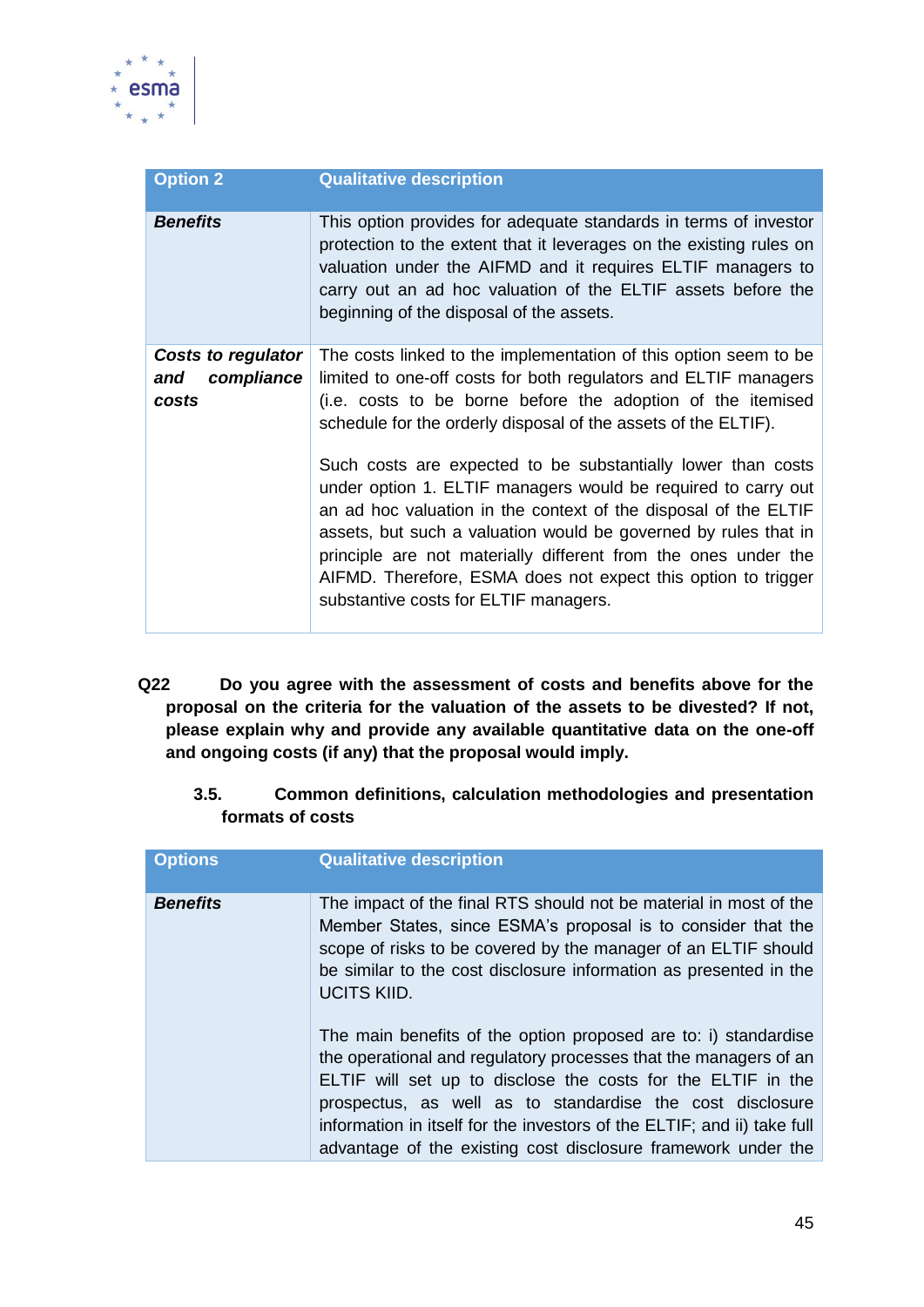| Option 2 | Qualitative description |
|---|---|
| ***Benefits*** | This option provides for adequate standards in terms of investor protection to the extent that it leverages on the existing rules on valuation under the AIFMD and it requires ELTIF managers to carry out an ad hoc valuation of the ELTIF assets before the beginning of the disposal of the assets. |
| ***Costs to regulator and compliance costs*** | The costs linked to the implementation of this option seem to be limited to one-off costs for both regulators and ELTIF managers (i.e. costs to be borne before the adoption of the itemised schedule for the orderly disposal of the assets of the ELTIF).<br><br>Such costs are expected to be substantially lower than costs under option 1. ELTIF managers would be required to carry out an ad hoc valuation in the context of the disposal of the ELTIF assets, but such a valuation would be governed by rules that in principle are not materially different from the ones under the AIFMD. Therefore, ESMA does not expect this option to trigger substantive costs for ELTIF managers. |

**Q22 Do you agree with the assessment of costs and benefits above for the proposal on the criteria for the valuation of the assets to be divested? If not, please explain why and provide any available quantitative data on the one-off and ongoing costs (if any) that the proposal would imply.**

### 3.5. Common definitions, calculation methodologies and presentation formats of costs

| Options | Qualitative description |
|---|---|
| ***Benefits*** | The impact of the final RTS should not be material in most of the Member States, since ESMA's proposal is to consider that the scope of risks to be covered by the manager of an ELTIF should be similar to the cost disclosure information as presented in the UCITS KIID.<br><br>The main benefits of the option proposed are to: i) standardise the operational and regulatory processes that the managers of an ELTIF will set up to disclose the costs for the ELTIF in the prospectus, as well as to standardise the cost disclosure information in itself for the investors of the ELTIF; and ii) take full advantage of the existing cost disclosure framework under the |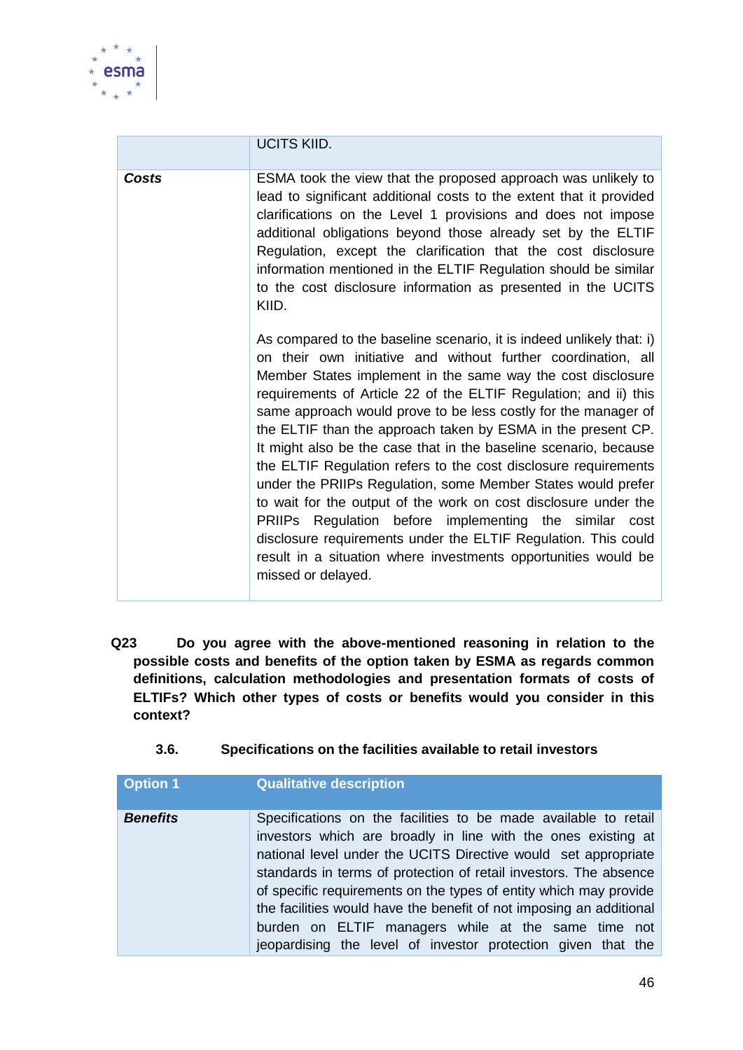|  | UCITS KIID. |
| --- | --- |
| ***Costs*** | ESMA took the view that the proposed approach was unlikely to lead to significant additional costs to the extent that it provided clarifications on the Level 1 provisions and does not impose additional obligations beyond those already set by the ELTIF Regulation, except the clarification that the cost disclosure information mentioned in the ELTIF Regulation should be similar to the cost disclosure information as presented in the UCITS KIID.<br><br>As compared to the baseline scenario, it is indeed unlikely that: i) on their own initiative and without further coordination, all Member States implement in the same way the cost disclosure requirements of Article 22 of the ELTIF Regulation; and ii) this same approach would prove to be less costly for the manager of the ELTIF than the approach taken by ESMA in the present CP. It might also be the case that in the baseline scenario, because the ELTIF Regulation refers to the cost disclosure requirements under the PRIIPs Regulation, some Member States would prefer to wait for the output of the work on cost disclosure under the PRIIPs Regulation before implementing the similar cost disclosure requirements under the ELTIF Regulation. This could result in a situation where investments opportunities would be missed or delayed. |

**Q23 Do you agree with the above-mentioned reasoning in relation to the possible costs and benefits of the option taken by ESMA as regards common definitions, calculation methodologies and presentation formats of costs of ELTIFs? Which other types of costs or benefits would you consider in this context?**

### 3.6. Specifications on the facilities available to retail investors

| Option 1 | Qualitative description |
| --- | --- |
| ***Benefits*** | Specifications on the facilities to be made available to retail investors which are broadly in line with the ones existing at national level under the UCITS Directive would set appropriate standards in terms of protection of retail investors. The absence of specific requirements on the types of entity which may provide the facilities would have the benefit of not imposing an additional burden on ELTIF managers while at the same time not jeopardising the level of investor protection given that the |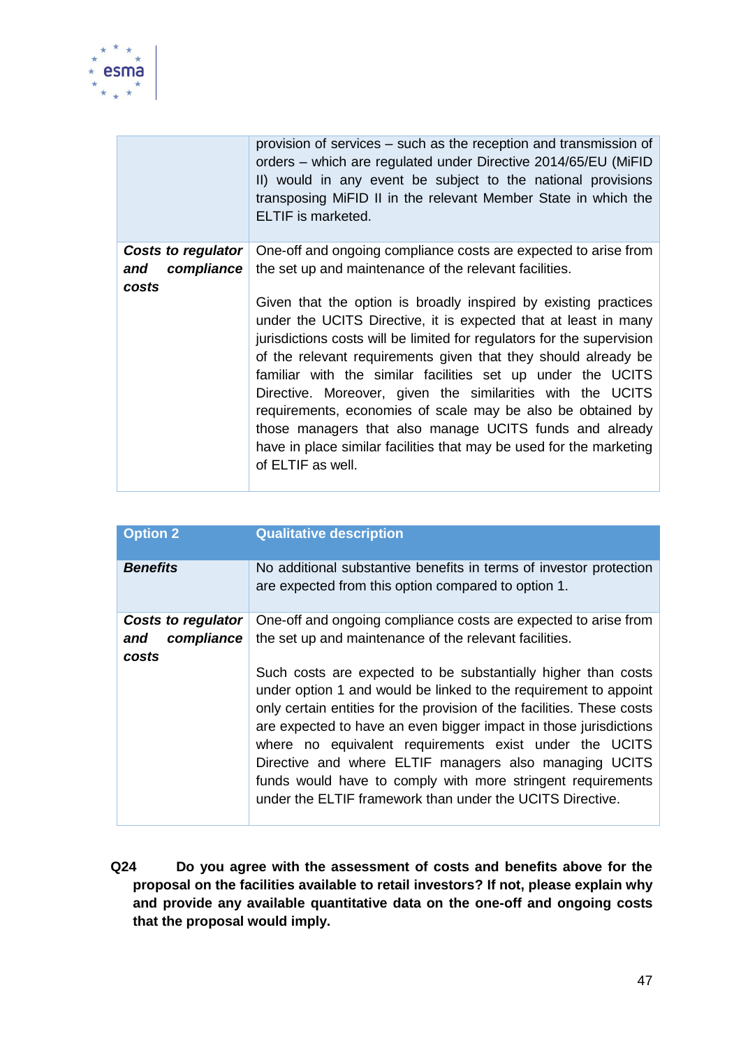| | |
|---|---|
| | provision of services – such as the reception and transmission of orders – which are regulated under Directive 2014/65/EU (MiFID II) would in any event be subject to the national provisions transposing MiFID II in the relevant Member State in which the ELTIF is marketed. |
| ***Costs to regulator and compliance costs*** | One-off and ongoing compliance costs are expected to arise from the set up and maintenance of the relevant facilities.<br><br>Given that the option is broadly inspired by existing practices under the UCITS Directive, it is expected that at least in many jurisdictions costs will be limited for regulators for the supervision of the relevant requirements given that they should already be familiar with the similar facilities set up under the UCITS Directive. Moreover, given the similarities with the UCITS requirements, economies of scale may be also be obtained by those managers that also manage UCITS funds and already have in place similar facilities that may be used for the marketing of ELTIF as well. |

| **Option 2** | **Qualitative description** |
|---|---|
| ***Benefits*** | No additional substantive benefits in terms of investor protection are expected from this option compared to option 1. |
| ***Costs to regulator and compliance costs*** | One-off and ongoing compliance costs are expected to arise from the set up and maintenance of the relevant facilities.<br><br>Such costs are expected to be substantially higher than costs under option 1 and would be linked to the requirement to appoint only certain entities for the provision of the facilities. These costs are expected to have an even bigger impact in those jurisdictions where no equivalent requirements exist under the UCITS Directive and where ELTIF managers also managing UCITS funds would have to comply with more stringent requirements under the ELTIF framework than under the UCITS Directive. |

**Q24 Do you agree with the assessment of costs and benefits above for the proposal on the facilities available to retail investors? If not, please explain why and provide any available quantitative data on the one-off and ongoing costs that the proposal would imply.**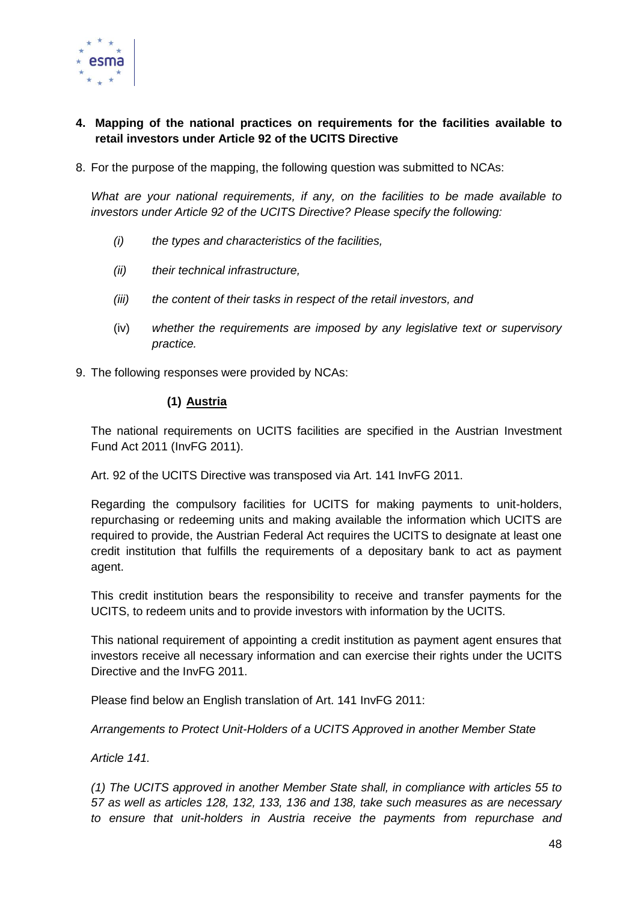## 4. Mapping of the national practices on requirements for the facilities available to retail investors under Article 92 of the UCITS Directive

8. For the purpose of the mapping, the following question was submitted to NCAs:

*What are your national requirements, if any, on the facilities to be made available to investors under Article 92 of the UCITS Directive? Please specify the following:*

- *(i) the types and characteristics of the facilities,*
- *(ii) their technical infrastructure,*
- *(iii) the content of their tasks in respect of the retail investors, and*
- (iv) *whether the requirements are imposed by any legislative text or supervisory practice.*

9. The following responses were provided by NCAs:

### (1) Austria

The national requirements on UCITS facilities are specified in the Austrian Investment Fund Act 2011 (InvFG 2011).

Art. 92 of the UCITS Directive was transposed via Art. 141 InvFG 2011.

Regarding the compulsory facilities for UCITS for making payments to unit-holders, repurchasing or redeeming units and making available the information which UCITS are required to provide, the Austrian Federal Act requires the UCITS to designate at least one credit institution that fulfills the requirements of a depositary bank to act as payment agent.

This credit institution bears the responsibility to receive and transfer payments for the UCITS, to redeem units and to provide investors with information by the UCITS.

This national requirement of appointing a credit institution as payment agent ensures that investors receive all necessary information and can exercise their rights under the UCITS Directive and the InvFG 2011.

Please find below an English translation of Art. 141 InvFG 2011:

*Arrangements to Protect Unit-Holders of a UCITS Approved in another Member State*

*Article 141.*

*(1) The UCITS approved in another Member State shall, in compliance with articles 55 to 57 as well as articles 128, 132, 133, 136 and 138, take such measures as are necessary to ensure that unit-holders in Austria receive the payments from repurchase and*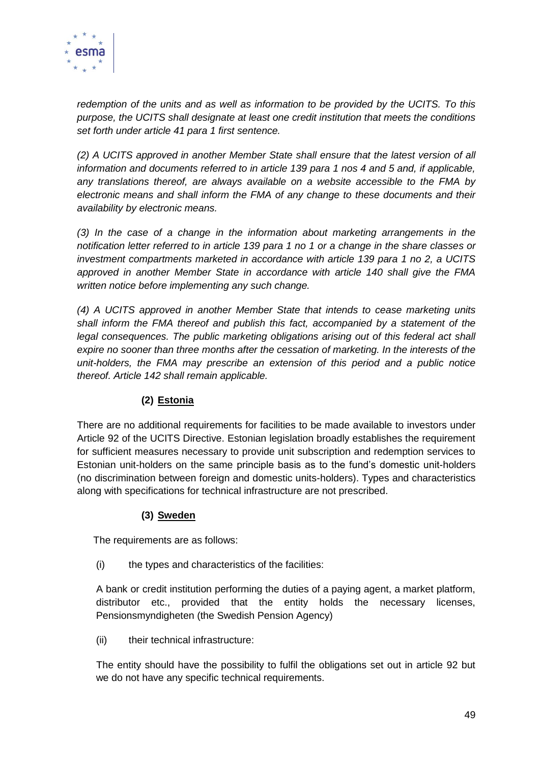*redemption of the units and as well as information to be provided by the UCITS. To this purpose, the UCITS shall designate at least one credit institution that meets the conditions set forth under article 41 para 1 first sentence.*

*(2) A UCITS approved in another Member State shall ensure that the latest version of all information and documents referred to in article 139 para 1 nos 4 and 5 and, if applicable, any translations thereof, are always available on a website accessible to the FMA by electronic means and shall inform the FMA of any change to these documents and their availability by electronic means.*

*(3) In the case of a change in the information about marketing arrangements in the notification letter referred to in article 139 para 1 no 1 or a change in the share classes or investment compartments marketed in accordance with article 139 para 1 no 2, a UCITS approved in another Member State in accordance with article 140 shall give the FMA written notice before implementing any such change.*

*(4) A UCITS approved in another Member State that intends to cease marketing units shall inform the FMA thereof and publish this fact, accompanied by a statement of the legal consequences. The public marketing obligations arising out of this federal act shall expire no sooner than three months after the cessation of marketing. In the interests of the unit-holders, the FMA may prescribe an extension of this period and a public notice thereof. Article 142 shall remain applicable.*

**(2) Estonia**

There are no additional requirements for facilities to be made available to investors under Article 92 of the UCITS Directive. Estonian legislation broadly establishes the requirement for sufficient measures necessary to provide unit subscription and redemption services to Estonian unit-holders on the same principle basis as to the fund's domestic unit-holders (no discrimination between foreign and domestic units-holders). Types and characteristics along with specifications for technical infrastructure are not prescribed.

**(3) Sweden**

The requirements are as follows:

(i) the types and characteristics of the facilities:

A bank or credit institution performing the duties of a paying agent, a market platform, distributor etc., provided that the entity holds the necessary licenses, Pensionsmyndigheten (the Swedish Pension Agency)

(ii) their technical infrastructure:

The entity should have the possibility to fulfil the obligations set out in article 92 but we do not have any specific technical requirements.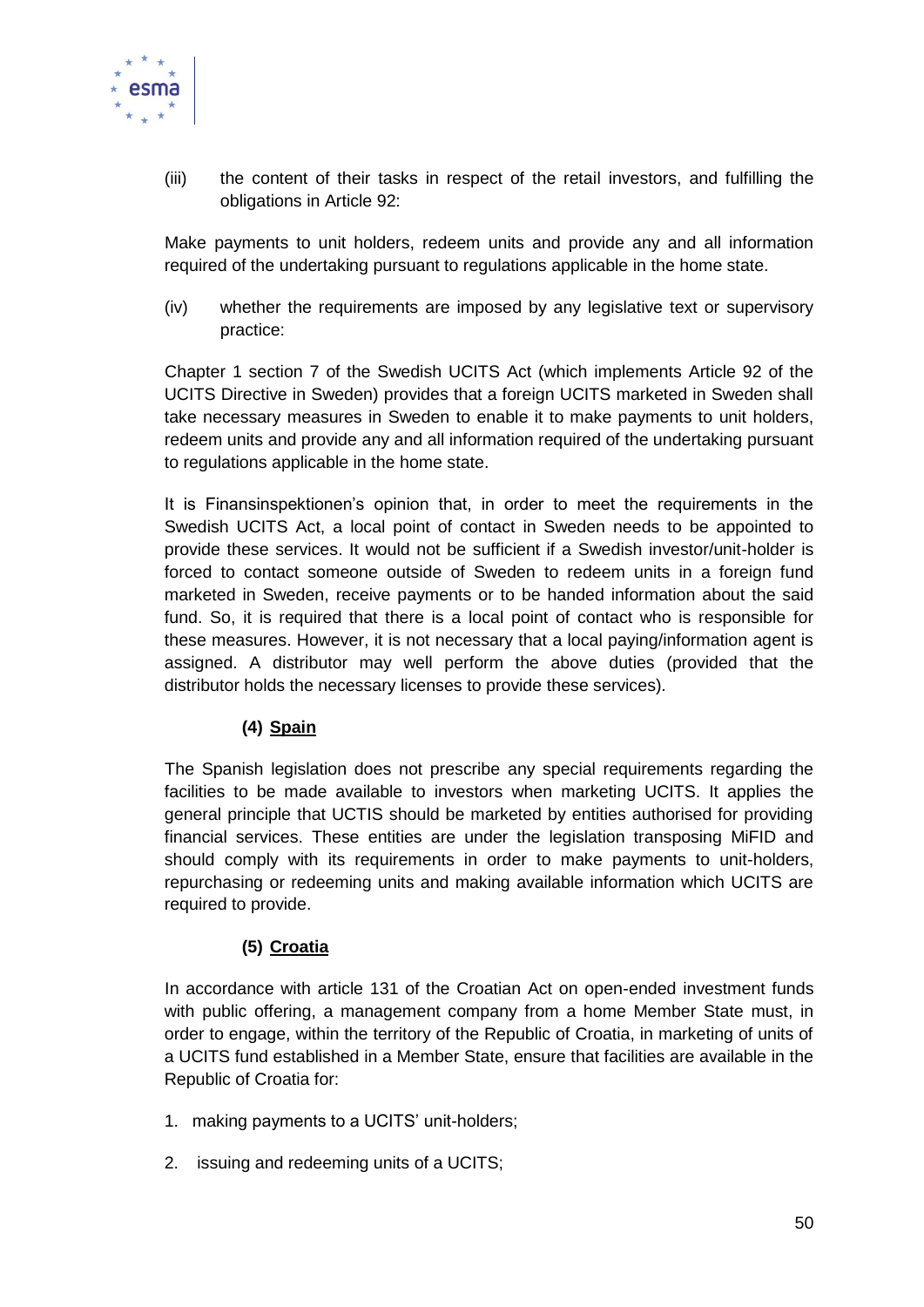(iii) the content of their tasks in respect of the retail investors, and fulfilling the obligations in Article 92:

Make payments to unit holders, redeem units and provide any and all information required of the undertaking pursuant to regulations applicable in the home state.

(iv) whether the requirements are imposed by any legislative text or supervisory practice:

Chapter 1 section 7 of the Swedish UCITS Act (which implements Article 92 of the UCITS Directive in Sweden) provides that a foreign UCITS marketed in Sweden shall take necessary measures in Sweden to enable it to make payments to unit holders, redeem units and provide any and all information required of the undertaking pursuant to regulations applicable in the home state.

It is Finansinspektionen's opinion that, in order to meet the requirements in the Swedish UCITS Act, a local point of contact in Sweden needs to be appointed to provide these services. It would not be sufficient if a Swedish investor/unit-holder is forced to contact someone outside of Sweden to redeem units in a foreign fund marketed in Sweden, receive payments or to be handed information about the said fund. So, it is required that there is a local point of contact who is responsible for these measures. However, it is not necessary that a local paying/information agent is assigned. A distributor may well perform the above duties (provided that the distributor holds the necessary licenses to provide these services).

**(4) <u>Spain</u>**

The Spanish legislation does not prescribe any special requirements regarding the facilities to be made available to investors when marketing UCITS. It applies the general principle that UCTIS should be marketed by entities authorised for providing financial services. These entities are under the legislation transposing MiFID and should comply with its requirements in order to make payments to unit-holders, repurchasing or redeeming units and making available information which UCITS are required to provide.

**(5) <u>Croatia</u>**

In accordance with article 131 of the Croatian Act on open-ended investment funds with public offering, a management company from a home Member State must, in order to engage, within the territory of the Republic of Croatia, in marketing of units of a UCITS fund established in a Member State, ensure that facilities are available in the Republic of Croatia for:

1. making payments to a UCITS' unit-holders;
2. issuing and redeeming units of a UCITS;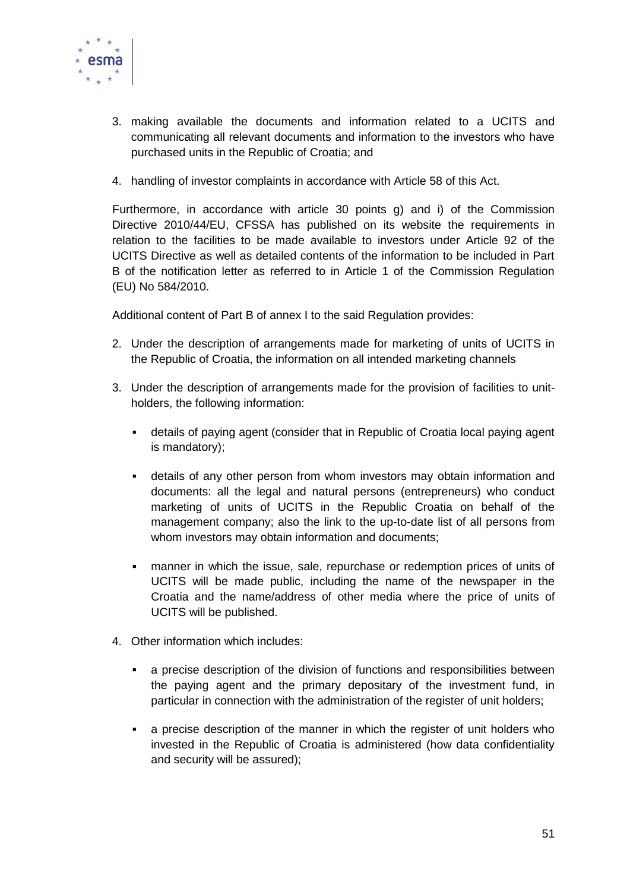3. making available the documents and information related to a UCITS and communicating all relevant documents and information to the investors who have purchased units in the Republic of Croatia; and
4. handling of investor complaints in accordance with Article 58 of this Act.

Furthermore, in accordance with article 30 points g) and i) of the Commission Directive 2010/44/EU, CFSSA has published on its website the requirements in relation to the facilities to be made available to investors under Article 92 of the UCITS Directive as well as detailed contents of the information to be included in Part B of the notification letter as referred to in Article 1 of the Commission Regulation (EU) No 584/2010.

Additional content of Part B of annex I to the said Regulation provides:

2. Under the description of arrangements made for marketing of units of UCITS in the Republic of Croatia, the information on all intended marketing channels
3. Under the description of arrangements made for the provision of facilities to unit-holders, the following information:
   - details of paying agent (consider that in Republic of Croatia local paying agent is mandatory);
   - details of any other person from whom investors may obtain information and documents: all the legal and natural persons (entrepreneurs) who conduct marketing of units of UCITS in the Republic Croatia on behalf of the management company; also the link to the up-to-date list of all persons from whom investors may obtain information and documents;
   - manner in which the issue, sale, repurchase or redemption prices of units of UCITS will be made public, including the name of the newspaper in the Croatia and the name/address of other media where the price of units of UCITS will be published.
4. Other information which includes:
   - a precise description of the division of functions and responsibilities between the paying agent and the primary depositary of the investment fund, in particular in connection with the administration of the register of unit holders;
   - a precise description of the manner in which the register of unit holders who invested in the Republic of Croatia is administered (how data confidentiality and security will be assured);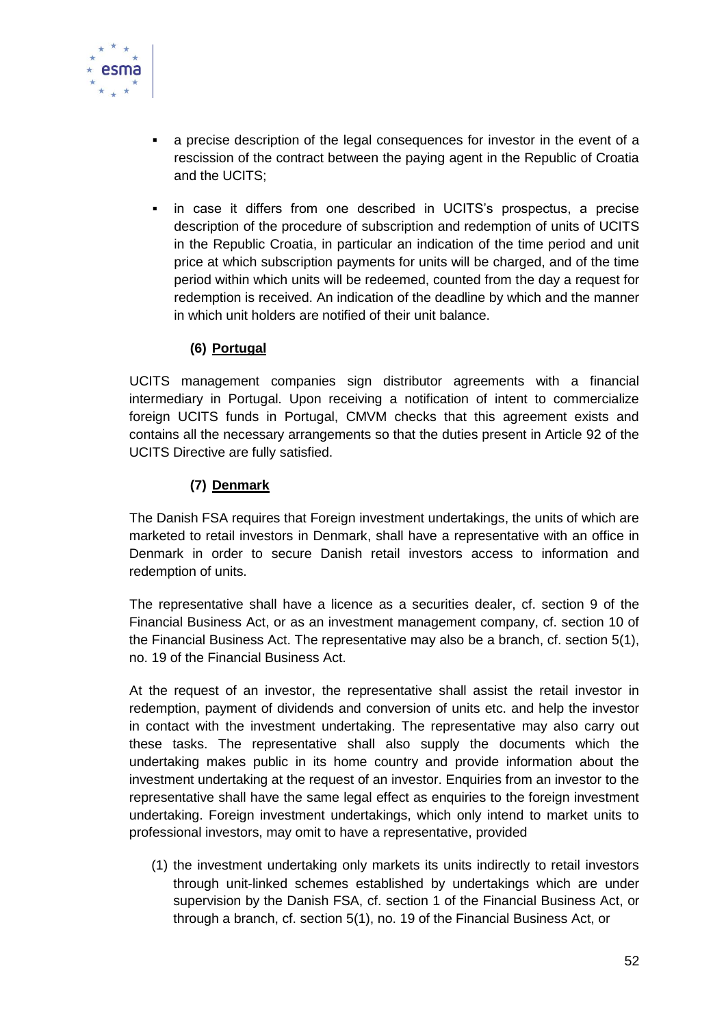- a precise description of the legal consequences for investor in the event of a rescission of the contract between the paying agent in the Republic of Croatia and the UCITS;
- in case it differs from one described in UCITS's prospectus, a precise description of the procedure of subscription and redemption of units of UCITS in the Republic Croatia, in particular an indication of the time period and unit price at which subscription payments for units will be charged, and of the time period within which units will be redeemed, counted from the day a request for redemption is received. An indication of the deadline by which and the manner in which unit holders are notified of their unit balance.

**(6) <u>Portugal</u>**

UCITS management companies sign distributor agreements with a financial intermediary in Portugal. Upon receiving a notification of intent to commercialize foreign UCITS funds in Portugal, CMVM checks that this agreement exists and contains all the necessary arrangements so that the duties present in Article 92 of the UCITS Directive are fully satisfied.

**(7) <u>Denmark</u>**

The Danish FSA requires that Foreign investment undertakings, the units of which are marketed to retail investors in Denmark, shall have a representative with an office in Denmark in order to secure Danish retail investors access to information and redemption of units.

The representative shall have a licence as a securities dealer, cf. section 9 of the Financial Business Act, or as an investment management company, cf. section 10 of the Financial Business Act. The representative may also be a branch, cf. section 5(1), no. 19 of the Financial Business Act.

At the request of an investor, the representative shall assist the retail investor in redemption, payment of dividends and conversion of units etc. and help the investor in contact with the investment undertaking. The representative may also carry out these tasks. The representative shall also supply the documents which the undertaking makes public in its home country and provide information about the investment undertaking at the request of an investor. Enquiries from an investor to the representative shall have the same legal effect as enquiries to the foreign investment undertaking. Foreign investment undertakings, which only intend to market units to professional investors, may omit to have a representative, provided

(1) the investment undertaking only markets its units indirectly to retail investors through unit-linked schemes established by undertakings which are under supervision by the Danish FSA, cf. section 1 of the Financial Business Act, or through a branch, cf. section 5(1), no. 19 of the Financial Business Act, or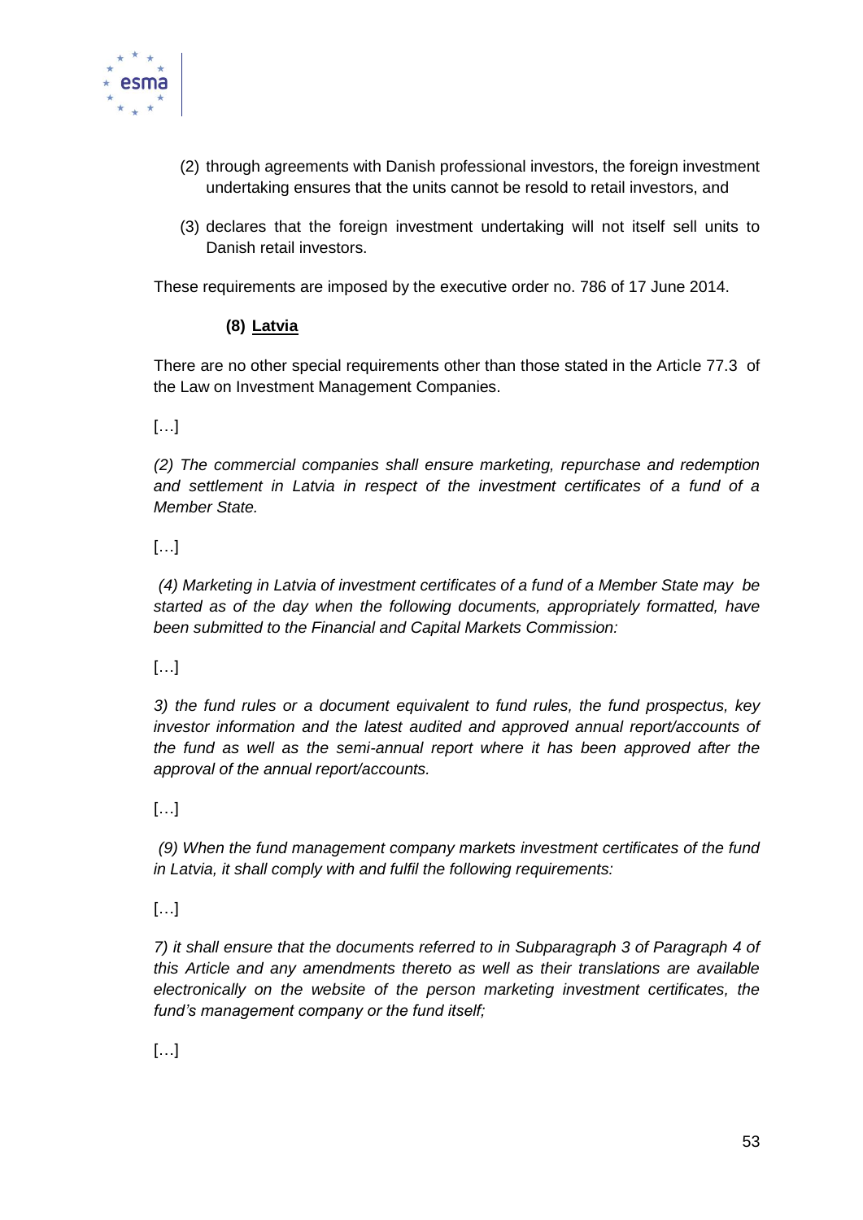(2) through agreements with Danish professional investors, the foreign investment undertaking ensures that the units cannot be resold to retail investors, and

(3) declares that the foreign investment undertaking will not itself sell units to Danish retail investors.

These requirements are imposed by the executive order no. 786 of 17 June 2014.

**(8) <u>Latvia</u>**

There are no other special requirements other than those stated in the Article 77.3 of the Law on Investment Management Companies.

[…]

*(2) The commercial companies shall ensure marketing, repurchase and redemption and settlement in Latvia in respect of the investment certificates of a fund of a Member State.*

[…]

*(4) Marketing in Latvia of investment certificates of a fund of a Member State may be started as of the day when the following documents, appropriately formatted, have been submitted to the Financial and Capital Markets Commission:*

[…]

*3) the fund rules or a document equivalent to fund rules, the fund prospectus, key investor information and the latest audited and approved annual report/accounts of the fund as well as the semi-annual report where it has been approved after the approval of the annual report/accounts.*

[…]

*(9) When the fund management company markets investment certificates of the fund in Latvia, it shall comply with and fulfil the following requirements:*

[…]

*7) it shall ensure that the documents referred to in Subparagraph 3 of Paragraph 4 of this Article and any amendments thereto as well as their translations are available electronically on the website of the person marketing investment certificates, the fund's management company or the fund itself;*

[…]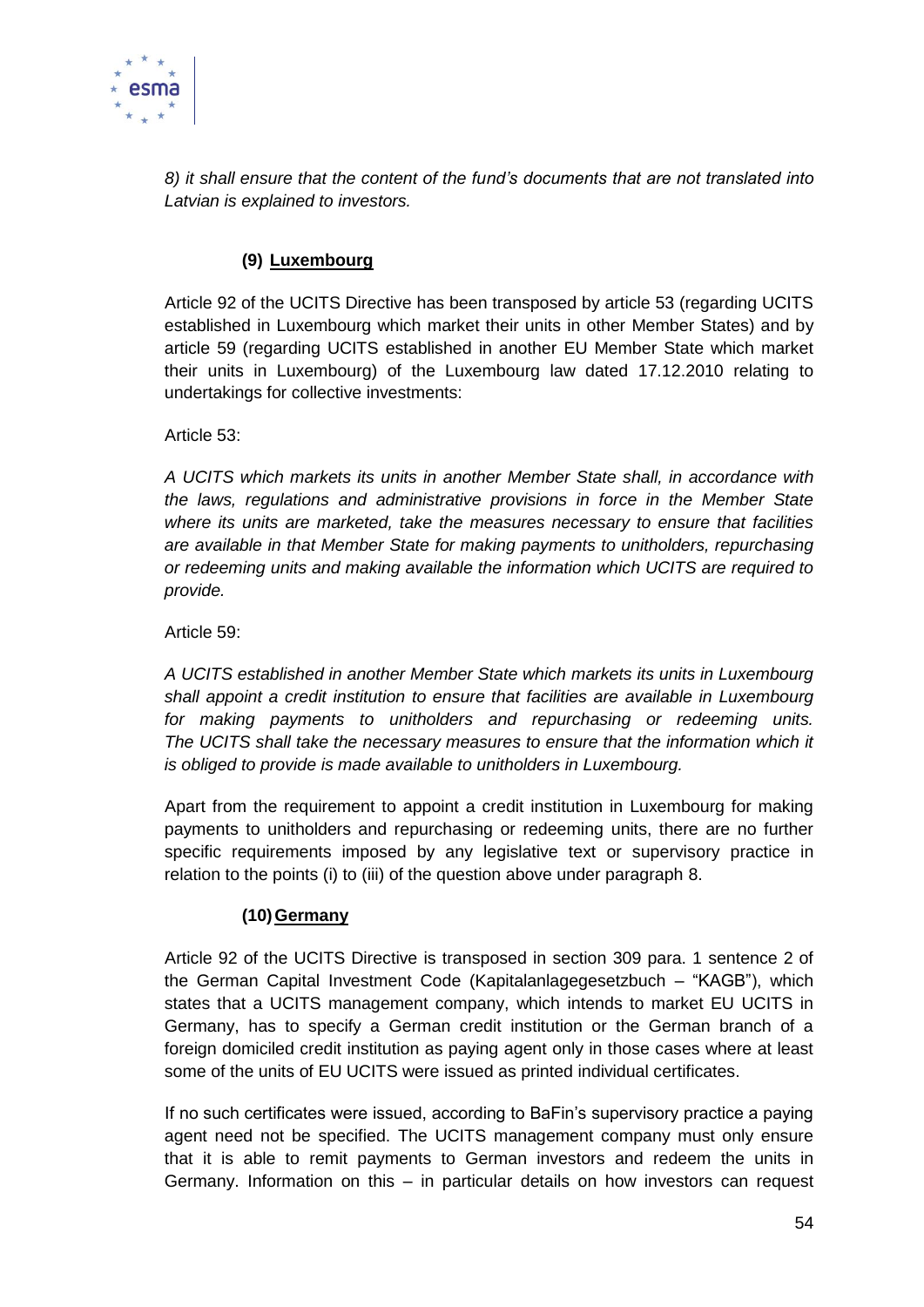*8) it shall ensure that the content of the fund's documents that are not translated into Latvian is explained to investors.*

#### (9) Luxembourg

Article 92 of the UCITS Directive has been transposed by article 53 (regarding UCITS established in Luxembourg which market their units in other Member States) and by article 59 (regarding UCITS established in another EU Member State which market their units in Luxembourg) of the Luxembourg law dated 17.12.2010 relating to undertakings for collective investments:

Article 53:

*A UCITS which markets its units in another Member State shall, in accordance with the laws, regulations and administrative provisions in force in the Member State where its units are marketed, take the measures necessary to ensure that facilities are available in that Member State for making payments to unitholders, repurchasing or redeeming units and making available the information which UCITS are required to provide.*

Article 59:

*A UCITS established in another Member State which markets its units in Luxembourg shall appoint a credit institution to ensure that facilities are available in Luxembourg for making payments to unitholders and repurchasing or redeeming units. The UCITS shall take the necessary measures to ensure that the information which it is obliged to provide is made available to unitholders in Luxembourg.*

Apart from the requirement to appoint a credit institution in Luxembourg for making payments to unitholders and repurchasing or redeeming units, there are no further specific requirements imposed by any legislative text or supervisory practice in relation to the points (i) to (iii) of the question above under paragraph 8.

#### (10) Germany

Article 92 of the UCITS Directive is transposed in section 309 para. 1 sentence 2 of the German Capital Investment Code (Kapitalanlagegesetzbuch – "KAGB"), which states that a UCITS management company, which intends to market EU UCITS in Germany, has to specify a German credit institution or the German branch of a foreign domiciled credit institution as paying agent only in those cases where at least some of the units of EU UCITS were issued as printed individual certificates.

If no such certificates were issued, according to BaFin's supervisory practice a paying agent need not be specified. The UCITS management company must only ensure that it is able to remit payments to German investors and redeem the units in Germany. Information on this – in particular details on how investors can request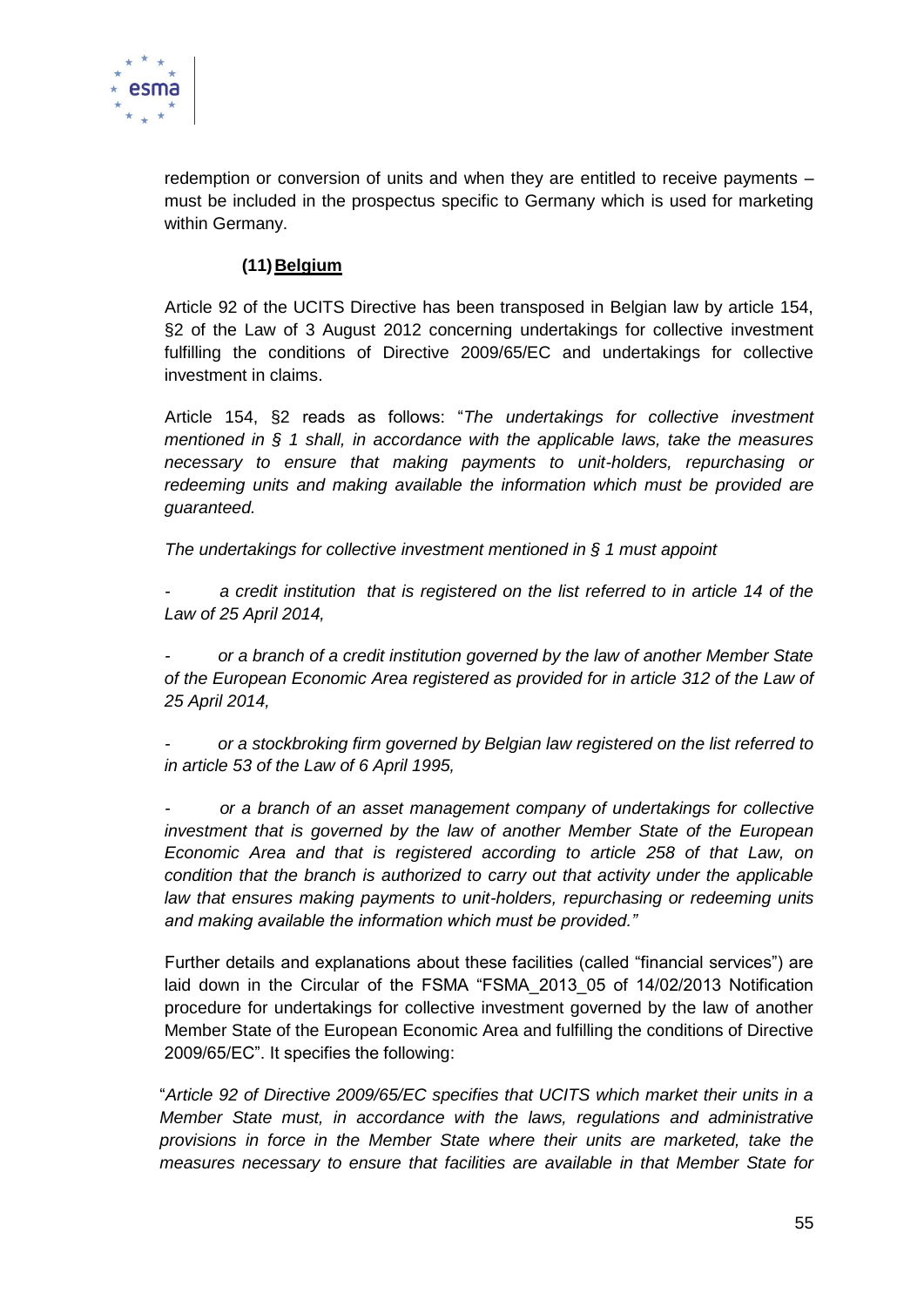redemption or conversion of units and when they are entitled to receive payments – must be included in the prospectus specific to Germany which is used for marketing within Germany.

### (11) **Belgium**

Article 92 of the UCITS Directive has been transposed in Belgian law by article 154, §2 of the Law of 3 August 2012 concerning undertakings for collective investment fulfilling the conditions of Directive 2009/65/EC and undertakings for collective investment in claims.

Article 154, §2 reads as follows: "*The undertakings for collective investment mentioned in § 1 shall, in accordance with the applicable laws, take the measures necessary to ensure that making payments to unit-holders, repurchasing or redeeming units and making available the information which must be provided are guaranteed.*

*The undertakings for collective investment mentioned in § 1 must appoint*

- *a credit institution that is registered on the list referred to in article 14 of the Law of 25 April 2014,*
- *or a branch of a credit institution governed by the law of another Member State of the European Economic Area registered as provided for in article 312 of the Law of 25 April 2014,*
- *or a stockbroking firm governed by Belgian law registered on the list referred to in article 53 of the Law of 6 April 1995,*
- *or a branch of an asset management company of undertakings for collective investment that is governed by the law of another Member State of the European Economic Area and that is registered according to article 258 of that Law, on condition that the branch is authorized to carry out that activity under the applicable law that ensures making payments to unit-holders, repurchasing or redeeming units and making available the information which must be provided."*

Further details and explanations about these facilities (called "financial services") are laid down in the Circular of the FSMA "FSMA_2013_05 of 14/02/2013 Notification procedure for undertakings for collective investment governed by the law of another Member State of the European Economic Area and fulfilling the conditions of Directive 2009/65/EC". It specifies the following:

"*Article 92 of Directive 2009/65/EC specifies that UCITS which market their units in a Member State must, in accordance with the laws, regulations and administrative provisions in force in the Member State where their units are marketed, take the measures necessary to ensure that facilities are available in that Member State for*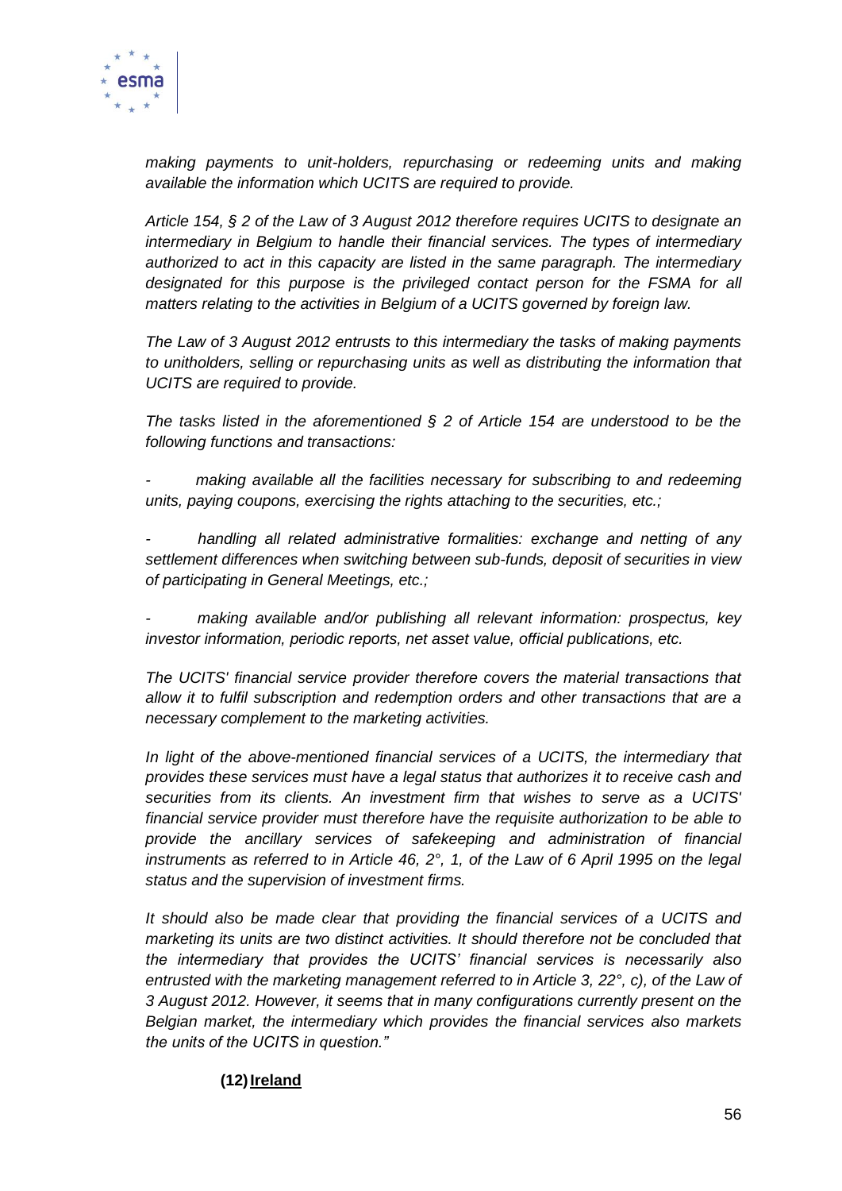*making payments to unit-holders, repurchasing or redeeming units and making available the information which UCITS are required to provide.*

*Article 154, § 2 of the Law of 3 August 2012 therefore requires UCITS to designate an intermediary in Belgium to handle their financial services. The types of intermediary authorized to act in this capacity are listed in the same paragraph. The intermediary designated for this purpose is the privileged contact person for the FSMA for all matters relating to the activities in Belgium of a UCITS governed by foreign law.*

*The Law of 3 August 2012 entrusts to this intermediary the tasks of making payments to unitholders, selling or repurchasing units as well as distributing the information that UCITS are required to provide.*

*The tasks listed in the aforementioned § 2 of Article 154 are understood to be the following functions and transactions:*

- *making available all the facilities necessary for subscribing to and redeeming units, paying coupons, exercising the rights attaching to the securities, etc.;*
- *handling all related administrative formalities: exchange and netting of any settlement differences when switching between sub-funds, deposit of securities in view of participating in General Meetings, etc.;*
- *making available and/or publishing all relevant information: prospectus, key investor information, periodic reports, net asset value, official publications, etc.*

*The UCITS' financial service provider therefore covers the material transactions that allow it to fulfil subscription and redemption orders and other transactions that are a necessary complement to the marketing activities.*

*In light of the above-mentioned financial services of a UCITS, the intermediary that provides these services must have a legal status that authorizes it to receive cash and securities from its clients. An investment firm that wishes to serve as a UCITS' financial service provider must therefore have the requisite authorization to be able to provide the ancillary services of safekeeping and administration of financial instruments as referred to in Article 46, 2°, 1, of the Law of 6 April 1995 on the legal status and the supervision of investment firms.*

*It should also be made clear that providing the financial services of a UCITS and marketing its units are two distinct activities. It should therefore not be concluded that the intermediary that provides the UCITS' financial services is necessarily also entrusted with the marketing management referred to in Article 3, 22°, c), of the Law of 3 August 2012. However, it seems that in many configurations currently present on the Belgian market, the intermediary which provides the financial services also markets the units of the UCITS in question."*

**(12) Ireland**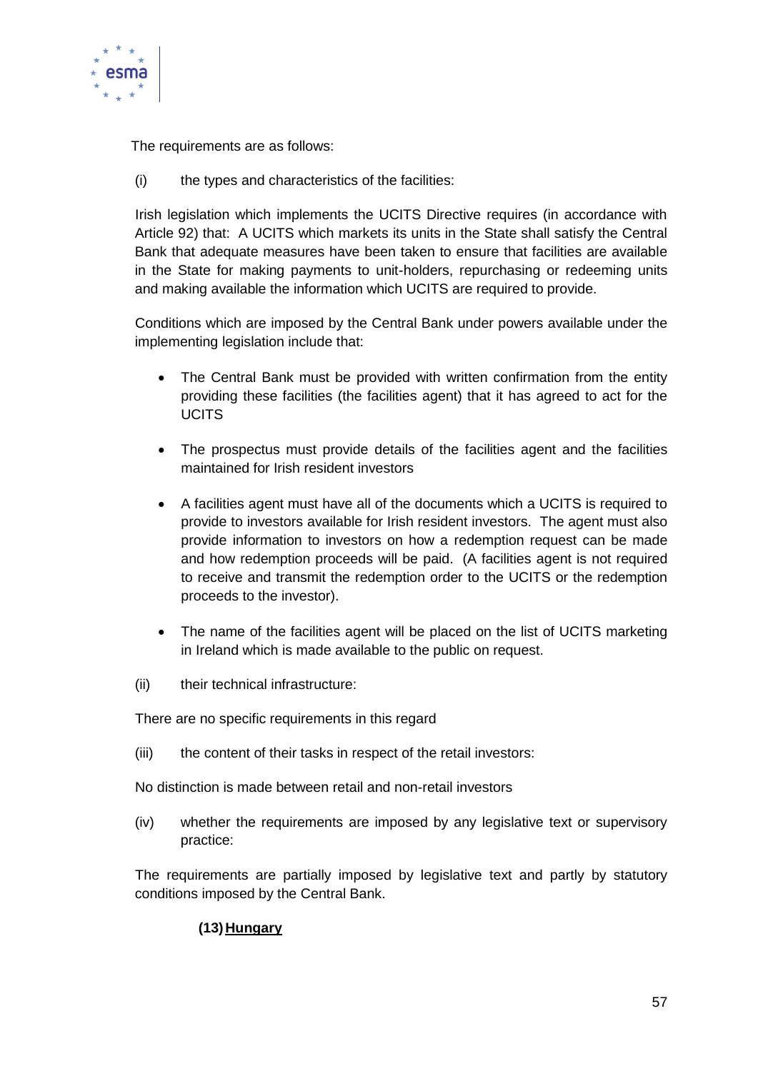The requirements are as follows:

(i) the types and characteristics of the facilities:

Irish legislation which implements the UCITS Directive requires (in accordance with Article 92) that: A UCITS which markets its units in the State shall satisfy the Central Bank that adequate measures have been taken to ensure that facilities are available in the State for making payments to unit-holders, repurchasing or redeeming units and making available the information which UCITS are required to provide.

Conditions which are imposed by the Central Bank under powers available under the implementing legislation include that:

- The Central Bank must be provided with written confirmation from the entity providing these facilities (the facilities agent) that it has agreed to act for the UCITS
- The prospectus must provide details of the facilities agent and the facilities maintained for Irish resident investors
- A facilities agent must have all of the documents which a UCITS is required to provide to investors available for Irish resident investors. The agent must also provide information to investors on how a redemption request can be made and how redemption proceeds will be paid. (A facilities agent is not required to receive and transmit the redemption order to the UCITS or the redemption proceeds to the investor).
- The name of the facilities agent will be placed on the list of UCITS marketing in Ireland which is made available to the public on request.

(ii) their technical infrastructure:

There are no specific requirements in this regard

(iii) the content of their tasks in respect of the retail investors:

No distinction is made between retail and non-retail investors

(iv) whether the requirements are imposed by any legislative text or supervisory practice:

The requirements are partially imposed by legislative text and partly by statutory conditions imposed by the Central Bank.

**(13) Hungary**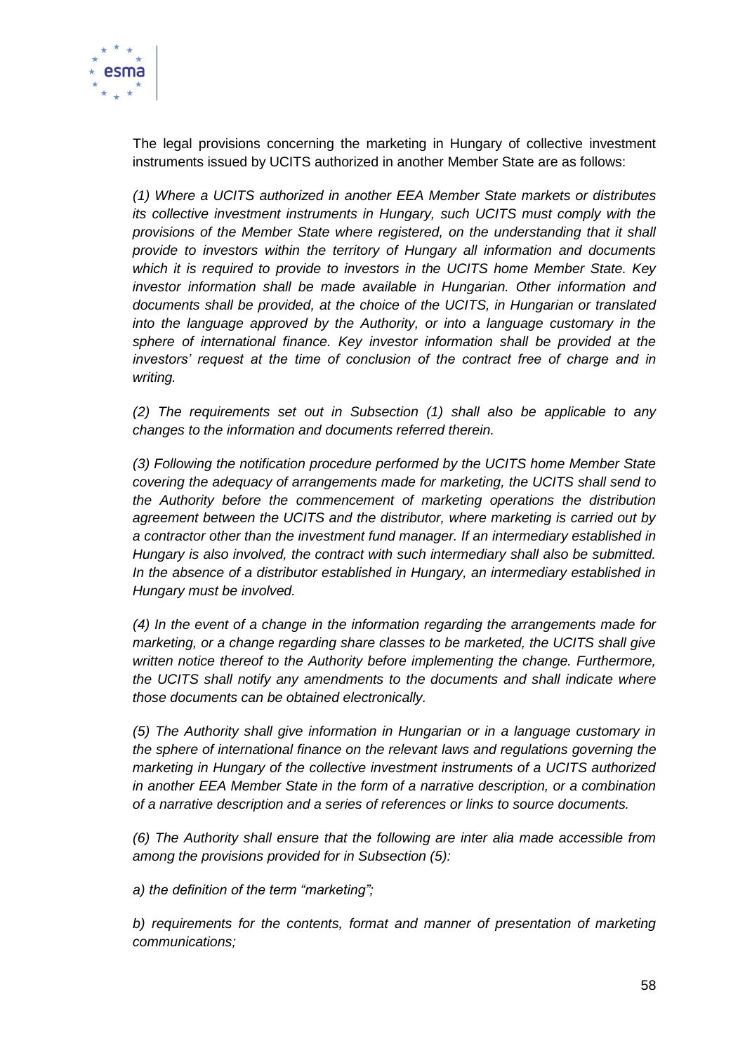The legal provisions concerning the marketing in Hungary of collective investment instruments issued by UCITS authorized in another Member State are as follows:

*(1) Where a UCITS authorized in another EEA Member State markets or distributes its collective investment instruments in Hungary, such UCITS must comply with the provisions of the Member State where registered, on the understanding that it shall provide to investors within the territory of Hungary all information and documents which it is required to provide to investors in the UCITS home Member State. Key investor information shall be made available in Hungarian. Other information and documents shall be provided, at the choice of the UCITS, in Hungarian or translated into the language approved by the Authority, or into a language customary in the sphere of international finance. Key investor information shall be provided at the investors' request at the time of conclusion of the contract free of charge and in writing.*

*(2) The requirements set out in Subsection (1) shall also be applicable to any changes to the information and documents referred therein.*

*(3) Following the notification procedure performed by the UCITS home Member State covering the adequacy of arrangements made for marketing, the UCITS shall send to the Authority before the commencement of marketing operations the distribution agreement between the UCITS and the distributor, where marketing is carried out by a contractor other than the investment fund manager. If an intermediary established in Hungary is also involved, the contract with such intermediary shall also be submitted. In the absence of a distributor established in Hungary, an intermediary established in Hungary must be involved.*

*(4) In the event of a change in the information regarding the arrangements made for marketing, or a change regarding share classes to be marketed, the UCITS shall give written notice thereof to the Authority before implementing the change. Furthermore, the UCITS shall notify any amendments to the documents and shall indicate where those documents can be obtained electronically.*

*(5) The Authority shall give information in Hungarian or in a language customary in the sphere of international finance on the relevant laws and regulations governing the marketing in Hungary of the collective investment instruments of a UCITS authorized in another EEA Member State in the form of a narrative description, or a combination of a narrative description and a series of references or links to source documents.*

*(6) The Authority shall ensure that the following are inter alia made accessible from among the provisions provided for in Subsection (5):*

*a) the definition of the term "marketing";*

*b) requirements for the contents, format and manner of presentation of marketing communications;*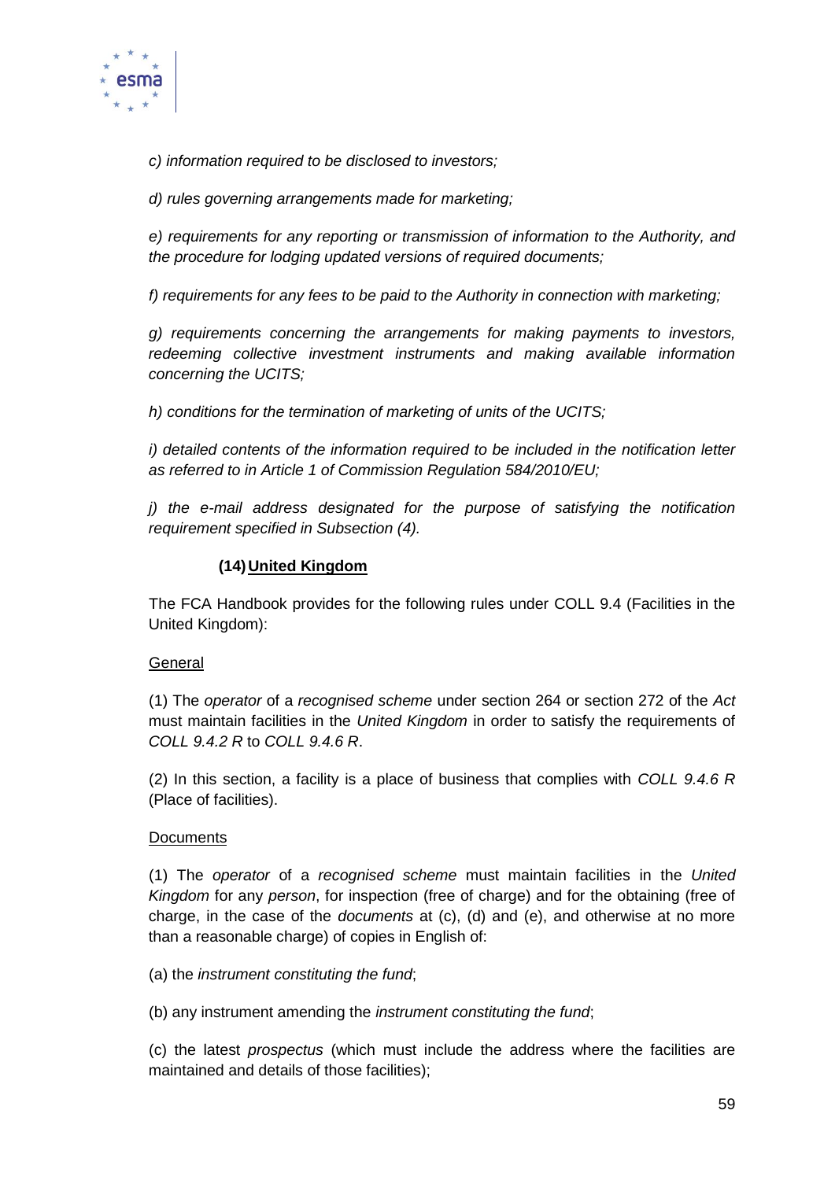*c) information required to be disclosed to investors;*

*d) rules governing arrangements made for marketing;*

*e) requirements for any reporting or transmission of information to the Authority, and the procedure for lodging updated versions of required documents;*

*f) requirements for any fees to be paid to the Authority in connection with marketing;*

*g) requirements concerning the arrangements for making payments to investors, redeeming collective investment instruments and making available information concerning the UCITS;*

*h) conditions for the termination of marketing of units of the UCITS;*

*i) detailed contents of the information required to be included in the notification letter as referred to in Article 1 of Commission Regulation 584/2010/EU;*

*j) the e-mail address designated for the purpose of satisfying the notification requirement specified in Subsection (4).*

### (14) United Kingdom

The FCA Handbook provides for the following rules under COLL 9.4 (Facilities in the United Kingdom):

General

(1) The *operator* of a *recognised scheme* under section 264 or section 272 of the *Act* must maintain facilities in the *United Kingdom* in order to satisfy the requirements of *COLL 9.4.2 R* to *COLL 9.4.6 R*.

(2) In this section, a facility is a place of business that complies with *COLL 9.4.6 R* (Place of facilities).

Documents

(1) The *operator* of a *recognised scheme* must maintain facilities in the *United Kingdom* for any *person*, for inspection (free of charge) and for the obtaining (free of charge, in the case of the *documents* at (c), (d) and (e), and otherwise at no more than a reasonable charge) of copies in English of:

(a) the *instrument constituting the fund*;

(b) any instrument amending the *instrument constituting the fund*;

(c) the latest *prospectus* (which must include the address where the facilities are maintained and details of those facilities);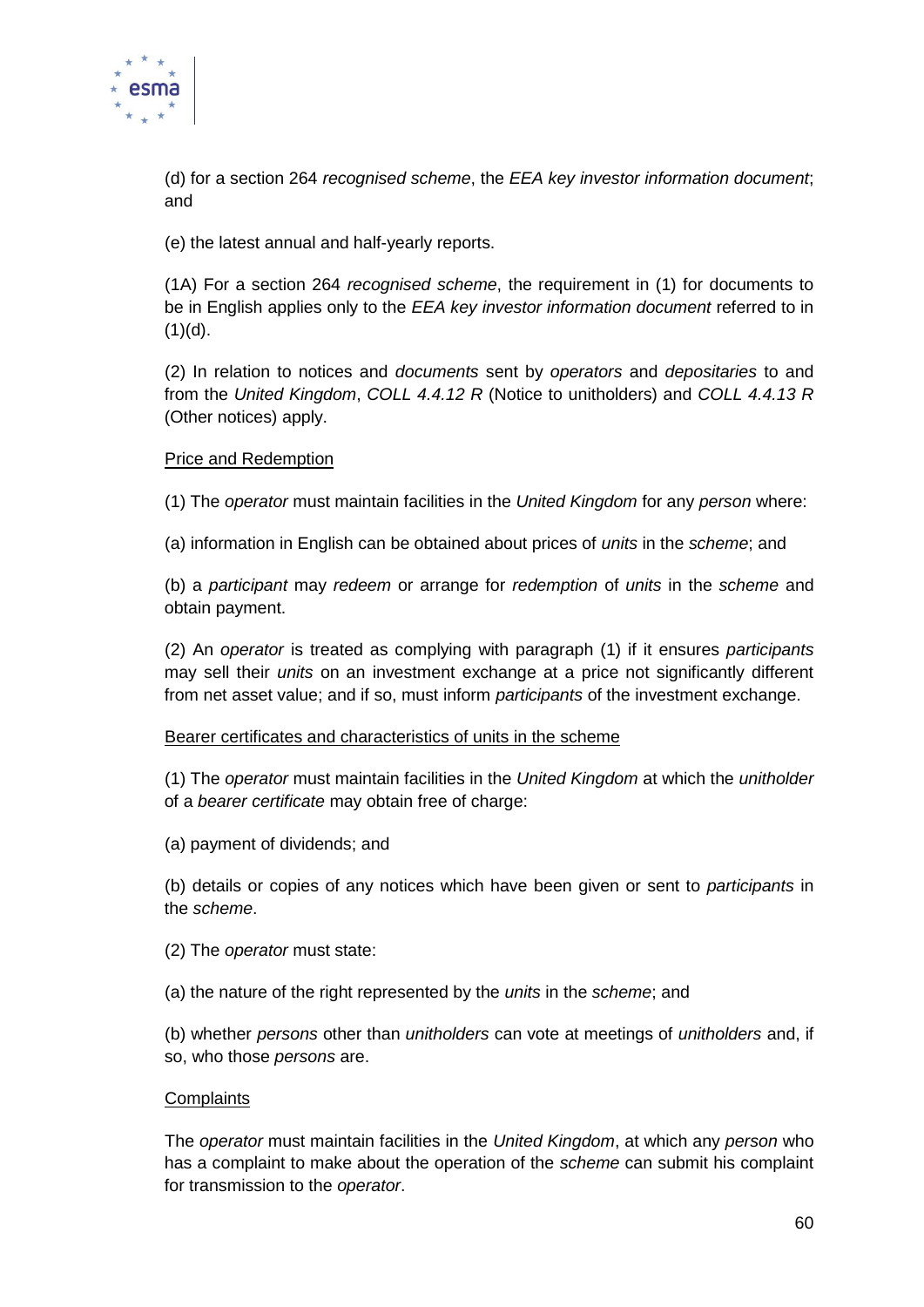(d) for a section 264 *recognised scheme*, the *EEA key investor information document*; and

(e) the latest annual and half-yearly reports.

(1A) For a section 264 *recognised scheme*, the requirement in (1) for documents to be in English applies only to the *EEA key investor information document* referred to in (1)(d).

(2) In relation to notices and *documents* sent by *operators* and *depositaries* to and from the *United Kingdom*, *COLL 4.4.12 R* (Notice to unitholders) and *COLL 4.4.13 R* (Other notices) apply.

<u>Price and Redemption</u>

(1) The *operator* must maintain facilities in the *United Kingdom* for any *person* where:

(a) information in English can be obtained about prices of *units* in the *scheme*; and

(b) a *participant* may *redeem* or arrange for *redemption* of *units* in the *scheme* and obtain payment.

(2) An *operator* is treated as complying with paragraph (1) if it ensures *participants* may sell their *units* on an investment exchange at a price not significantly different from net asset value; and if so, must inform *participants* of the investment exchange.

<u>Bearer certificates and characteristics of units in the scheme</u>

(1) The *operator* must maintain facilities in the *United Kingdom* at which the *unitholder* of a *bearer certificate* may obtain free of charge:

(a) payment of dividends; and

(b) details or copies of any notices which have been given or sent to *participants* in the *scheme*.

(2) The *operator* must state:

(a) the nature of the right represented by the *units* in the *scheme*; and

(b) whether *persons* other than *unitholders* can vote at meetings of *unitholders* and, if so, who those *persons* are.

<u>Complaints</u>

The *operator* must maintain facilities in the *United Kingdom*, at which any *person* who has a complaint to make about the operation of the *scheme* can submit his complaint for transmission to the *operator*.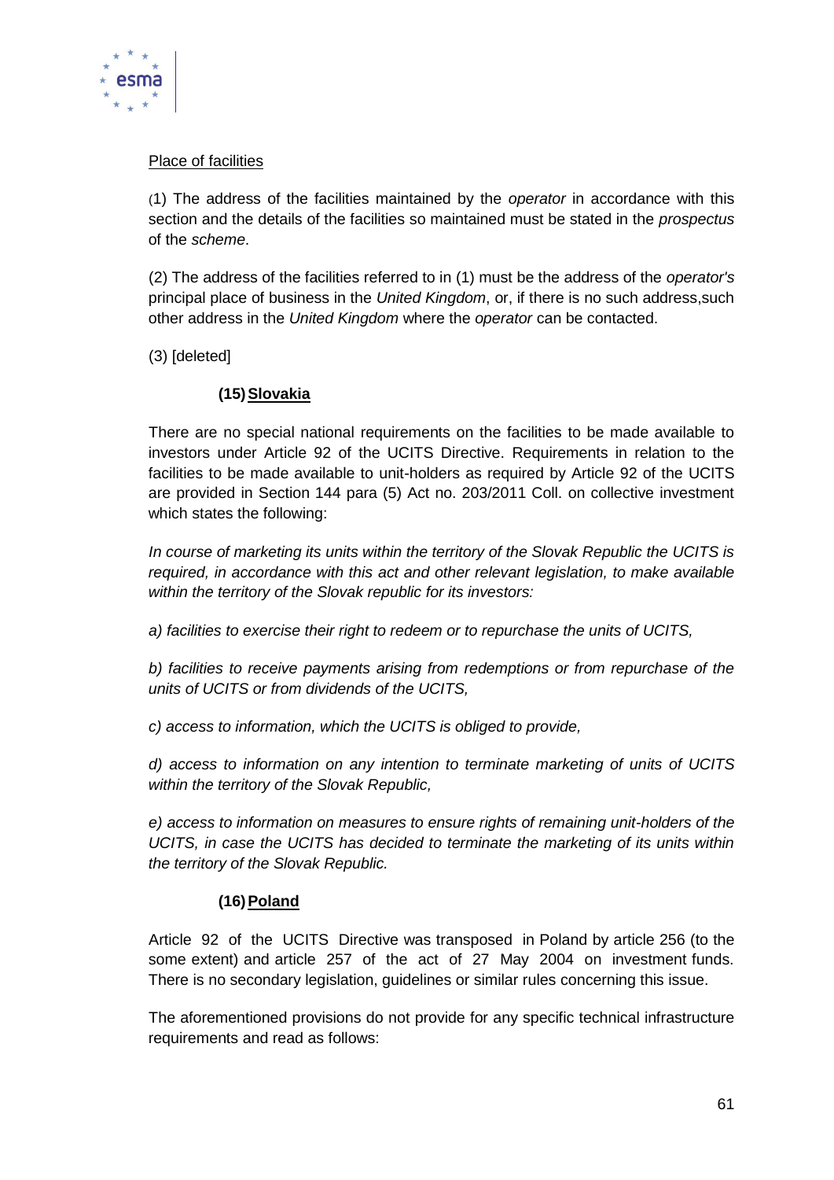Place of facilities

(1) The address of the facilities maintained by the *operator* in accordance with this section and the details of the facilities so maintained must be stated in the *prospectus* of the *scheme*.

(2) The address of the facilities referred to in (1) must be the address of the *operator's* principal place of business in the *United Kingdom*, or, if there is no such address,such other address in the *United Kingdom* where the *operator* can be contacted.

(3) [deleted]

### (15) Slovakia

There are no special national requirements on the facilities to be made available to investors under Article 92 of the UCITS Directive. Requirements in relation to the facilities to be made available to unit-holders as required by Article 92 of the UCITS are provided in Section 144 para (5) Act no. 203/2011 Coll. on collective investment which states the following:

*In course of marketing its units within the territory of the Slovak Republic the UCITS is required, in accordance with this act and other relevant legislation, to make available within the territory of the Slovak republic for its investors:*

*a) facilities to exercise their right to redeem or to repurchase the units of UCITS,*

*b) facilities to receive payments arising from redemptions or from repurchase of the units of UCITS or from dividends of the UCITS,*

*c) access to information, which the UCITS is obliged to provide,*

*d) access to information on any intention to terminate marketing of units of UCITS within the territory of the Slovak Republic,*

*e) access to information on measures to ensure rights of remaining unit-holders of the UCITS, in case the UCITS has decided to terminate the marketing of its units within the territory of the Slovak Republic.*

### (16) Poland

Article 92 of the UCITS Directive was transposed in Poland by article 256 (to the some extent) and article 257 of the act of 27 May 2004 on investment funds. There is no secondary legislation, guidelines or similar rules concerning this issue.

The aforementioned provisions do not provide for any specific technical infrastructure requirements and read as follows: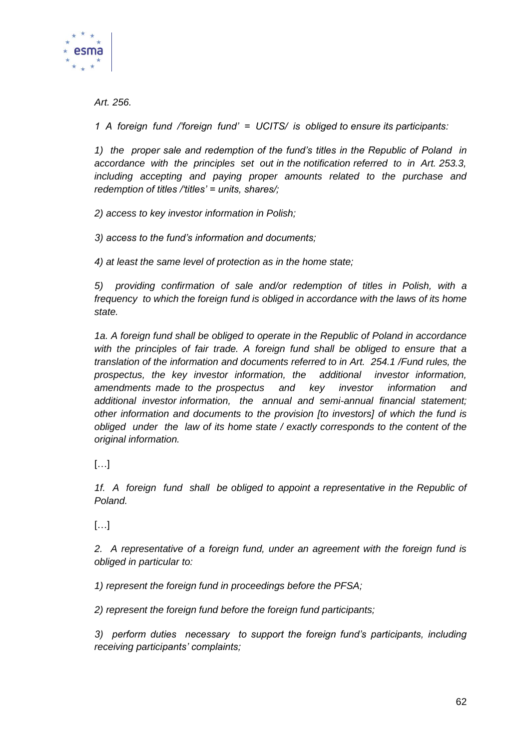*Art. 256.*

*1 A foreign fund /'foreign fund' = UCITS/ is obliged to ensure its participants:*

*1) the proper sale and redemption of the fund's titles in the Republic of Poland in accordance with the principles set out in the notification referred to in Art. 253.3, including accepting and paying proper amounts related to the purchase and redemption of titles /'titles' = units, shares/;*

*2) access to key investor information in Polish;*

*3) access to the fund's information and documents;*

*4) at least the same level of protection as in the home state;*

*5) providing confirmation of sale and/or redemption of titles in Polish, with a frequency to which the foreign fund is obliged in accordance with the laws of its home state.*

*1a. A foreign fund shall be obliged to operate in the Republic of Poland in accordance with the principles of fair trade. A foreign fund shall be obliged to ensure that a translation of the information and documents referred to in Art. 254.1 /Fund rules, the prospectus, the key investor information, the additional investor information, amendments made to the prospectus and key investor information and additional investor information, the annual and semi-annual financial statement; other information and documents to the provision [to investors] of which the fund is obliged under the law of its home state / exactly corresponds to the content of the original information.*

[…]

*1f. A foreign fund shall be obliged to appoint a representative in the Republic of Poland.*

[…]

*2. A representative of a foreign fund, under an agreement with the foreign fund is obliged in particular to:*

*1) represent the foreign fund in proceedings before the PFSA;*

*2) represent the foreign fund before the foreign fund participants;*

*3) perform duties necessary to support the foreign fund's participants, including receiving participants' complaints;*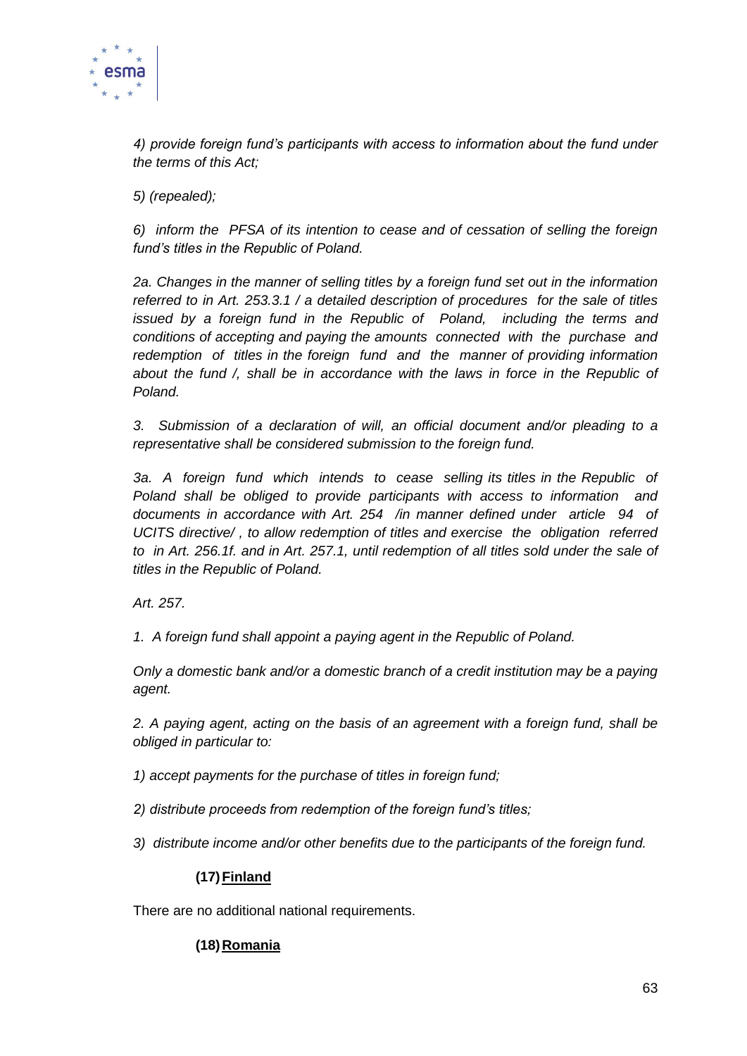*4) provide foreign fund's participants with access to information about the fund under the terms of this Act;*

*5) (repealed);*

*6) inform the PFSA of its intention to cease and of cessation of selling the foreign fund's titles in the Republic of Poland.*

*2a. Changes in the manner of selling titles by a foreign fund set out in the information referred to in Art. 253.3.1 / a detailed description of procedures for the sale of titles issued by a foreign fund in the Republic of Poland, including the terms and conditions of accepting and paying the amounts connected with the purchase and redemption of titles in the foreign fund and the manner of providing information about the fund /, shall be in accordance with the laws in force in the Republic of Poland.*

*3. Submission of a declaration of will, an official document and/or pleading to a representative shall be considered submission to the foreign fund.*

*3a. A foreign fund which intends to cease selling its titles in the Republic of Poland shall be obliged to provide participants with access to information and documents in accordance with Art. 254 /in manner defined under article 94 of UCITS directive/ , to allow redemption of titles and exercise the obligation referred to in Art. 256.1f. and in Art. 257.1, until redemption of all titles sold under the sale of titles in the Republic of Poland.*

*Art. 257.*

*1. A foreign fund shall appoint a paying agent in the Republic of Poland.*

*Only a domestic bank and/or a domestic branch of a credit institution may be a paying agent.*

*2. A paying agent, acting on the basis of an agreement with a foreign fund, shall be obliged in particular to:*

*1) accept payments for the purchase of titles in foreign fund;*

*2) distribute proceeds from redemption of the foreign fund's titles;*

*3) distribute income and/or other benefits due to the participants of the foreign fund.*

### (17) Finland

There are no additional national requirements.

### (18) Romania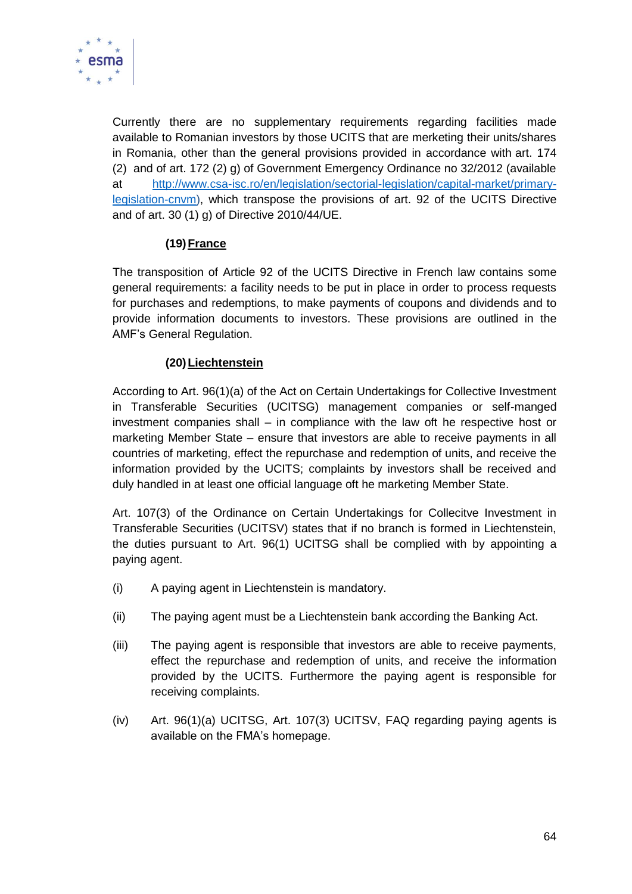Currently there are no supplementary requirements regarding facilities made available to Romanian investors by those UCITS that are marketing their units/shares in Romania, other than the general provisions provided in accordance with art. 174 (2) and of art. 172 (2) g) of Government Emergency Ordinance no 32/2012 (available at http://www.csa-isc.ro/en/legislation/sectorial-legislation/capital-market/primary-legislation-cnvm), which transpose the provisions of art. 92 of the UCITS Directive and of art. 30 (1) g) of Directive 2010/44/UE.

**(19) France**

The transposition of Article 92 of the UCITS Directive in French law contains some general requirements: a facility needs to be put in place in order to process requests for purchases and redemptions, to make payments of coupons and dividends and to provide information documents to investors. These provisions are outlined in the AMF's General Regulation.

**(20) Liechtenstein**

According to Art. 96(1)(a) of the Act on Certain Undertakings for Collective Investment in Transferable Securities (UCITSG) management companies or self-manged investment companies shall – in compliance with the law oft he respective host or marketing Member State – ensure that investors are able to receive payments in all countries of marketing, effect the repurchase and redemption of units, and receive the information provided by the UCITS; complaints by investors shall be received and duly handled in at least one official language oft he marketing Member State.

Art. 107(3) of the Ordinance on Certain Undertakings for Collecitve Investment in Transferable Securities (UCITSV) states that if no branch is formed in Liechtenstein, the duties pursuant to Art. 96(1) UCITSG shall be complied with by appointing a paying agent.

(i) A paying agent in Liechtenstein is mandatory.

(ii) The paying agent must be a Liechtenstein bank according the Banking Act.

(iii) The paying agent is responsible that investors are able to receive payments, effect the repurchase and redemption of units, and receive the information provided by the UCITS. Furthermore the paying agent is responsible for receiving complaints.

(iv) Art. 96(1)(a) UCITSG, Art. 107(3) UCITSV, FAQ regarding paying agents is available on the FMA's homepage.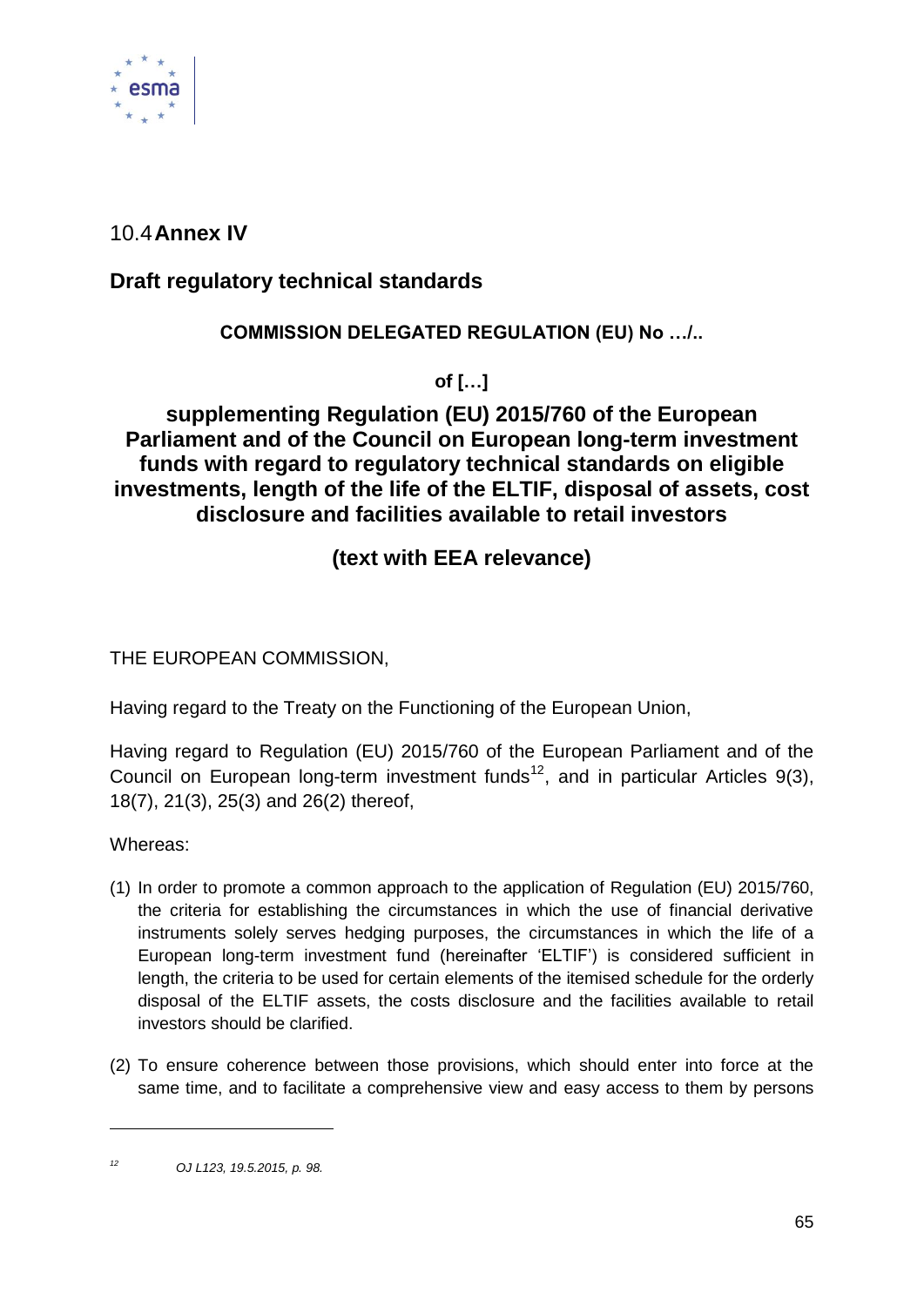## 10.4 Annex IV

## Draft regulatory technical standards

**COMMISSION DELEGATED REGULATION (EU) No …/..**

**of […]**

**supplementing Regulation (EU) 2015/760 of the European Parliament and of the Council on European long-term investment funds with regard to regulatory technical standards on eligible investments, length of the life of the ELTIF, disposal of assets, cost disclosure and facilities available to retail investors**

**(text with EEA relevance)**

THE EUROPEAN COMMISSION,

Having regard to the Treaty on the Functioning of the European Union,

Having regard to Regulation (EU) 2015/760 of the European Parliament and of the Council on European long-term investment funds[12], and in particular Articles 9(3), 18(7), 21(3), 25(3) and 26(2) thereof,

Whereas:

(1) In order to promote a common approach to the application of Regulation (EU) 2015/760, the criteria for establishing the circumstances in which the use of financial derivative instruments solely serves hedging purposes, the circumstances in which the life of a European long-term investment fund (hereinafter 'ELTIF') is considered sufficient in length, the criteria to be used for certain elements of the itemised schedule for the orderly disposal of the ELTIF assets, the costs disclosure and the facilities available to retail investors should be clarified.

(2) To ensure coherence between those provisions, which should enter into force at the same time, and to facilitate a comprehensive view and easy access to them by persons

---

[12] *OJ L123, 19.5.2015, p. 98.*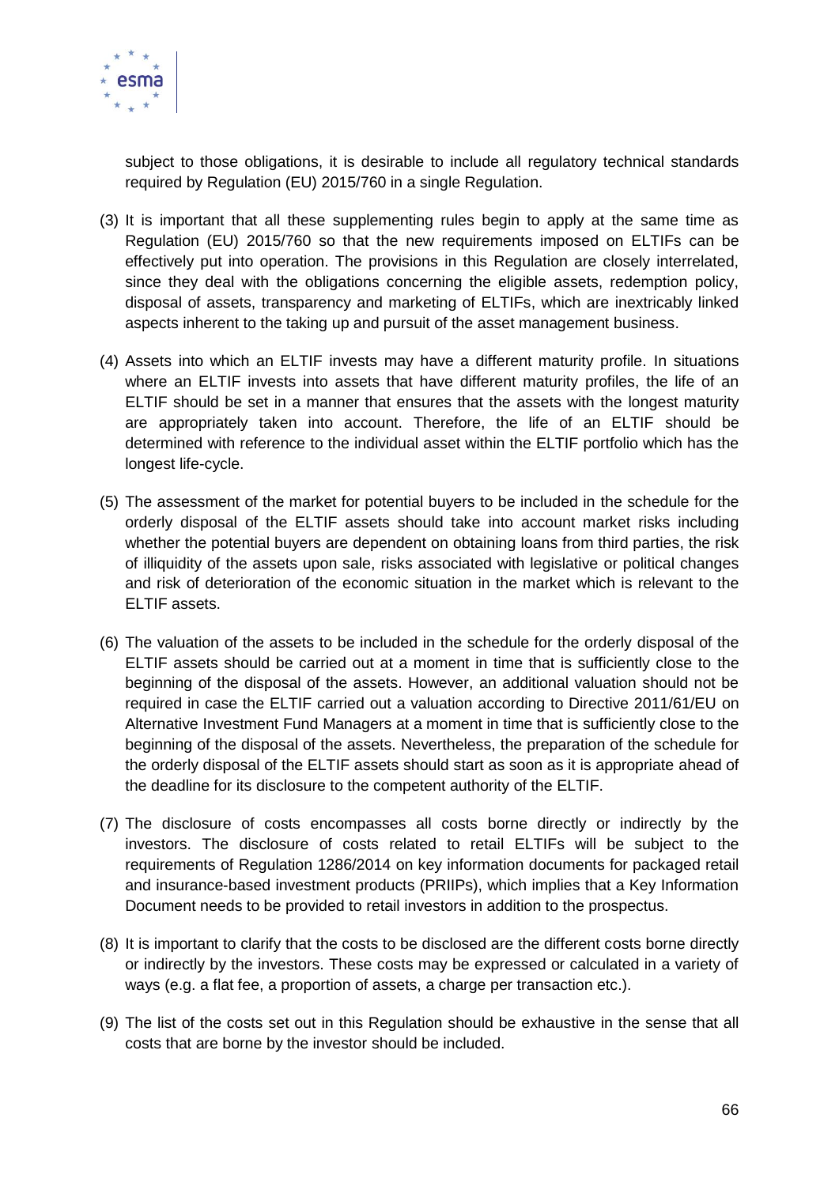subject to those obligations, it is desirable to include all regulatory technical standards required by Regulation (EU) 2015/760 in a single Regulation.

(3) It is important that all these supplementing rules begin to apply at the same time as Regulation (EU) 2015/760 so that the new requirements imposed on ELTIFs can be effectively put into operation. The provisions in this Regulation are closely interrelated, since they deal with the obligations concerning the eligible assets, redemption policy, disposal of assets, transparency and marketing of ELTIFs, which are inextricably linked aspects inherent to the taking up and pursuit of the asset management business.

(4) Assets into which an ELTIF invests may have a different maturity profile. In situations where an ELTIF invests into assets that have different maturity profiles, the life of an ELTIF should be set in a manner that ensures that the assets with the longest maturity are appropriately taken into account. Therefore, the life of an ELTIF should be determined with reference to the individual asset within the ELTIF portfolio which has the longest life-cycle.

(5) The assessment of the market for potential buyers to be included in the schedule for the orderly disposal of the ELTIF assets should take into account market risks including whether the potential buyers are dependent on obtaining loans from third parties, the risk of illiquidity of the assets upon sale, risks associated with legislative or political changes and risk of deterioration of the economic situation in the market which is relevant to the ELTIF assets.

(6) The valuation of the assets to be included in the schedule for the orderly disposal of the ELTIF assets should be carried out at a moment in time that is sufficiently close to the beginning of the disposal of the assets. However, an additional valuation should not be required in case the ELTIF carried out a valuation according to Directive 2011/61/EU on Alternative Investment Fund Managers at a moment in time that is sufficiently close to the beginning of the disposal of the assets. Nevertheless, the preparation of the schedule for the orderly disposal of the ELTIF assets should start as soon as it is appropriate ahead of the deadline for its disclosure to the competent authority of the ELTIF.

(7) The disclosure of costs encompasses all costs borne directly or indirectly by the investors. The disclosure of costs related to retail ELTIFs will be subject to the requirements of Regulation 1286/2014 on key information documents for packaged retail and insurance-based investment products (PRIIPs), which implies that a Key Information Document needs to be provided to retail investors in addition to the prospectus.

(8) It is important to clarify that the costs to be disclosed are the different costs borne directly or indirectly by the investors. These costs may be expressed or calculated in a variety of ways (e.g. a flat fee, a proportion of assets, a charge per transaction etc.).

(9) The list of the costs set out in this Regulation should be exhaustive in the sense that all costs that are borne by the investor should be included.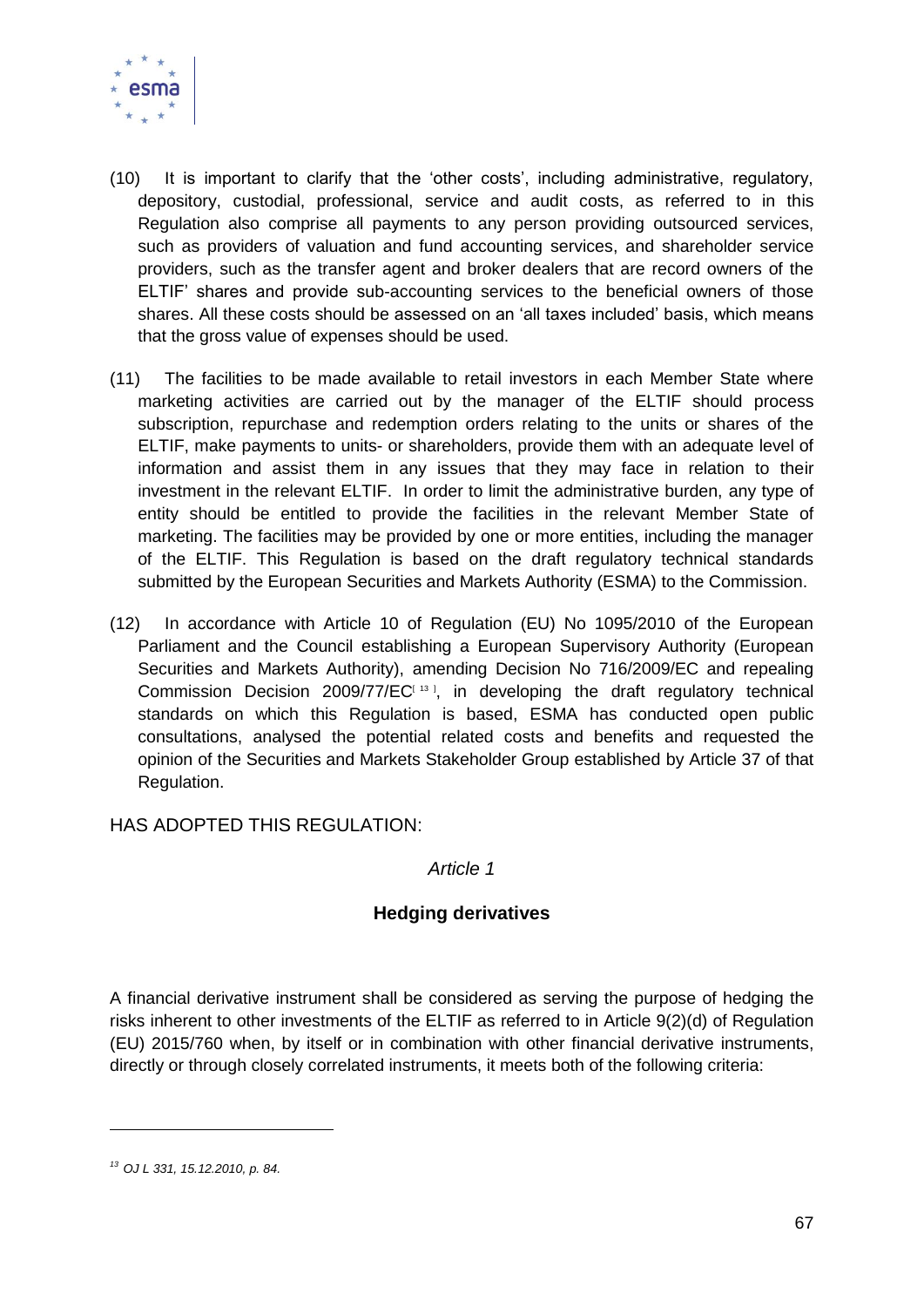(10) It is important to clarify that the 'other costs', including administrative, regulatory, depository, custodial, professional, service and audit costs, as referred to in this Regulation also comprise all payments to any person providing outsourced services, such as providers of valuation and fund accounting services, and shareholder service providers, such as the transfer agent and broker dealers that are record owners of the ELTIF' shares and provide sub-accounting services to the beneficial owners of those shares. All these costs should be assessed on an 'all taxes included' basis, which means that the gross value of expenses should be used.

(11) The facilities to be made available to retail investors in each Member State where marketing activities are carried out by the manager of the ELTIF should process subscription, repurchase and redemption orders relating to the units or shares of the ELTIF, make payments to units- or shareholders, provide them with an adequate level of information and assist them in any issues that they may face in relation to their investment in the relevant ELTIF. In order to limit the administrative burden, any type of entity should be entitled to provide the facilities in the relevant Member State of marketing. The facilities may be provided by one or more entities, including the manager of the ELTIF. This Regulation is based on the draft regulatory technical standards submitted by the European Securities and Markets Authority (ESMA) to the Commission.

(12) In accordance with Article 10 of Regulation (EU) No 1095/2010 of the European Parliament and the Council establishing a European Supervisory Authority (European Securities and Markets Authority), amending Decision No 716/2009/EC and repealing Commission Decision 2009/77/EC[13], in developing the draft regulatory technical standards on which this Regulation is based, ESMA has conducted open public consultations, analysed the potential related costs and benefits and requested the opinion of the Securities and Markets Stakeholder Group established by Article 37 of that Regulation.

HAS ADOPTED THIS REGULATION:

*Article 1*

**Hedging derivatives**

A financial derivative instrument shall be considered as serving the purpose of hedging the risks inherent to other investments of the ELTIF as referred to in Article 9(2)(d) of Regulation (EU) 2015/760 when, by itself or in combination with other financial derivative instruments, directly or through closely correlated instruments, it meets both of the following criteria:

---

[13] *OJ L 331, 15.12.2010, p. 84.*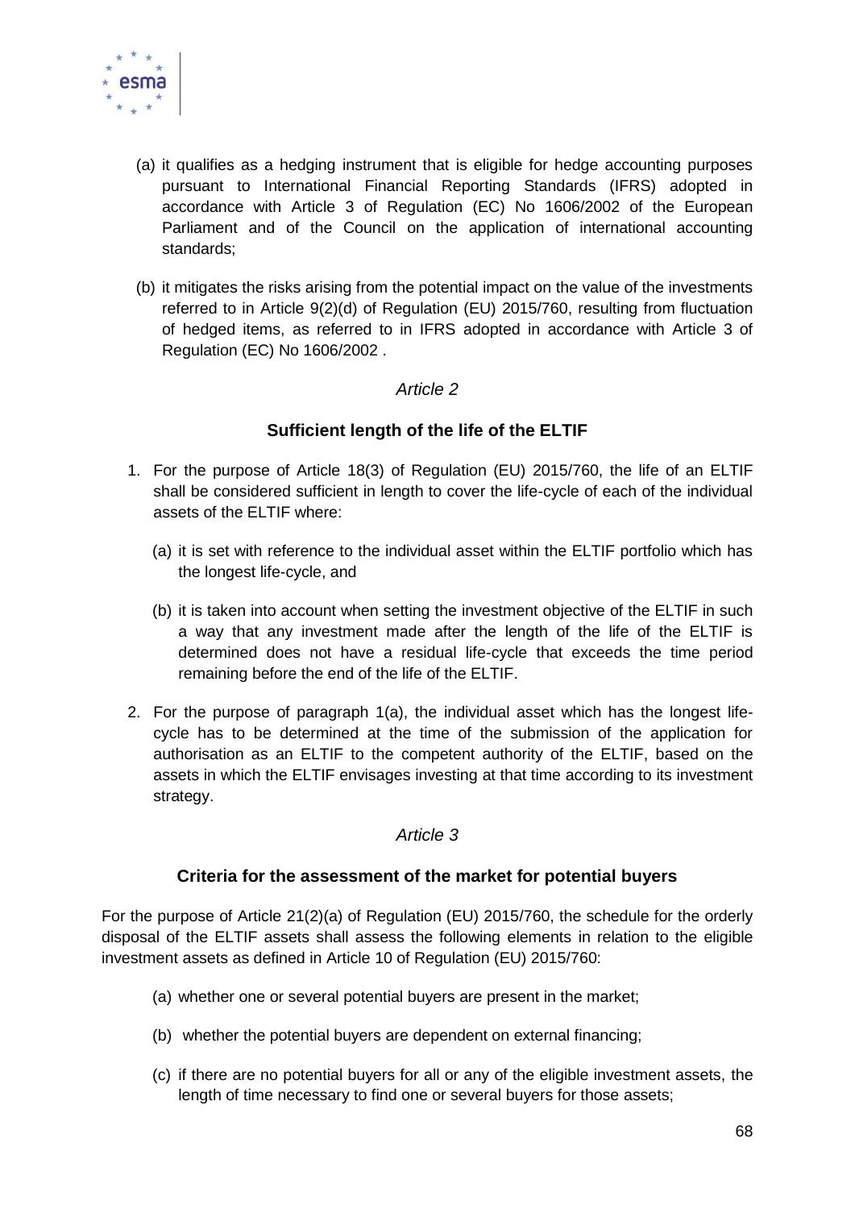(a) it qualifies as a hedging instrument that is eligible for hedge accounting purposes pursuant to International Financial Reporting Standards (IFRS) adopted in accordance with Article 3 of Regulation (EC) No 1606/2002 of the European Parliament and of the Council on the application of international accounting standards;

(b) it mitigates the risks arising from the potential impact on the value of the investments referred to in Article 9(2)(d) of Regulation (EU) 2015/760, resulting from fluctuation of hedged items, as referred to in IFRS adopted in accordance with Article 3 of Regulation (EC) No 1606/2002 .

*Article 2*

**Sufficient length of the life of the ELTIF**

1. For the purpose of Article 18(3) of Regulation (EU) 2015/760, the life of an ELTIF shall be considered sufficient in length to cover the life-cycle of each of the individual assets of the ELTIF where:

   (a) it is set with reference to the individual asset within the ELTIF portfolio which has the longest life-cycle, and

   (b) it is taken into account when setting the investment objective of the ELTIF in such a way that any investment made after the length of the life of the ELTIF is determined does not have a residual life-cycle that exceeds the time period remaining before the end of the life of the ELTIF.

2. For the purpose of paragraph 1(a), the individual asset which has the longest life-cycle has to be determined at the time of the submission of the application for authorisation as an ELTIF to the competent authority of the ELTIF, based on the assets in which the ELTIF envisages investing at that time according to its investment strategy.

*Article 3*

**Criteria for the assessment of the market for potential buyers**

For the purpose of Article 21(2)(a) of Regulation (EU) 2015/760, the schedule for the orderly disposal of the ELTIF assets shall assess the following elements in relation to the eligible investment assets as defined in Article 10 of Regulation (EU) 2015/760:

(a) whether one or several potential buyers are present in the market;

(b) whether the potential buyers are dependent on external financing;

(c) if there are no potential buyers for all or any of the eligible investment assets, the length of time necessary to find one or several buyers for those assets;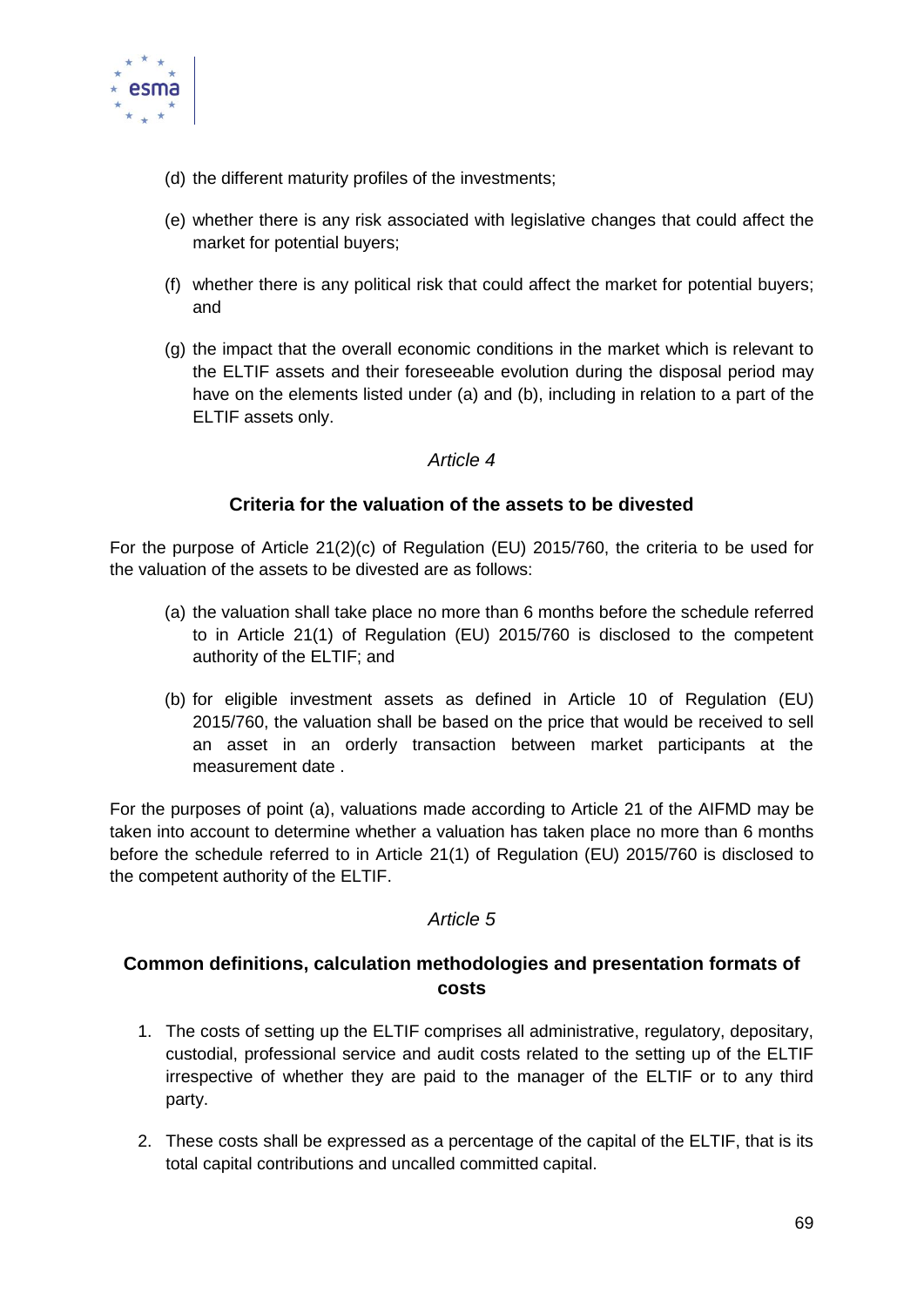(d) the different maturity profiles of the investments;

(e) whether there is any risk associated with legislative changes that could affect the market for potential buyers;

(f) whether there is any political risk that could affect the market for potential buyers; and

(g) the impact that the overall economic conditions in the market which is relevant to the ELTIF assets and their foreseeable evolution during the disposal period may have on the elements listed under (a) and (b), including in relation to a part of the ELTIF assets only.

*Article 4*

**Criteria for the valuation of the assets to be divested**

For the purpose of Article 21(2)(c) of Regulation (EU) 2015/760, the criteria to be used for the valuation of the assets to be divested are as follows:

(a) the valuation shall take place no more than 6 months before the schedule referred to in Article 21(1) of Regulation (EU) 2015/760 is disclosed to the competent authority of the ELTIF; and

(b) for eligible investment assets as defined in Article 10 of Regulation (EU) 2015/760, the valuation shall be based on the price that would be received to sell an asset in an orderly transaction between market participants at the measurement date .

For the purposes of point (a), valuations made according to Article 21 of the AIFMD may be taken into account to determine whether a valuation has taken place no more than 6 months before the schedule referred to in Article 21(1) of Regulation (EU) 2015/760 is disclosed to the competent authority of the ELTIF.

*Article 5*

**Common definitions, calculation methodologies and presentation formats of costs**

1. The costs of setting up the ELTIF comprises all administrative, regulatory, depositary, custodial, professional service and audit costs related to the setting up of the ELTIF irrespective of whether they are paid to the manager of the ELTIF or to any third party.

2. These costs shall be expressed as a percentage of the capital of the ELTIF, that is its total capital contributions and uncalled committed capital.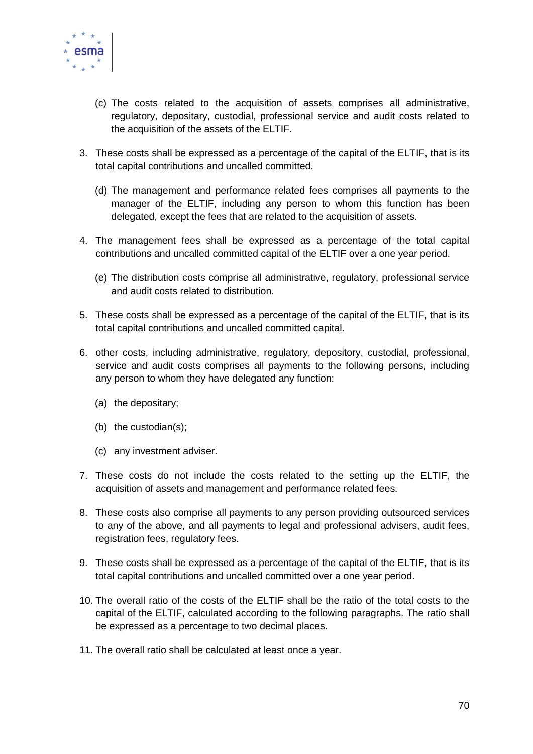(c) The costs related to the acquisition of assets comprises all administrative, regulatory, depositary, custodial, professional service and audit costs related to the acquisition of the assets of the ELTIF.

3. These costs shall be expressed as a percentage of the capital of the ELTIF, that is its total capital contributions and uncalled committed.

   (d) The management and performance related fees comprises all payments to the manager of the ELTIF, including any person to whom this function has been delegated, except the fees that are related to the acquisition of assets.

4. The management fees shall be expressed as a percentage of the total capital contributions and uncalled committed capital of the ELTIF over a one year period.

   (e) The distribution costs comprise all administrative, regulatory, professional service and audit costs related to distribution.

5. These costs shall be expressed as a percentage of the capital of the ELTIF, that is its total capital contributions and uncalled committed capital.

6. other costs, including administrative, regulatory, depository, custodial, professional, service and audit costs comprises all payments to the following persons, including any person to whom they have delegated any function:

   (a) the depositary;

   (b) the custodian(s);

   (c) any investment adviser.

7. These costs do not include the costs related to the setting up the ELTIF, the acquisition of assets and management and performance related fees.

8. These costs also comprise all payments to any person providing outsourced services to any of the above, and all payments to legal and professional advisers, audit fees, registration fees, regulatory fees.

9. These costs shall be expressed as a percentage of the capital of the ELTIF, that is its total capital contributions and uncalled committed over a one year period.

10. The overall ratio of the costs of the ELTIF shall be the ratio of the total costs to the capital of the ELTIF, calculated according to the following paragraphs. The ratio shall be expressed as a percentage to two decimal places.

11. The overall ratio shall be calculated at least once a year.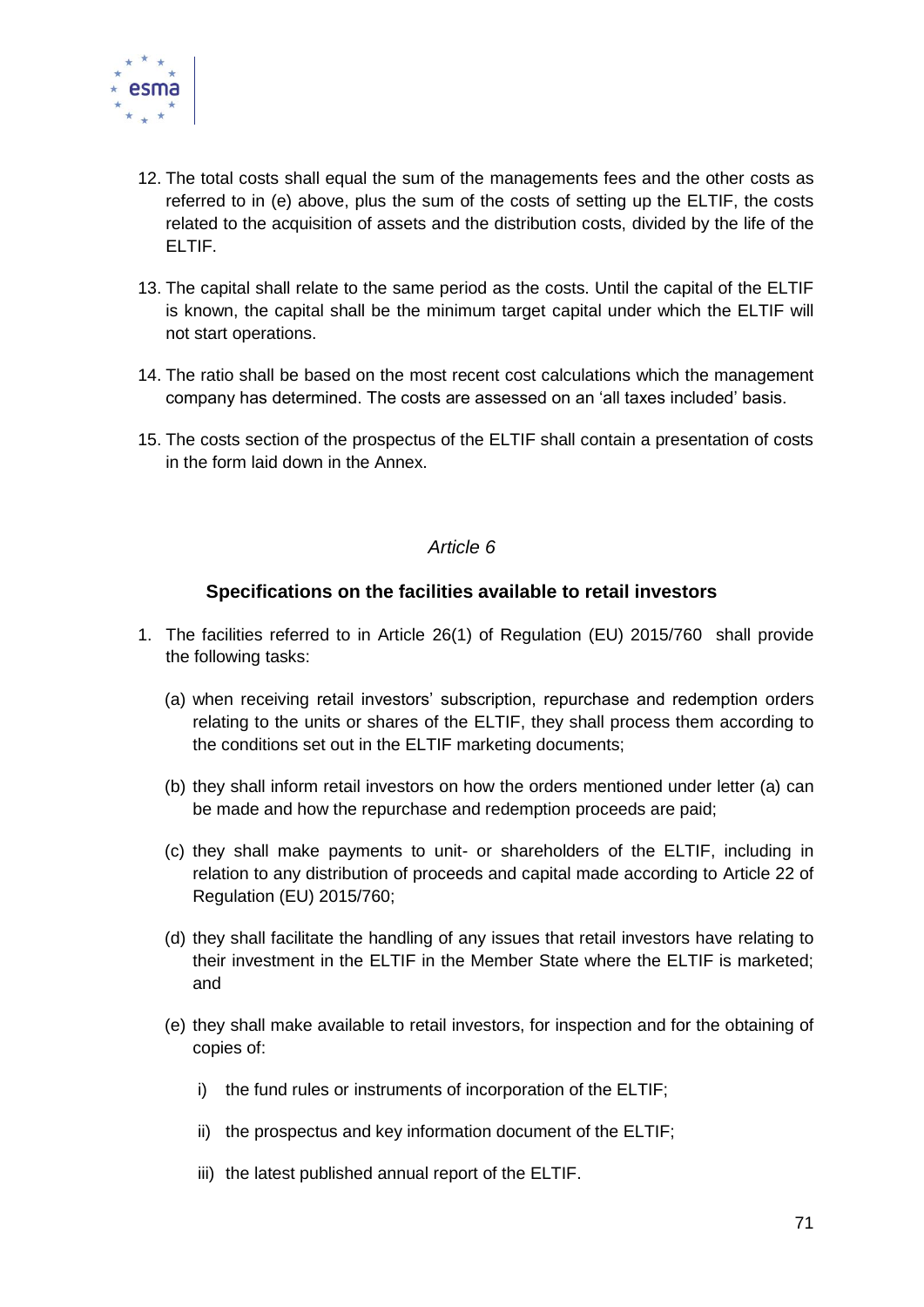12. The total costs shall equal the sum of the managements fees and the other costs as referred to in (e) above, plus the sum of the costs of setting up the ELTIF, the costs related to the acquisition of assets and the distribution costs, divided by the life of the ELTIF.

13. The capital shall relate to the same period as the costs. Until the capital of the ELTIF is known, the capital shall be the minimum target capital under which the ELTIF will not start operations.

14. The ratio shall be based on the most recent cost calculations which the management company has determined. The costs are assessed on an 'all taxes included' basis.

15. The costs section of the prospectus of the ELTIF shall contain a presentation of costs in the form laid down in the Annex.

*Article 6*

**Specifications on the facilities available to retail investors**

1. The facilities referred to in Article 26(1) of Regulation (EU) 2015/760 shall provide the following tasks:

   (a) when receiving retail investors' subscription, repurchase and redemption orders relating to the units or shares of the ELTIF, they shall process them according to the conditions set out in the ELTIF marketing documents;

   (b) they shall inform retail investors on how the orders mentioned under letter (a) can be made and how the repurchase and redemption proceeds are paid;

   (c) they shall make payments to unit- or shareholders of the ELTIF, including in relation to any distribution of proceeds and capital made according to Article 22 of Regulation (EU) 2015/760;

   (d) they shall facilitate the handling of any issues that retail investors have relating to their investment in the ELTIF in the Member State where the ELTIF is marketed; and

   (e) they shall make available to retail investors, for inspection and for the obtaining of copies of:

      i) the fund rules or instruments of incorporation of the ELTIF;

      ii) the prospectus and key information document of the ELTIF;

      iii) the latest published annual report of the ELTIF.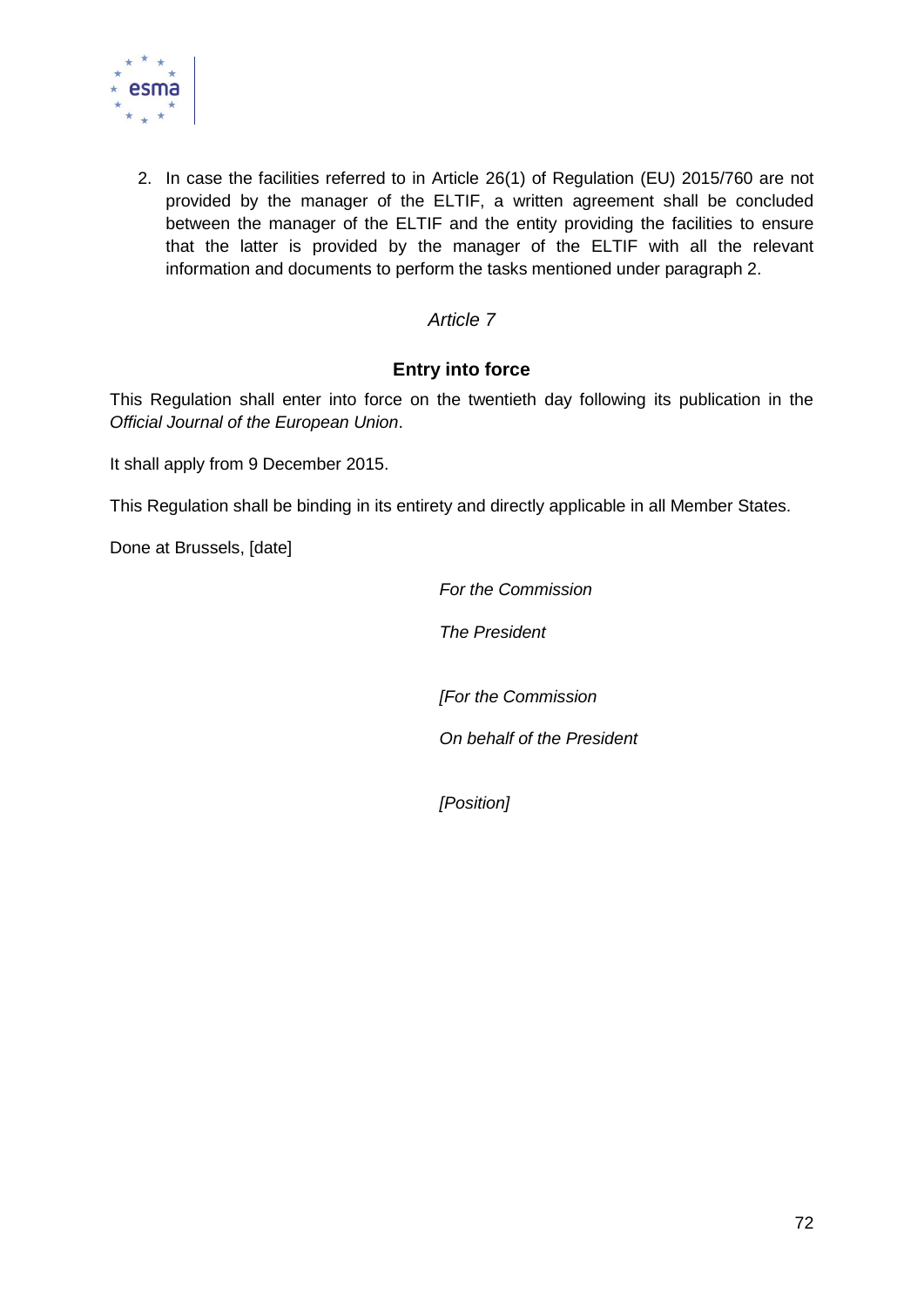2. In case the facilities referred to in Article 26(1) of Regulation (EU) 2015/760 are not provided by the manager of the ELTIF, a written agreement shall be concluded between the manager of the ELTIF and the entity providing the facilities to ensure that the latter is provided by the manager of the ELTIF with all the relevant information and documents to perform the tasks mentioned under paragraph 2.

*Article 7*

**Entry into force**

This Regulation shall enter into force on the twentieth day following its publication in the *Official Journal of the European Union*.

It shall apply from 9 December 2015.

This Regulation shall be binding in its entirety and directly applicable in all Member States.

Done at Brussels, [date]

*For the Commission*

*The President*

*[For the Commission*

*On behalf of the President*

*[Position]*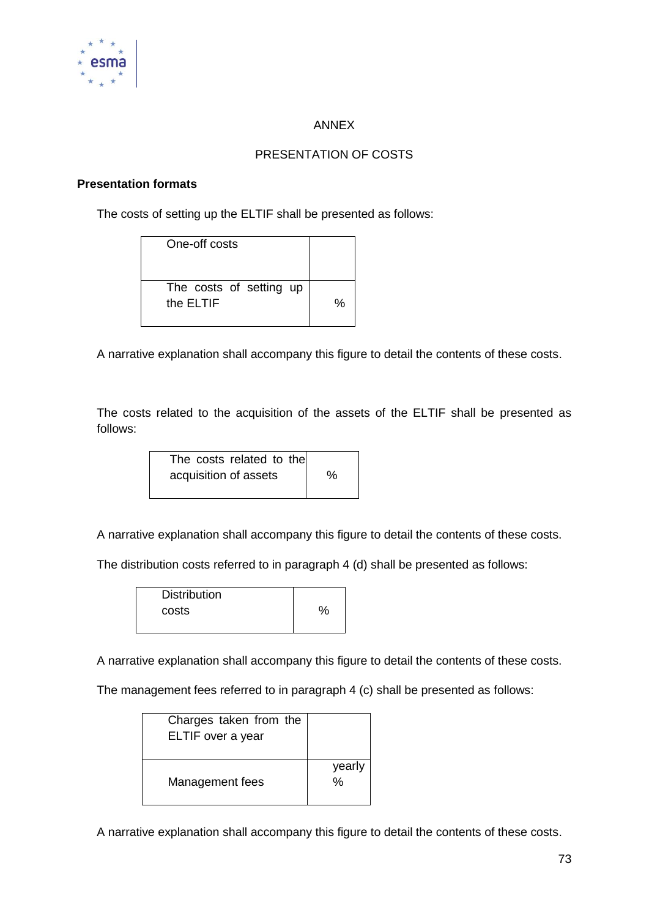ANNEX

PRESENTATION OF COSTS

**Presentation formats**

The costs of setting up the ELTIF shall be presented as follows:

| One-off costs | |
|---|---|
| The costs of setting up the ELTIF | % |

A narrative explanation shall accompany this figure to detail the contents of these costs.

The costs related to the acquisition of the assets of the ELTIF shall be presented as follows:

| The costs related to the acquisition of assets | % |
|---|---|

A narrative explanation shall accompany this figure to detail the contents of these costs.

The distribution costs referred to in paragraph 4 (d) shall be presented as follows:

| Distribution costs | % |
|---|---|

A narrative explanation shall accompany this figure to detail the contents of these costs.

The management fees referred to in paragraph 4 (c) shall be presented as follows:

| Charges taken from the ELTIF over a year | |
|---|---|
| Management fees | yearly % |

A narrative explanation shall accompany this figure to detail the contents of these costs.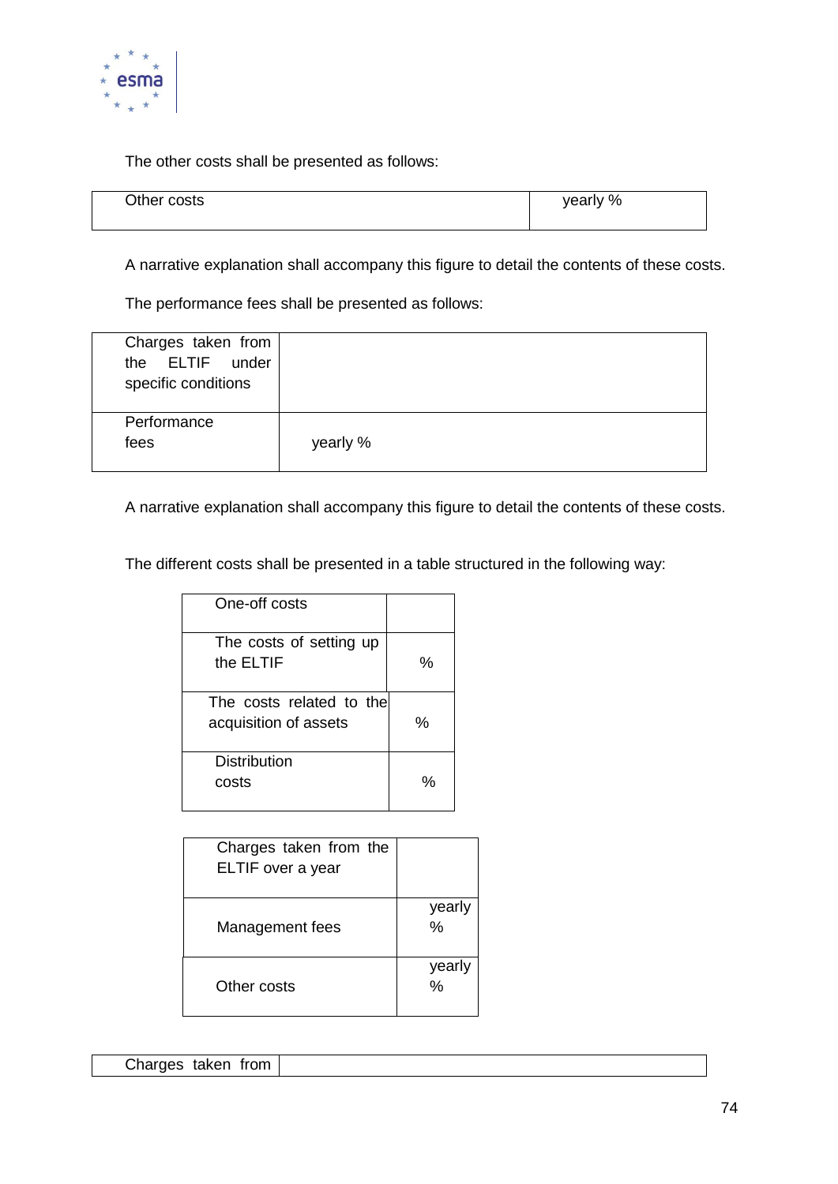The other costs shall be presented as follows:

| Other costs | yearly % |
|---|---|

A narrative explanation shall accompany this figure to detail the contents of these costs.

The performance fees shall be presented as follows:

| Charges taken from the ELTIF under specific conditions | |
|---|---|
| Performance fees | yearly % |

A narrative explanation shall accompany this figure to detail the contents of these costs.

The different costs shall be presented in a table structured in the following way:

| One-off costs | |
|---|---|
| The costs of setting up the ELTIF | % |
| The costs related to the acquisition of assets | % |
| Distribution costs | % |

| Charges taken from the ELTIF over a year | |
|---|---|
| Management fees | yearly % |
| Other costs | yearly % |

| Charges taken from | |
|---|---|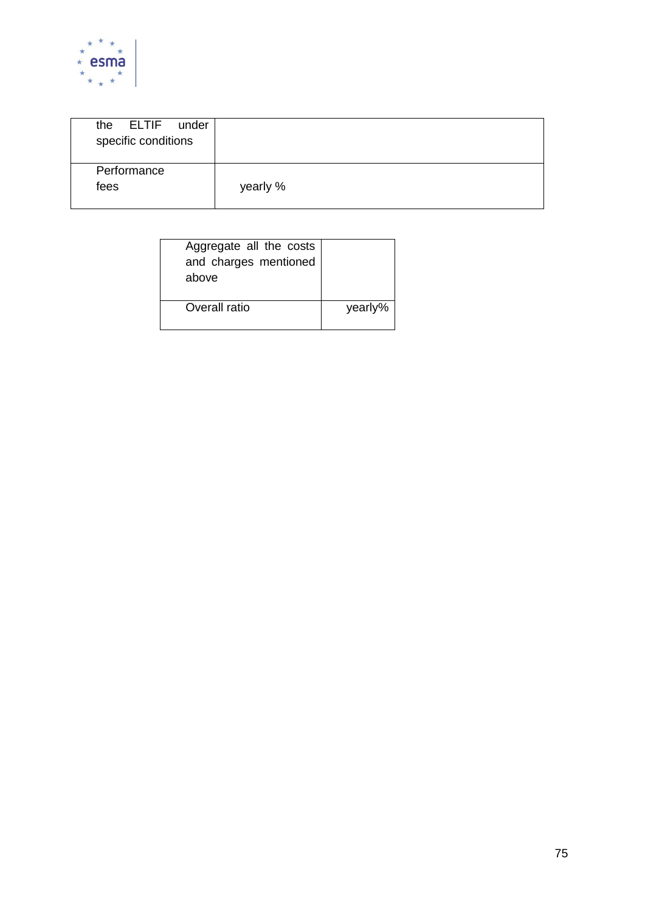| | |
|---|---|
| the ELTIF under specific conditions | |
| Performance fees | yearly % |

| | |
|---|---|
| Aggregate all the costs and charges mentioned above | |
| Overall ratio | yearly% |